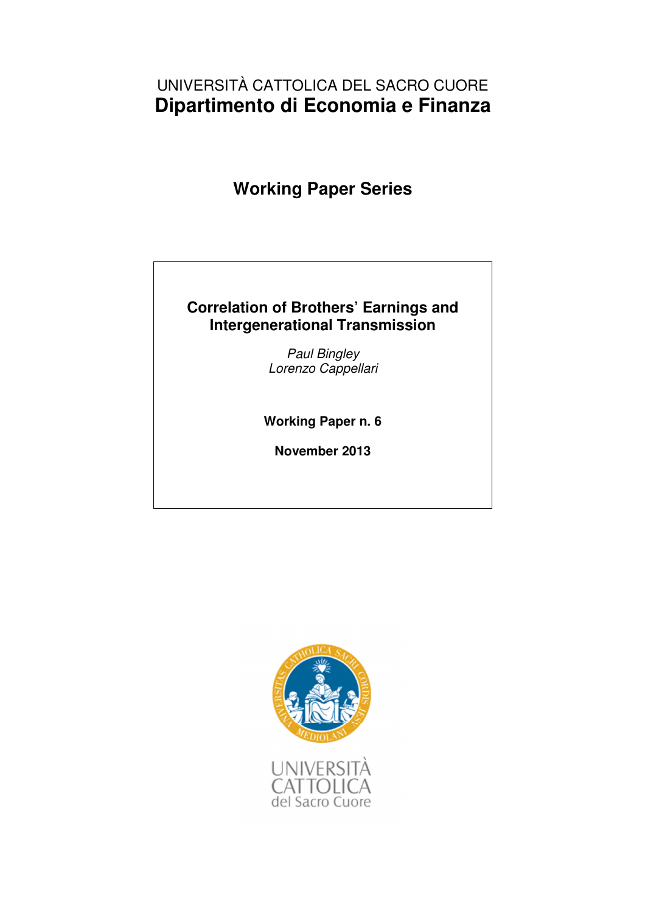UNIVERSITÀ CATTOLICA DEL SACRO CUORE

# Dipartimento di Economia e Finanza

## Working Paper Series

**Correlation of Brothers' Earnings and Intergenerational Transmission**

*Paul Bingley*
*Lorenzo Cappellari*

**Working Paper n. 6**

**November 2013**

UNIVERSITÀ CATTOLICA del Sacro Cuore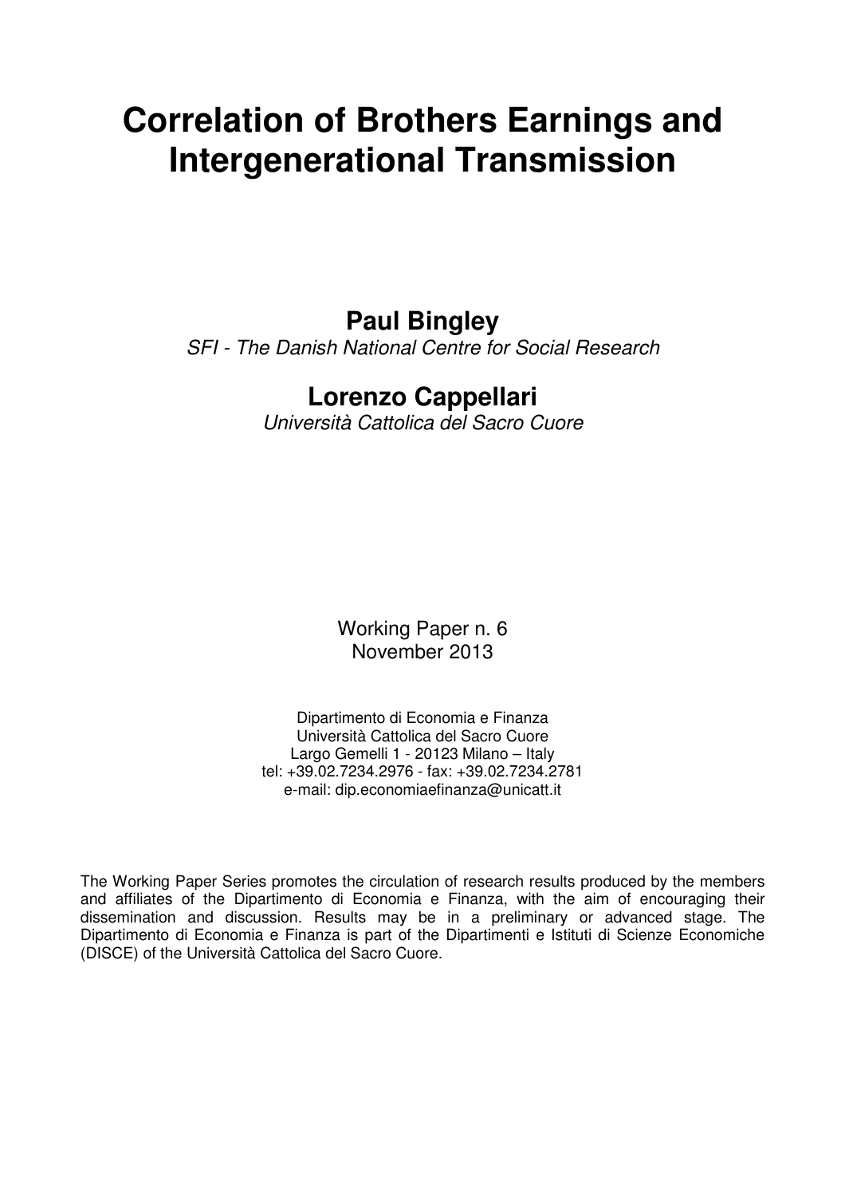# Correlation of Brothers Earnings and Intergenerational Transmission

**Paul Bingley**

*SFI - The Danish National Centre for Social Research*

**Lorenzo Cappellari**

*Università Cattolica del Sacro Cuore*

Working Paper n. 6
November 2013

Dipartimento di Economia e Finanza
Università Cattolica del Sacro Cuore
Largo Gemelli 1 - 20123 Milano – Italy
tel: +39.02.7234.2976 - fax: +39.02.7234.2781
e-mail: dip.economiaefinanza@unicatt.it

The Working Paper Series promotes the circulation of research results produced by the members and affiliates of the Dipartimento di Economia e Finanza, with the aim of encouraging their dissemination and discussion. Results may be in a preliminary or advanced stage. The Dipartimento di Economia e Finanza is part of the Dipartimenti e Istituti di Scienze Economiche (DISCE) of the Università Cattolica del Sacro Cuore.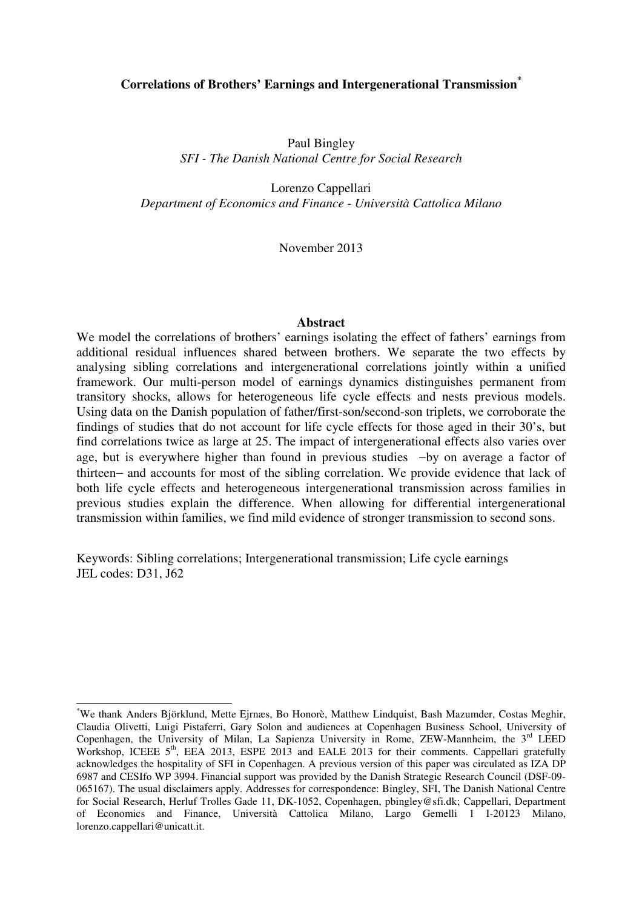**Correlations of Brothers' Earnings and Intergenerational Transmission**[*]

Paul Bingley
*SFI - The Danish National Centre for Social Research*

Lorenzo Cappellari
*Department of Economics and Finance - Università Cattolica Milano*

November 2013

**Abstract**

We model the correlations of brothers' earnings isolating the effect of fathers' earnings from additional residual influences shared between brothers. We separate the two effects by analysing sibling correlations and intergenerational correlations jointly within a unified framework. Our multi-person model of earnings dynamics distinguishes permanent from transitory shocks, allows for heterogeneous life cycle effects and nests previous models. Using data on the Danish population of father/first-son/second-son triplets, we corroborate the findings of studies that do not account for life cycle effects for those aged in their 30's, but find correlations twice as large at 25. The impact of intergenerational effects also varies over age, but is everywhere higher than found in previous studies −by on average a factor of thirteen− and accounts for most of the sibling correlation. We provide evidence that lack of both life cycle effects and heterogeneous intergenerational transmission across families in previous studies explain the difference. When allowing for differential intergenerational transmission within families, we find mild evidence of stronger transmission to second sons.

Keywords: Sibling correlations; Intergenerational transmission; Life cycle earnings
JEL codes: D31, J62

[*] We thank Anders Björklund, Mette Ejrnæs, Bo Honorè, Matthew Lindquist, Bash Mazumder, Costas Meghir, Claudia Olivetti, Luigi Pistaferri, Gary Solon and audiences at Copenhagen Business School, University of Copenhagen, the University of Milan, La Sapienza University in Rome, ZEW-Mannheim, the 3rd LEED Workshop, ICEEE 5th, EEA 2013, ESPE 2013 and EALE 2013 for their comments. Cappellari gratefully acknowledges the hospitality of SFI in Copenhagen. A previous version of this paper was circulated as IZA DP 6987 and CESIfo WP 3994. Financial support was provided by the Danish Strategic Research Council (DSF-09-065167). The usual disclaimers apply. Addresses for correspondence: Bingley, SFI, The Danish National Centre for Social Research, Herluf Trolles Gade 11, DK-1052, Copenhagen, pbingley@sfi.dk; Cappellari, Department of Economics and Finance, Università Cattolica Milano, Largo Gemelli 1 I-20123 Milano, lorenzo.cappellari@unicatt.it.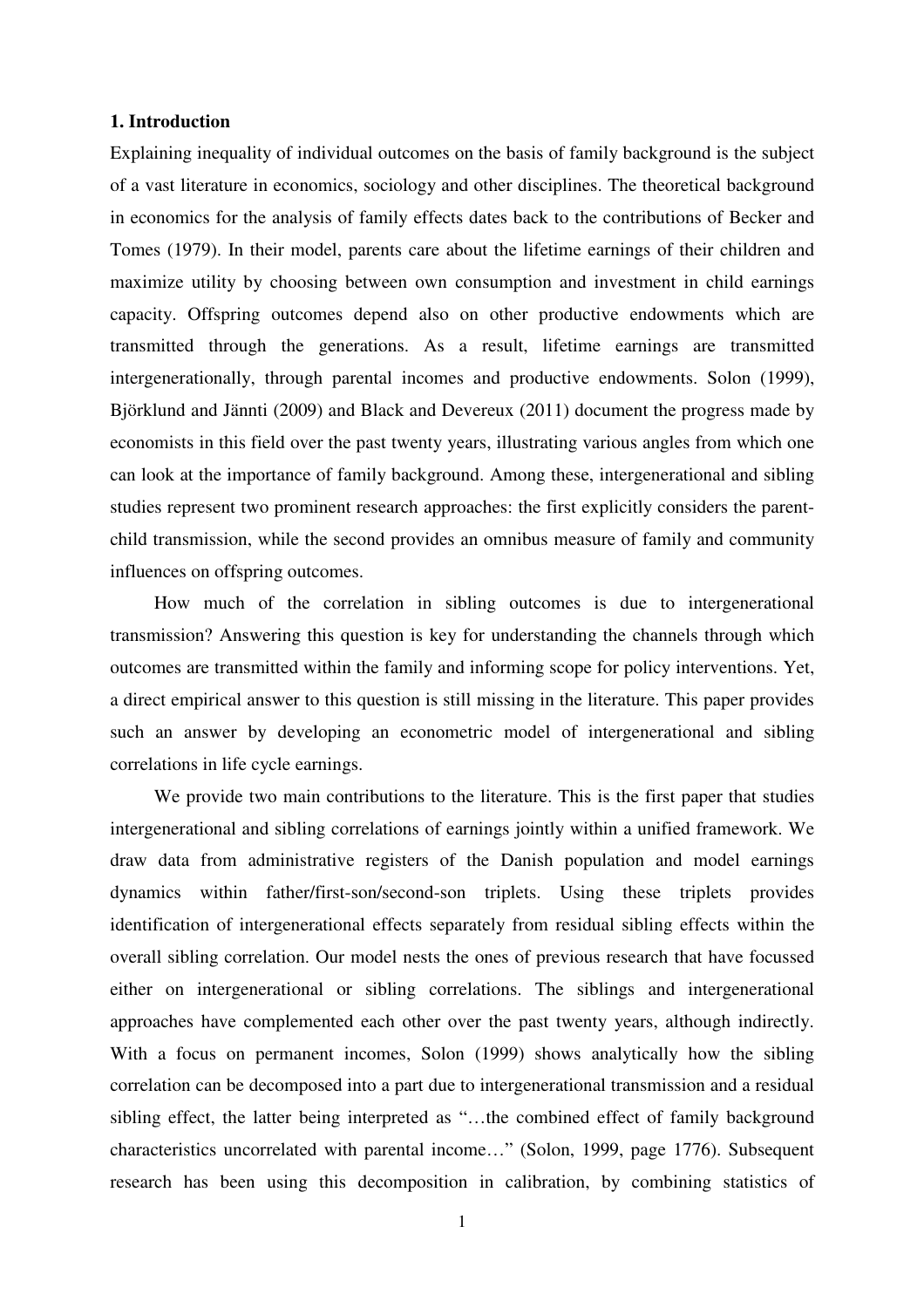## 1. Introduction

Explaining inequality of individual outcomes on the basis of family background is the subject of a vast literature in economics, sociology and other disciplines. The theoretical background in economics for the analysis of family effects dates back to the contributions of Becker and Tomes (1979). In their model, parents care about the lifetime earnings of their children and maximize utility by choosing between own consumption and investment in child earnings capacity. Offspring outcomes depend also on other productive endowments which are transmitted through the generations. As a result, lifetime earnings are transmitted intergenerationally, through parental incomes and productive endowments. Solon (1999), Björklund and Jännti (2009) and Black and Devereux (2011) document the progress made by economists in this field over the past twenty years, illustrating various angles from which one can look at the importance of family background. Among these, intergenerational and sibling studies represent two prominent research approaches: the first explicitly considers the parent-child transmission, while the second provides an omnibus measure of family and community influences on offspring outcomes.

How much of the correlation in sibling outcomes is due to intergenerational transmission? Answering this question is key for understanding the channels through which outcomes are transmitted within the family and informing scope for policy interventions. Yet, a direct empirical answer to this question is still missing in the literature. This paper provides such an answer by developing an econometric model of intergenerational and sibling correlations in life cycle earnings.

We provide two main contributions to the literature. This is the first paper that studies intergenerational and sibling correlations of earnings jointly within a unified framework. We draw data from administrative registers of the Danish population and model earnings dynamics within father/first-son/second-son triplets. Using these triplets provides identification of intergenerational effects separately from residual sibling effects within the overall sibling correlation. Our model nests the ones of previous research that have focussed either on intergenerational or sibling correlations. The siblings and intergenerational approaches have complemented each other over the past twenty years, although indirectly. With a focus on permanent incomes, Solon (1999) shows analytically how the sibling correlation can be decomposed into a part due to intergenerational transmission and a residual sibling effect, the latter being interpreted as "…the combined effect of family background characteristics uncorrelated with parental income…" (Solon, 1999, page 1776). Subsequent research has been using this decomposition in calibration, by combining statistics of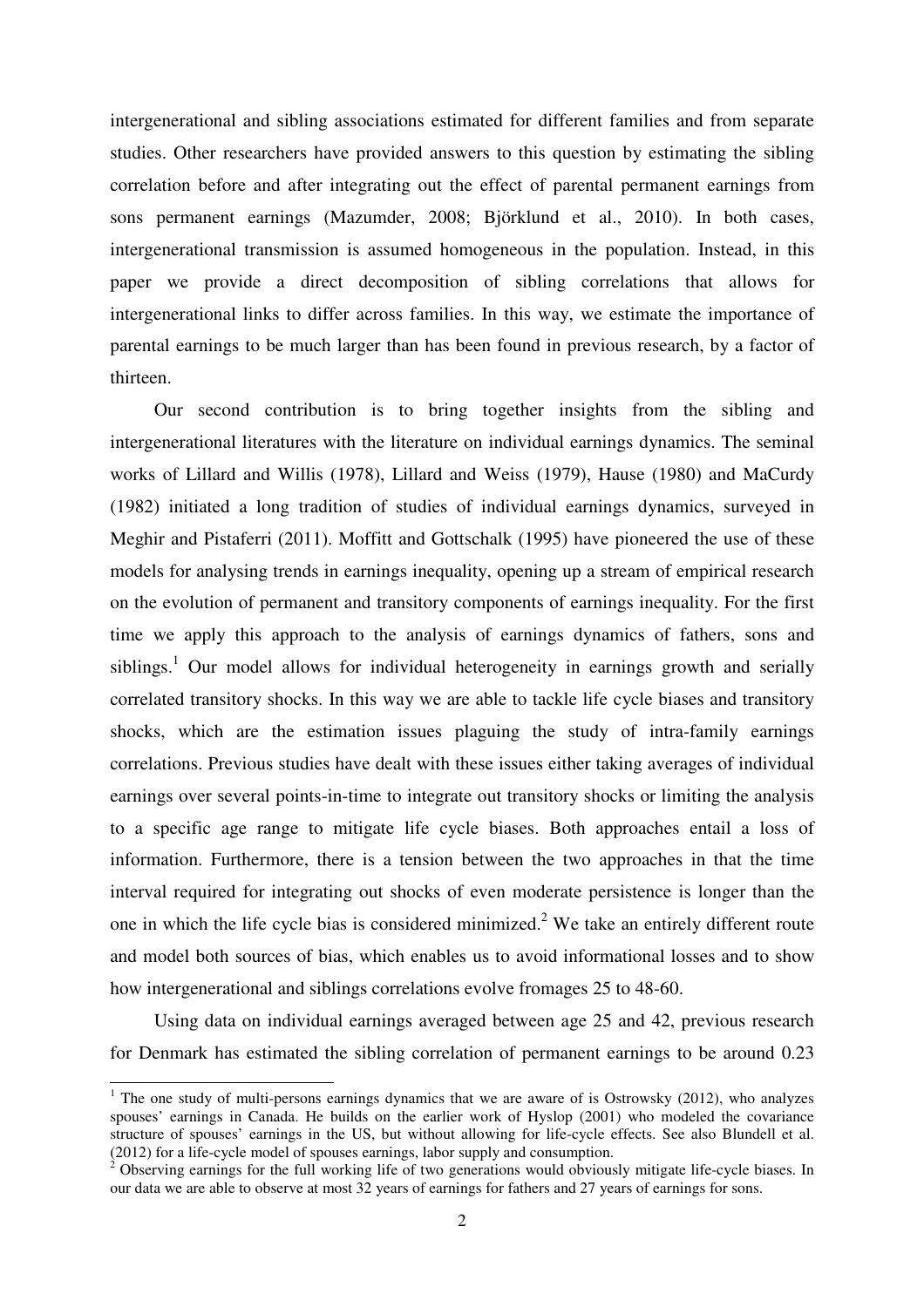intergenerational and sibling associations estimated for different families and from separate studies. Other researchers have provided answers to this question by estimating the sibling correlation before and after integrating out the effect of parental permanent earnings from sons permanent earnings (Mazumder, 2008; Björklund et al., 2010). In both cases, intergenerational transmission is assumed homogeneous in the population. Instead, in this paper we provide a direct decomposition of sibling correlations that allows for intergenerational links to differ across families. In this way, we estimate the importance of parental earnings to be much larger than has been found in previous research, by a factor of thirteen.

Our second contribution is to bring together insights from the sibling and intergenerational literatures with the literature on individual earnings dynamics. The seminal works of Lillard and Willis (1978), Lillard and Weiss (1979), Hause (1980) and MaCurdy (1982) initiated a long tradition of studies of individual earnings dynamics, surveyed in Meghir and Pistaferri (2011). Moffitt and Gottschalk (1995) have pioneered the use of these models for analysing trends in earnings inequality, opening up a stream of empirical research on the evolution of permanent and transitory components of earnings inequality. For the first time we apply this approach to the analysis of earnings dynamics of fathers, sons and siblings.[1] Our model allows for individual heterogeneity in earnings growth and serially correlated transitory shocks. In this way we are able to tackle life cycle biases and transitory shocks, which are the estimation issues plaguing the study of intra-family earnings correlations. Previous studies have dealt with these issues either taking averages of individual earnings over several points-in-time to integrate out transitory shocks or limiting the analysis to a specific age range to mitigate life cycle biases. Both approaches entail a loss of information. Furthermore, there is a tension between the two approaches in that the time interval required for integrating out shocks of even moderate persistence is longer than the one in which the life cycle bias is considered minimized.[2] We take an entirely different route and model both sources of bias, which enables us to avoid informational losses and to show how intergenerational and siblings correlations evolve fromages 25 to 48-60.

Using data on individual earnings averaged between age 25 and 42, previous research for Denmark has estimated the sibling correlation of permanent earnings to be around 0.23

[1] The one study of multi-persons earnings dynamics that we are aware of is Ostrowsky (2012), who analyzes spouses' earnings in Canada. He builds on the earlier work of Hyslop (2001) who modeled the covariance structure of spouses' earnings in the US, but without allowing for life-cycle effects. See also Blundell et al. (2012) for a life-cycle model of spouses earnings, labor supply and consumption.

[2] Observing earnings for the full working life of two generations would obviously mitigate life-cycle biases. In our data we are able to observe at most 32 years of earnings for fathers and 27 years of earnings for sons.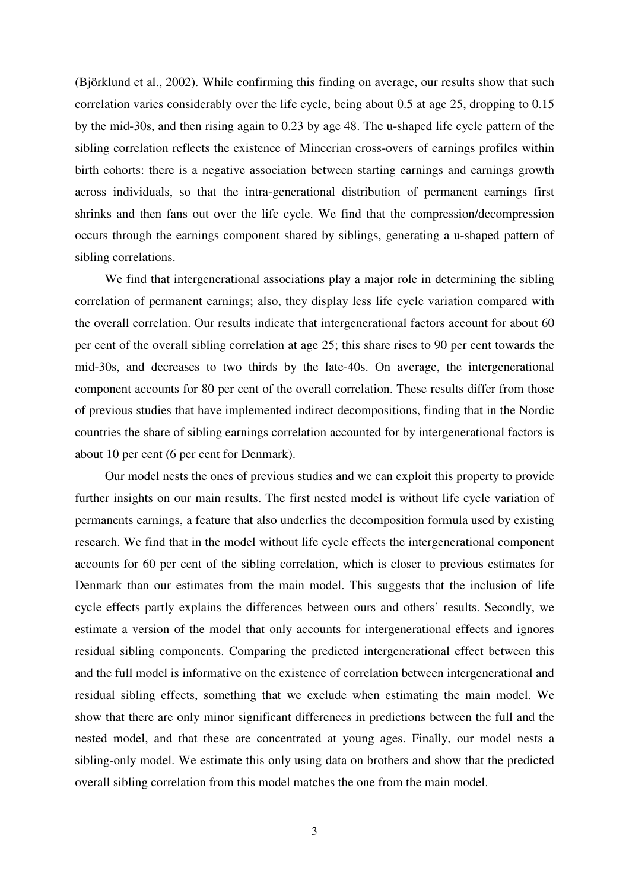(Björklund et al., 2002). While confirming this finding on average, our results show that such correlation varies considerably over the life cycle, being about 0.5 at age 25, dropping to 0.15 by the mid-30s, and then rising again to 0.23 by age 48. The u-shaped life cycle pattern of the sibling correlation reflects the existence of Mincerian cross-overs of earnings profiles within birth cohorts: there is a negative association between starting earnings and earnings growth across individuals, so that the intra-generational distribution of permanent earnings first shrinks and then fans out over the life cycle. We find that the compression/decompression occurs through the earnings component shared by siblings, generating a u-shaped pattern of sibling correlations.

We find that intergenerational associations play a major role in determining the sibling correlation of permanent earnings; also, they display less life cycle variation compared with the overall correlation. Our results indicate that intergenerational factors account for about 60 per cent of the overall sibling correlation at age 25; this share rises to 90 per cent towards the mid-30s, and decreases to two thirds by the late-40s. On average, the intergenerational component accounts for 80 per cent of the overall correlation. These results differ from those of previous studies that have implemented indirect decompositions, finding that in the Nordic countries the share of sibling earnings correlation accounted for by intergenerational factors is about 10 per cent (6 per cent for Denmark).

Our model nests the ones of previous studies and we can exploit this property to provide further insights on our main results. The first nested model is without life cycle variation of permanents earnings, a feature that also underlies the decomposition formula used by existing research. We find that in the model without life cycle effects the intergenerational component accounts for 60 per cent of the sibling correlation, which is closer to previous estimates for Denmark than our estimates from the main model. This suggests that the inclusion of life cycle effects partly explains the differences between ours and others' results. Secondly, we estimate a version of the model that only accounts for intergenerational effects and ignores residual sibling components. Comparing the predicted intergenerational effect between this and the full model is informative on the existence of correlation between intergenerational and residual sibling effects, something that we exclude when estimating the main model. We show that there are only minor significant differences in predictions between the full and the nested model, and that these are concentrated at young ages. Finally, our model nests a sibling-only model. We estimate this only using data on brothers and show that the predicted overall sibling correlation from this model matches the one from the main model.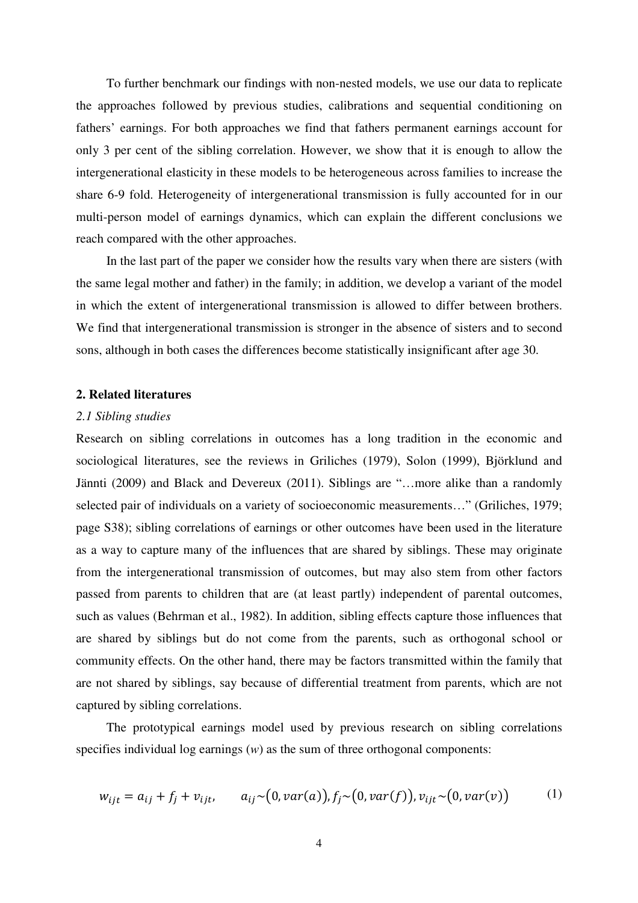To further benchmark our findings with non-nested models, we use our data to replicate the approaches followed by previous studies, calibrations and sequential conditioning on fathers' earnings. For both approaches we find that fathers permanent earnings account for only 3 per cent of the sibling correlation. However, we show that it is enough to allow the intergenerational elasticity in these models to be heterogeneous across families to increase the share 6-9 fold. Heterogeneity of intergenerational transmission is fully accounted for in our multi-person model of earnings dynamics, which can explain the different conclusions we reach compared with the other approaches.

In the last part of the paper we consider how the results vary when there are sisters (with the same legal mother and father) in the family; in addition, we develop a variant of the model in which the extent of intergenerational transmission is allowed to differ between brothers. We find that intergenerational transmission is stronger in the absence of sisters and to second sons, although in both cases the differences become statistically insignificant after age 30.

## 2. Related literatures

### *2.1 Sibling studies*

Research on sibling correlations in outcomes has a long tradition in the economic and sociological literatures, see the reviews in Griliches (1979), Solon (1999), Björklund and Jännti (2009) and Black and Devereux (2011). Siblings are "…more alike than a randomly selected pair of individuals on a variety of socioeconomic measurements…" (Griliches, 1979; page S38); sibling correlations of earnings or other outcomes have been used in the literature as a way to capture many of the influences that are shared by siblings. These may originate from the intergenerational transmission of outcomes, but may also stem from other factors passed from parents to children that are (at least partly) independent of parental outcomes, such as values (Behrman et al., 1982). In addition, sibling effects capture those influences that are shared by siblings but do not come from the parents, such as orthogonal school or community effects. On the other hand, there may be factors transmitted within the family that are not shared by siblings, say because of differential treatment from parents, which are not captured by sibling correlations.

The prototypical earnings model used by previous research on sibling correlations specifies individual log earnings (*w*) as the sum of three orthogonal components:

$$w_{ijt} = a_{ij} + f_j + v_{ijt}, \qquad a_{ij} \sim \big(0, var(a)\big), f_j \sim \big(0, var(f)\big), v_{ijt} \sim \big(0, var(v)\big) \tag{1}$$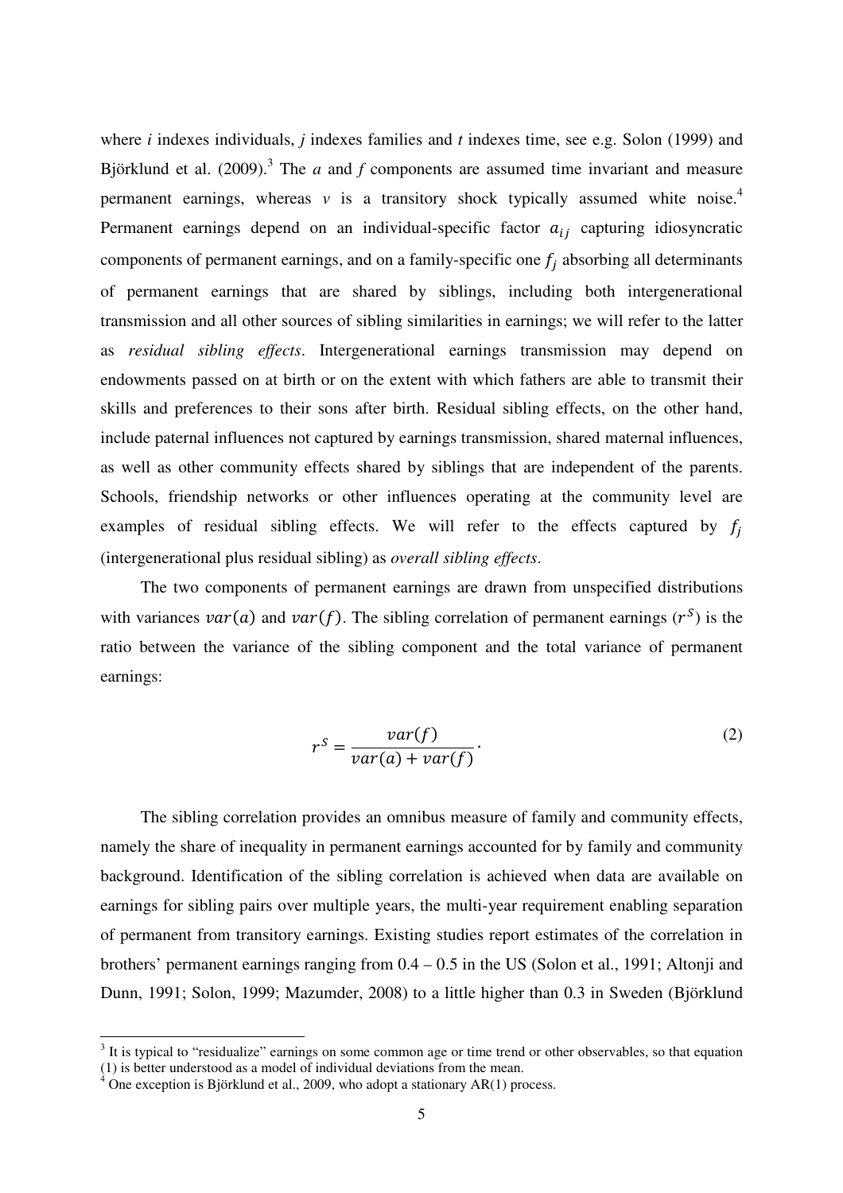where *i* indexes individuals, *j* indexes families and *t* indexes time, see e.g. Solon (1999) and Björklund et al. (2009).[3] The *a* and *f* components are assumed time invariant and measure permanent earnings, whereas *v* is a transitory shock typically assumed white noise.[4] Permanent earnings depend on an individual-specific factor $a_{ij}$ capturing idiosyncratic components of permanent earnings, and on a family-specific one $f_j$ absorbing all determinants of permanent earnings that are shared by siblings, including both intergenerational transmission and all other sources of sibling similarities in earnings; we will refer to the latter as *residual sibling effects*. Intergenerational earnings transmission may depend on endowments passed on at birth or on the extent with which fathers are able to transmit their skills and preferences to their sons after birth. Residual sibling effects, on the other hand, include paternal influences not captured by earnings transmission, shared maternal influences, as well as other community effects shared by siblings that are independent of the parents. Schools, friendship networks or other influences operating at the community level are examples of residual sibling effects. We will refer to the effects captured by $f_j$ (intergenerational plus residual sibling) as *overall sibling effects*.

The two components of permanent earnings are drawn from unspecified distributions with variances $var(a)$ and $var(f)$. The sibling correlation of permanent earnings ($r^S$) is the ratio between the variance of the sibling component and the total variance of permanent earnings:

$$r^S = \frac{var(f)}{var(a) + var(f)}. \tag{2}$$

The sibling correlation provides an omnibus measure of family and community effects, namely the share of inequality in permanent earnings accounted for by family and community background. Identification of the sibling correlation is achieved when data are available on earnings for sibling pairs over multiple years, the multi-year requirement enabling separation of permanent from transitory earnings. Existing studies report estimates of the correlation in brothers' permanent earnings ranging from 0.4 – 0.5 in the US (Solon et al., 1991; Altonji and Dunn, 1991; Solon, 1999; Mazumder, 2008) to a little higher than 0.3 in Sweden (Björklund

[3] It is typical to "residualize" earnings on some common age or time trend or other observables, so that equation (1) is better understood as a model of individual deviations from the mean.

[4] One exception is Björklund et al., 2009, who adopt a stationary AR(1) process.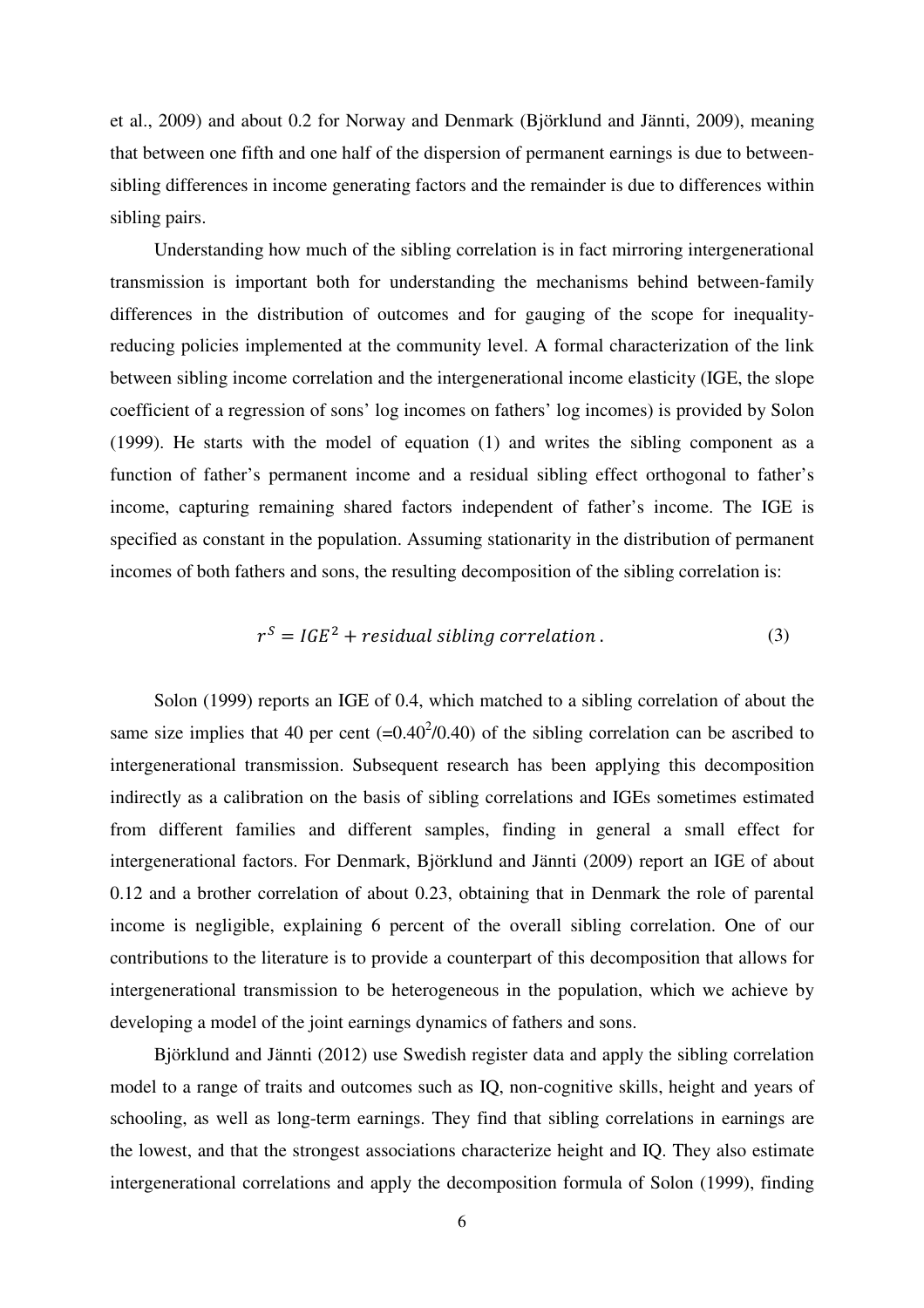et al., 2009) and about 0.2 for Norway and Denmark (Björklund and Jännti, 2009), meaning that between one fifth and one half of the dispersion of permanent earnings is due to between-sibling differences in income generating factors and the remainder is due to differences within sibling pairs.

Understanding how much of the sibling correlation is in fact mirroring intergenerational transmission is important both for understanding the mechanisms behind between-family differences in the distribution of outcomes and for gauging of the scope for inequality-reducing policies implemented at the community level. A formal characterization of the link between sibling income correlation and the intergenerational income elasticity (IGE, the slope coefficient of a regression of sons' log incomes on fathers' log incomes) is provided by Solon (1999). He starts with the model of equation (1) and writes the sibling component as a function of father's permanent income and a residual sibling effect orthogonal to father's income, capturing remaining shared factors independent of father's income. The IGE is specified as constant in the population. Assuming stationarity in the distribution of permanent incomes of both fathers and sons, the resulting decomposition of the sibling correlation is:

$$r^S = IGE^2 + residual\ sibling\ correlation\,. \tag{3}$$

Solon (1999) reports an IGE of 0.4, which matched to a sibling correlation of about the same size implies that 40 per cent ($=0.40^2/0.40$) of the sibling correlation can be ascribed to intergenerational transmission. Subsequent research has been applying this decomposition indirectly as a calibration on the basis of sibling correlations and IGEs sometimes estimated from different families and different samples, finding in general a small effect for intergenerational factors. For Denmark, Björklund and Jännti (2009) report an IGE of about 0.12 and a brother correlation of about 0.23, obtaining that in Denmark the role of parental income is negligible, explaining 6 percent of the overall sibling correlation. One of our contributions to the literature is to provide a counterpart of this decomposition that allows for intergenerational transmission to be heterogeneous in the population, which we achieve by developing a model of the joint earnings dynamics of fathers and sons.

Björklund and Jännti (2012) use Swedish register data and apply the sibling correlation model to a range of traits and outcomes such as IQ, non-cognitive skills, height and years of schooling, as well as long-term earnings. They find that sibling correlations in earnings are the lowest, and that the strongest associations characterize height and IQ. They also estimate intergenerational correlations and apply the decomposition formula of Solon (1999), finding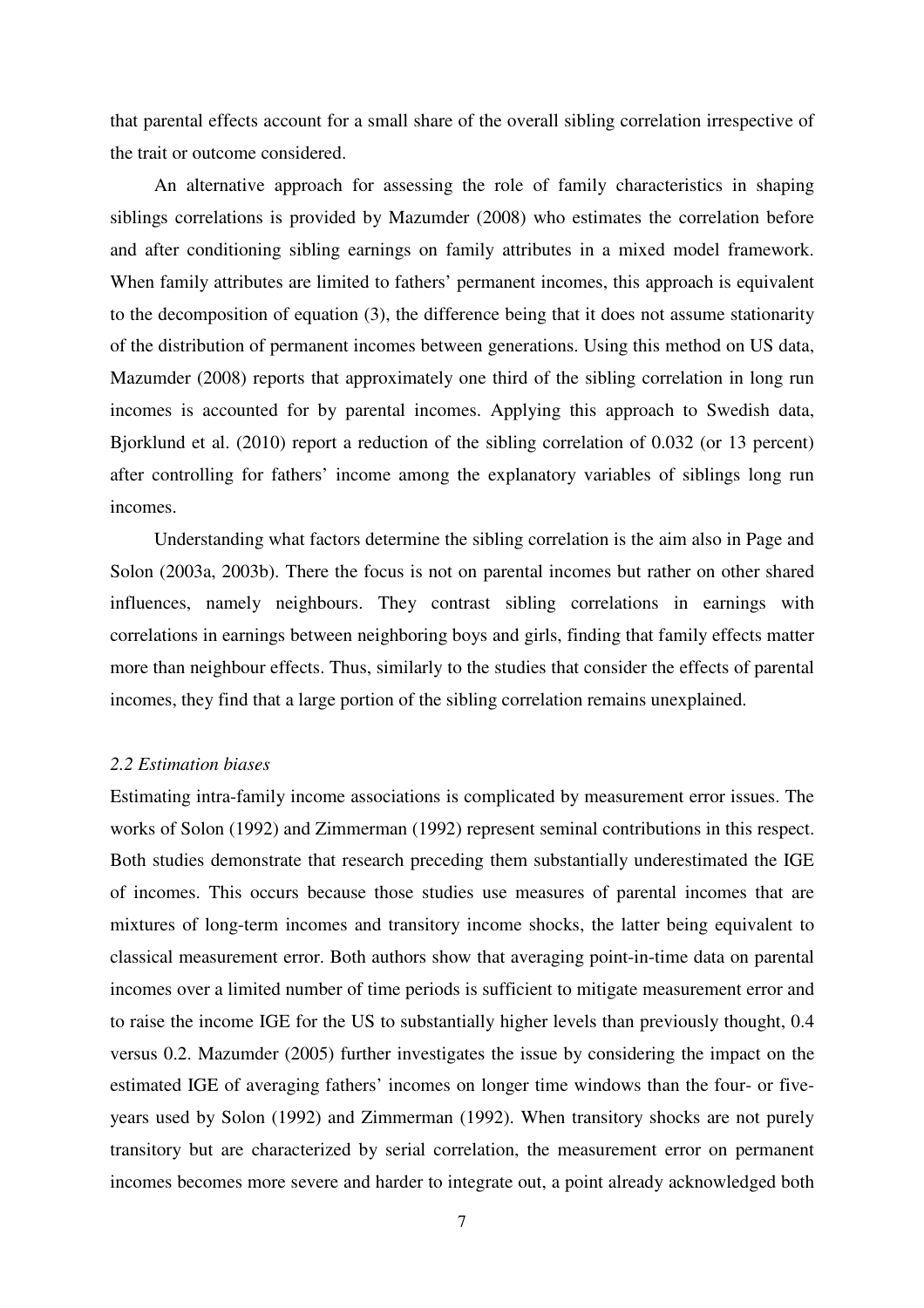that parental effects account for a small share of the overall sibling correlation irrespective of the trait or outcome considered.

An alternative approach for assessing the role of family characteristics in shaping siblings correlations is provided by Mazumder (2008) who estimates the correlation before and after conditioning sibling earnings on family attributes in a mixed model framework. When family attributes are limited to fathers' permanent incomes, this approach is equivalent to the decomposition of equation (3), the difference being that it does not assume stationarity of the distribution of permanent incomes between generations. Using this method on US data, Mazumder (2008) reports that approximately one third of the sibling correlation in long run incomes is accounted for by parental incomes. Applying this approach to Swedish data, Bjorklund et al. (2010) report a reduction of the sibling correlation of 0.032 (or 13 percent) after controlling for fathers' income among the explanatory variables of siblings long run incomes.

Understanding what factors determine the sibling correlation is the aim also in Page and Solon (2003a, 2003b). There the focus is not on parental incomes but rather on other shared influences, namely neighbours. They contrast sibling correlations in earnings with correlations in earnings between neighboring boys and girls, finding that family effects matter more than neighbour effects. Thus, similarly to the studies that consider the effects of parental incomes, they find that a large portion of the sibling correlation remains unexplained.

### *2.2 Estimation biases*

Estimating intra-family income associations is complicated by measurement error issues. The works of Solon (1992) and Zimmerman (1992) represent seminal contributions in this respect. Both studies demonstrate that research preceding them substantially underestimated the IGE of incomes. This occurs because those studies use measures of parental incomes that are mixtures of long-term incomes and transitory income shocks, the latter being equivalent to classical measurement error. Both authors show that averaging point-in-time data on parental incomes over a limited number of time periods is sufficient to mitigate measurement error and to raise the income IGE for the US to substantially higher levels than previously thought, 0.4 versus 0.2. Mazumder (2005) further investigates the issue by considering the impact on the estimated IGE of averaging fathers' incomes on longer time windows than the four- or five-years used by Solon (1992) and Zimmerman (1992). When transitory shocks are not purely transitory but are characterized by serial correlation, the measurement error on permanent incomes becomes more severe and harder to integrate out, a point already acknowledged both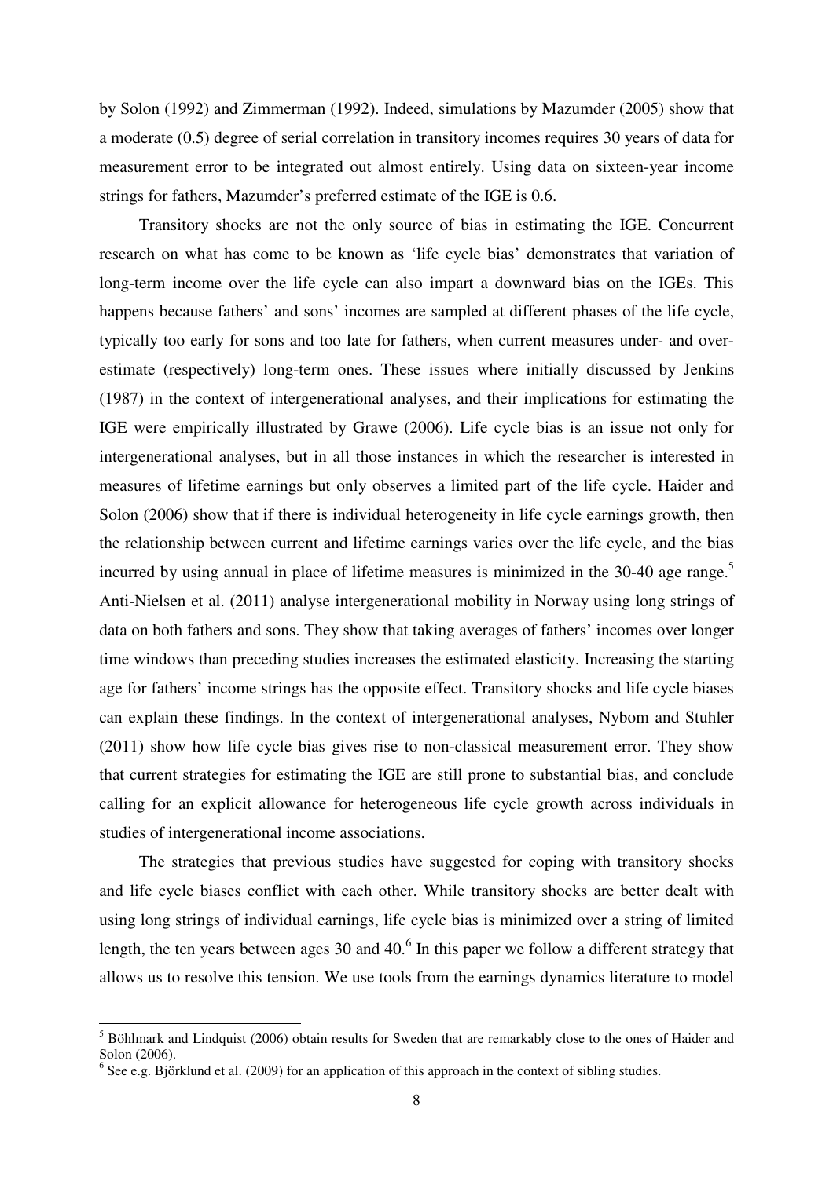by Solon (1992) and Zimmerman (1992). Indeed, simulations by Mazumder (2005) show that a moderate (0.5) degree of serial correlation in transitory incomes requires 30 years of data for measurement error to be integrated out almost entirely. Using data on sixteen-year income strings for fathers, Mazumder's preferred estimate of the IGE is 0.6.

Transitory shocks are not the only source of bias in estimating the IGE. Concurrent research on what has come to be known as 'life cycle bias' demonstrates that variation of long-term income over the life cycle can also impart a downward bias on the IGEs. This happens because fathers' and sons' incomes are sampled at different phases of the life cycle, typically too early for sons and too late for fathers, when current measures under- and over-estimate (respectively) long-term ones. These issues where initially discussed by Jenkins (1987) in the context of intergenerational analyses, and their implications for estimating the IGE were empirically illustrated by Grawe (2006). Life cycle bias is an issue not only for intergenerational analyses, but in all those instances in which the researcher is interested in measures of lifetime earnings but only observes a limited part of the life cycle. Haider and Solon (2006) show that if there is individual heterogeneity in life cycle earnings growth, then the relationship between current and lifetime earnings varies over the life cycle, and the bias incurred by using annual in place of lifetime measures is minimized in the 30-40 age range.[5] Anti-Nielsen et al. (2011) analyse intergenerational mobility in Norway using long strings of data on both fathers and sons. They show that taking averages of fathers' incomes over longer time windows than preceding studies increases the estimated elasticity. Increasing the starting age for fathers' income strings has the opposite effect. Transitory shocks and life cycle biases can explain these findings. In the context of intergenerational analyses, Nybom and Stuhler (2011) show how life cycle bias gives rise to non-classical measurement error. They show that current strategies for estimating the IGE are still prone to substantial bias, and conclude calling for an explicit allowance for heterogeneous life cycle growth across individuals in studies of intergenerational income associations.

The strategies that previous studies have suggested for coping with transitory shocks and life cycle biases conflict with each other. While transitory shocks are better dealt with using long strings of individual earnings, life cycle bias is minimized over a string of limited length, the ten years between ages 30 and 40.[6] In this paper we follow a different strategy that allows us to resolve this tension. We use tools from the earnings dynamics literature to model

[5] Böhlmark and Lindquist (2006) obtain results for Sweden that are remarkably close to the ones of Haider and Solon (2006).

[6] See e.g. Björklund et al. (2009) for an application of this approach in the context of sibling studies.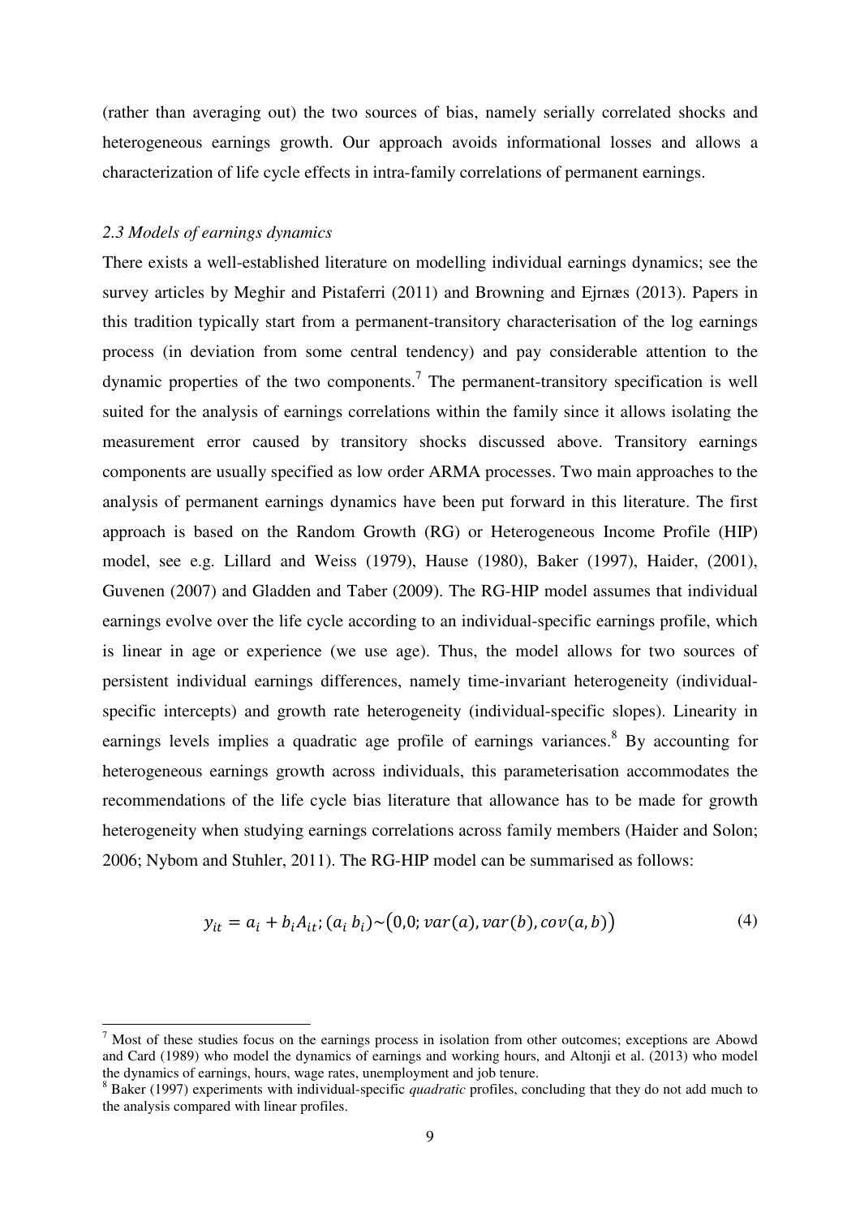(rather than averaging out) the two sources of bias, namely serially correlated shocks and heterogeneous earnings growth. Our approach avoids informational losses and allows a characterization of life cycle effects in intra-family correlations of permanent earnings.

### *2.3 Models of earnings dynamics*

There exists a well-established literature on modelling individual earnings dynamics; see the survey articles by Meghir and Pistaferri (2011) and Browning and Ejrnæs (2013). Papers in this tradition typically start from a permanent-transitory characterisation of the log earnings process (in deviation from some central tendency) and pay considerable attention to the dynamic properties of the two components.[7] The permanent-transitory specification is well suited for the analysis of earnings correlations within the family since it allows isolating the measurement error caused by transitory shocks discussed above. Transitory earnings components are usually specified as low order ARMA processes. Two main approaches to the analysis of permanent earnings dynamics have been put forward in this literature. The first approach is based on the Random Growth (RG) or Heterogeneous Income Profile (HIP) model, see e.g. Lillard and Weiss (1979), Hause (1980), Baker (1997), Haider, (2001), Guvenen (2007) and Gladden and Taber (2009). The RG-HIP model assumes that individual earnings evolve over the life cycle according to an individual-specific earnings profile, which is linear in age or experience (we use age). Thus, the model allows for two sources of persistent individual earnings differences, namely time-invariant heterogeneity (individual-specific intercepts) and growth rate heterogeneity (individual-specific slopes). Linearity in earnings levels implies a quadratic age profile of earnings variances.[8] By accounting for heterogeneous earnings growth across individuals, this parameterisation accommodates the recommendations of the life cycle bias literature that allowance has to be made for growth heterogeneity when studying earnings correlations across family members (Haider and Solon; 2006; Nybom and Stuhler, 2011). The RG-HIP model can be summarised as follows:

$$y_{it} = a_i + b_i A_{it}; (a_i \; b_i) \sim \big(0{,}0; var(a), var(b), cov(a,b)\big) \tag{4}$$

---

[7] Most of these studies focus on the earnings process in isolation from other outcomes; exceptions are Abowd and Card (1989) who model the dynamics of earnings and working hours, and Altonji et al. (2013) who model the dynamics of earnings, hours, wage rates, unemployment and job tenure.

[8] Baker (1997) experiments with individual-specific *quadratic* profiles, concluding that they do not add much to the analysis compared with linear profiles.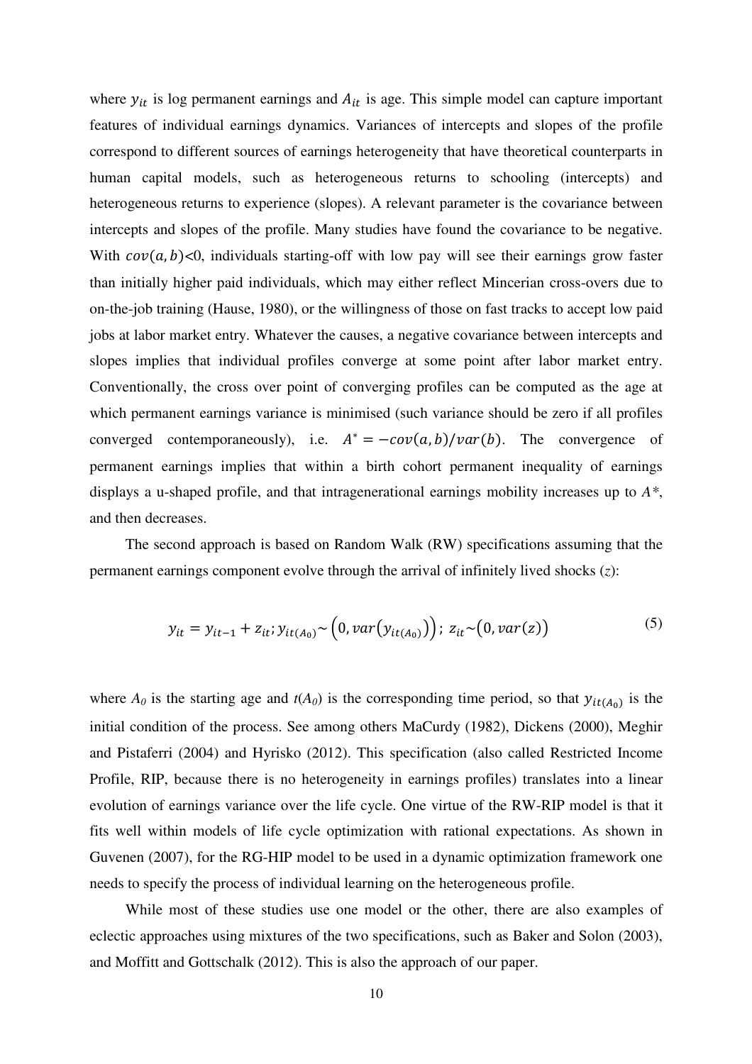where $y_{it}$ is log permanent earnings and $A_{it}$ is age. This simple model can capture important features of individual earnings dynamics. Variances of intercepts and slopes of the profile correspond to different sources of earnings heterogeneity that have theoretical counterparts in human capital models, such as heterogeneous returns to schooling (intercepts) and heterogeneous returns to experience (slopes). A relevant parameter is the covariance between intercepts and slopes of the profile. Many studies have found the covariance to be negative. With $cov(a, b)<0$, individuals starting-off with low pay will see their earnings grow faster than initially higher paid individuals, which may either reflect Mincerian cross-overs due to on-the-job training (Hause, 1980), or the willingness of those on fast tracks to accept low paid jobs at labor market entry. Whatever the causes, a negative covariance between intercepts and slopes implies that individual profiles converge at some point after labor market entry. Conventionally, the cross over point of converging profiles can be computed as the age at which permanent earnings variance is minimised (such variance should be zero if all profiles converged contemporaneously), i.e. $A^* = -cov(a, b)/var(b)$. The convergence of permanent earnings implies that within a birth cohort permanent inequality of earnings displays a u-shaped profile, and that intragenerational earnings mobility increases up to $A^*$, and then decreases.

The second approach is based on Random Walk (RW) specifications assuming that the permanent earnings component evolve through the arrival of infinitely lived shocks (*z*):

$$y_{it} = y_{it-1} + z_{it}; y_{it(A_0)} \sim \left(0, var\left(y_{it(A_0)}\right)\right);\ z_{it} \sim \left(0, var(z)\right) \tag{5}$$

where $A_0$ is the starting age and $t(A_0)$ is the corresponding time period, so that $y_{it(A_0)}$ is the initial condition of the process. See among others MaCurdy (1982), Dickens (2000), Meghir and Pistaferri (2004) and Hyrisko (2012). This specification (also called Restricted Income Profile, RIP, because there is no heterogeneity in earnings profiles) translates into a linear evolution of earnings variance over the life cycle. One virtue of the RW-RIP model is that it fits well within models of life cycle optimization with rational expectations. As shown in Guvenen (2007), for the RG-HIP model to be used in a dynamic optimization framework one needs to specify the process of individual learning on the heterogeneous profile.

While most of these studies use one model or the other, there are also examples of eclectic approaches using mixtures of the two specifications, such as Baker and Solon (2003), and Moffitt and Gottschalk (2012). This is also the approach of our paper.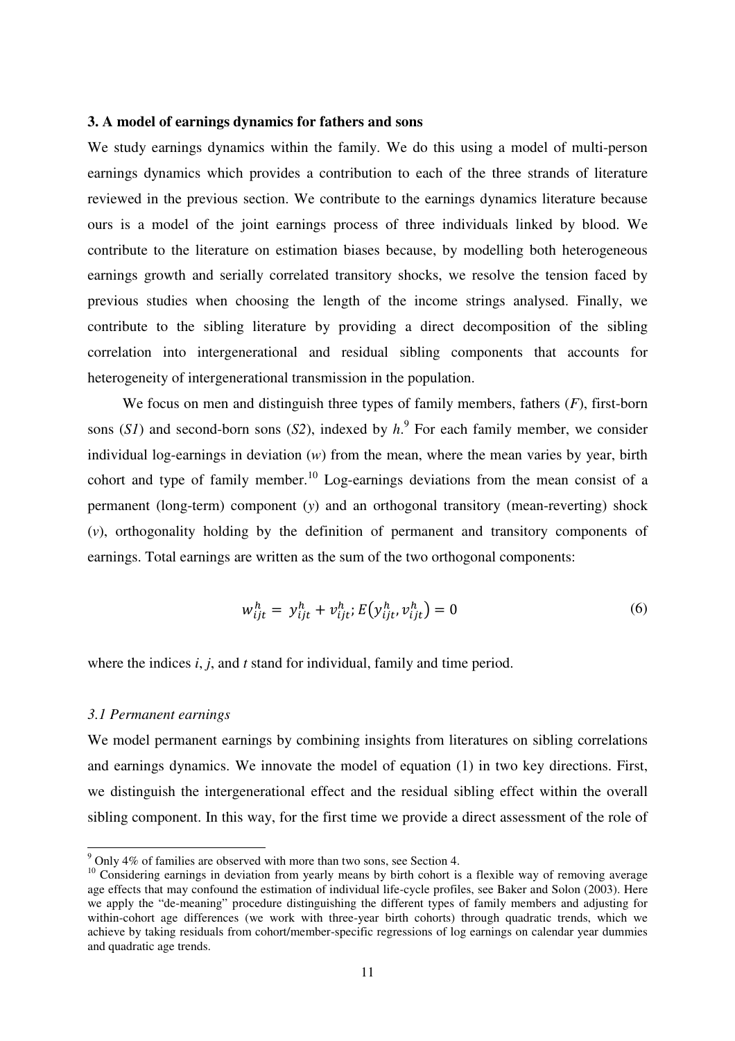## 3. A model of earnings dynamics for fathers and sons

We study earnings dynamics within the family. We do this using a model of multi-person earnings dynamics which provides a contribution to each of the three strands of literature reviewed in the previous section. We contribute to the earnings dynamics literature because ours is a model of the joint earnings process of three individuals linked by blood. We contribute to the literature on estimation biases because, by modelling both heterogeneous earnings growth and serially correlated transitory shocks, we resolve the tension faced by previous studies when choosing the length of the income strings analysed. Finally, we contribute to the sibling literature by providing a direct decomposition of the sibling correlation into intergenerational and residual sibling components that accounts for heterogeneity of intergenerational transmission in the population.

We focus on men and distinguish three types of family members, fathers (*F*), first-born sons (*S1*) and second-born sons (*S2*), indexed by *h*.[9] For each family member, we consider individual log-earnings in deviation (*w*) from the mean, where the mean varies by year, birth cohort and type of family member.[10] Log-earnings deviations from the mean consist of a permanent (long-term) component (*y*) and an orthogonal transitory (mean-reverting) shock (*v*), orthogonality holding by the definition of permanent and transitory components of earnings. Total earnings are written as the sum of the two orthogonal components:

$$w_{ijt}^{h} = y_{ijt}^{h} + v_{ijt}^{h};\, E\left(y_{ijt}^{h}, v_{ijt}^{h}\right) = 0 \tag{6}$$

where the indices *i*, *j*, and *t* stand for individual, family and time period.

### *3.1 Permanent earnings*

We model permanent earnings by combining insights from literatures on sibling correlations and earnings dynamics. We innovate the model of equation (1) in two key directions. First, we distinguish the intergenerational effect and the residual sibling effect within the overall sibling component. In this way, for the first time we provide a direct assessment of the role of

[9] Only 4% of families are observed with more than two sons, see Section 4.

[10] Considering earnings in deviation from yearly means by birth cohort is a flexible way of removing average age effects that may confound the estimation of individual life-cycle profiles, see Baker and Solon (2003). Here we apply the "de-meaning" procedure distinguishing the different types of family members and adjusting for within-cohort age differences (we work with three-year birth cohorts) through quadratic trends, which we achieve by taking residuals from cohort/member-specific regressions of log earnings on calendar year dummies and quadratic age trends.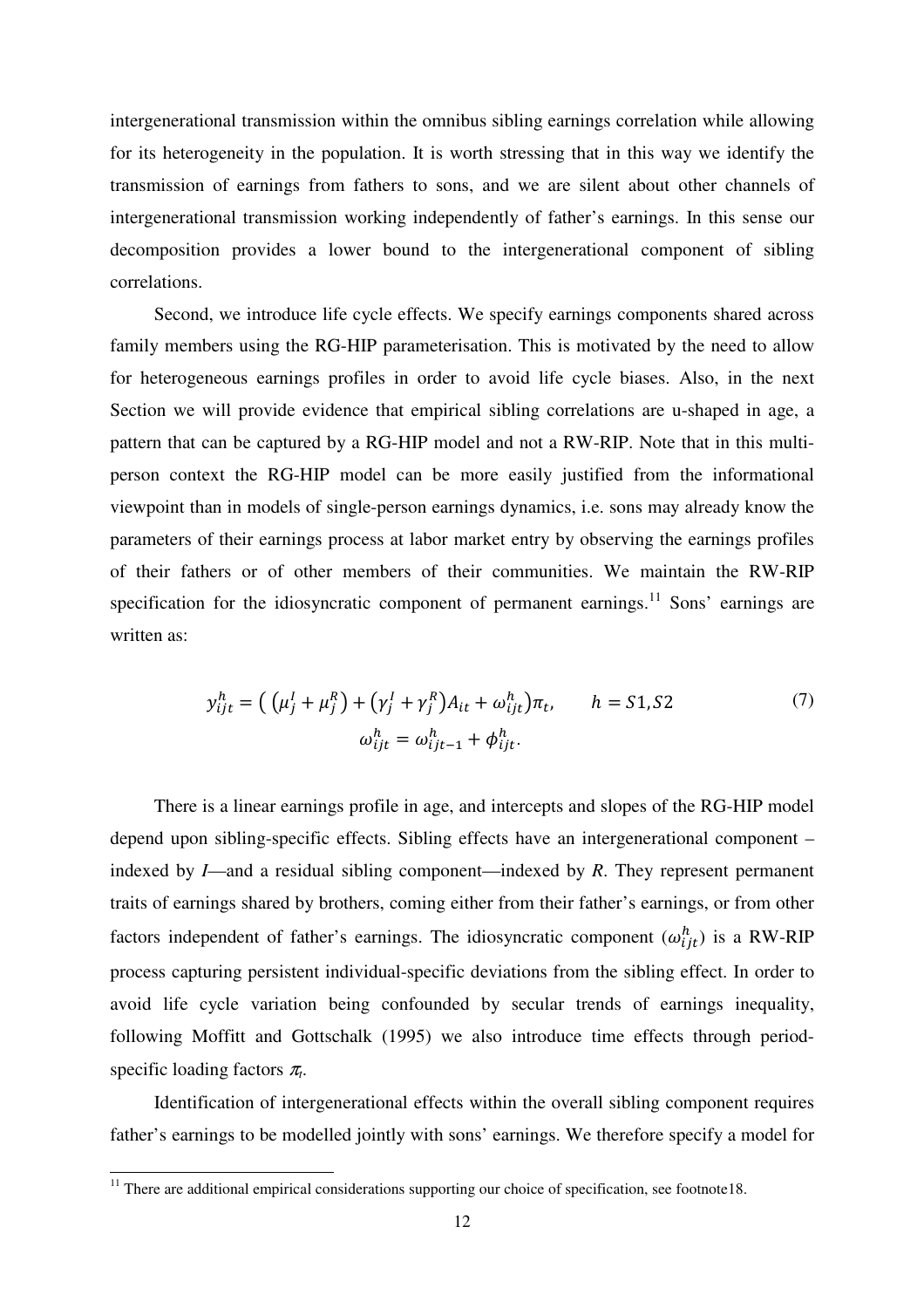intergenerational transmission within the omnibus sibling earnings correlation while allowing for its heterogeneity in the population. It is worth stressing that in this way we identify the transmission of earnings from fathers to sons, and we are silent about other channels of intergenerational transmission working independently of father's earnings. In this sense our decomposition provides a lower bound to the intergenerational component of sibling correlations.

Second, we introduce life cycle effects. We specify earnings components shared across family members using the RG-HIP parameterisation. This is motivated by the need to allow for heterogeneous earnings profiles in order to avoid life cycle biases. Also, in the next Section we will provide evidence that empirical sibling correlations are u-shaped in age, a pattern that can be captured by a RG-HIP model and not a RW-RIP. Note that in this multi-person context the RG-HIP model can be more easily justified from the informational viewpoint than in models of single-person earnings dynamics, i.e. sons may already know the parameters of their earnings process at labor market entry by observing the earnings profiles of their fathers or of other members of their communities. We maintain the RW-RIP specification for the idiosyncratic component of permanent earnings.[11] Sons' earnings are written as:

$$y_{ijt}^{h} = \left( \left(\mu_j^I + \mu_j^R\right) + \left(\gamma_j^I + \gamma_j^R\right)A_{it} + \omega_{ijt}^{h}\right)\pi_t, \qquad h = S1, S2 \tag{7}$$
$$\omega_{ijt}^{h} = \omega_{ijt-1}^{h} + \phi_{ijt}^{h}.$$

There is a linear earnings profile in age, and intercepts and slopes of the RG-HIP model depend upon sibling-specific effects. Sibling effects have an intergenerational component – indexed by *I*—and a residual sibling component—indexed by *R*. They represent permanent traits of earnings shared by brothers, coming either from their father's earnings, or from other factors independent of father's earnings. The idiosyncratic component ($\omega_{ijt}^{h}$) is a RW-RIP process capturing persistent individual-specific deviations from the sibling effect. In order to avoid life cycle variation being confounded by secular trends of earnings inequality, following Moffitt and Gottschalk (1995) we also introduce time effects through period-specific loading factors $\pi_t$.

Identification of intergenerational effects within the overall sibling component requires father's earnings to be modelled jointly with sons' earnings. We therefore specify a model for

[11] There are additional empirical considerations supporting our choice of specification, see footnote18.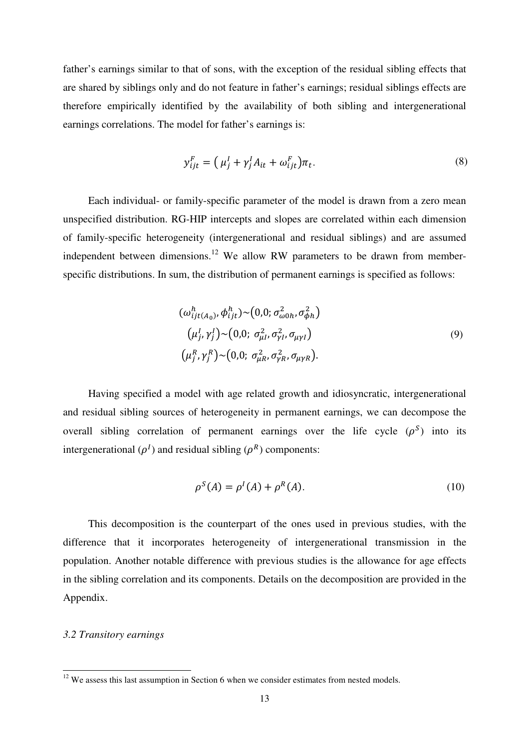father's earnings similar to that of sons, with the exception of the residual sibling effects that are shared by siblings only and do not feature in father's earnings; residual siblings effects are therefore empirically identified by the availability of both sibling and intergenerational earnings correlations. The model for father's earnings is:

$$y_{ijt}^{F} = \left( \mu_j^I + \gamma_j^I A_{it} + \omega_{ijt}^F \right) \pi_t. \tag{8}$$

Each individual- or family-specific parameter of the model is drawn from a zero mean unspecified distribution. RG-HIP intercepts and slopes are correlated within each dimension of family-specific heterogeneity (intergenerational and residual siblings) and are assumed independent between dimensions.[12] We allow RW parameters to be drawn from member-specific distributions. In sum, the distribution of permanent earnings is specified as follows:

$$\begin{gathered}
(\omega_{ijt(A_0)}^h, \phi_{ijt}^h) \sim \left(0,0; \sigma_{\omega 0h}^2, \sigma_{\phi h}^2\right) \\
\left(\mu_j^I, \gamma_j^I\right) \sim \left(0,0;\ \sigma_{\mu I}^2, \sigma_{\gamma I}^2, \sigma_{\mu \gamma I}\right) \\
\left(\mu_j^R, \gamma_j^R\right) \sim \left(0,0;\ \sigma_{\mu R}^2, \sigma_{\gamma R}^2, \sigma_{\mu \gamma R}\right).
\end{gathered} \tag{9}$$

Having specified a model with age related growth and idiosyncratic, intergenerational and residual sibling sources of heterogeneity in permanent earnings, we can decompose the overall sibling correlation of permanent earnings over the life cycle ($\rho^S$) into its intergenerational ($\rho^I$) and residual sibling ($\rho^R$) components:

$$\rho^S(A) = \rho^I(A) + \rho^R(A). \tag{10}$$

This decomposition is the counterpart of the ones used in previous studies, with the difference that it incorporates heterogeneity of intergenerational transmission in the population. Another notable difference with previous studies is the allowance for age effects in the sibling correlation and its components. Details on the decomposition are provided in the Appendix.

### *3.2 Transitory earnings*

[12] We assess this last assumption in Section 6 when we consider estimates from nested models.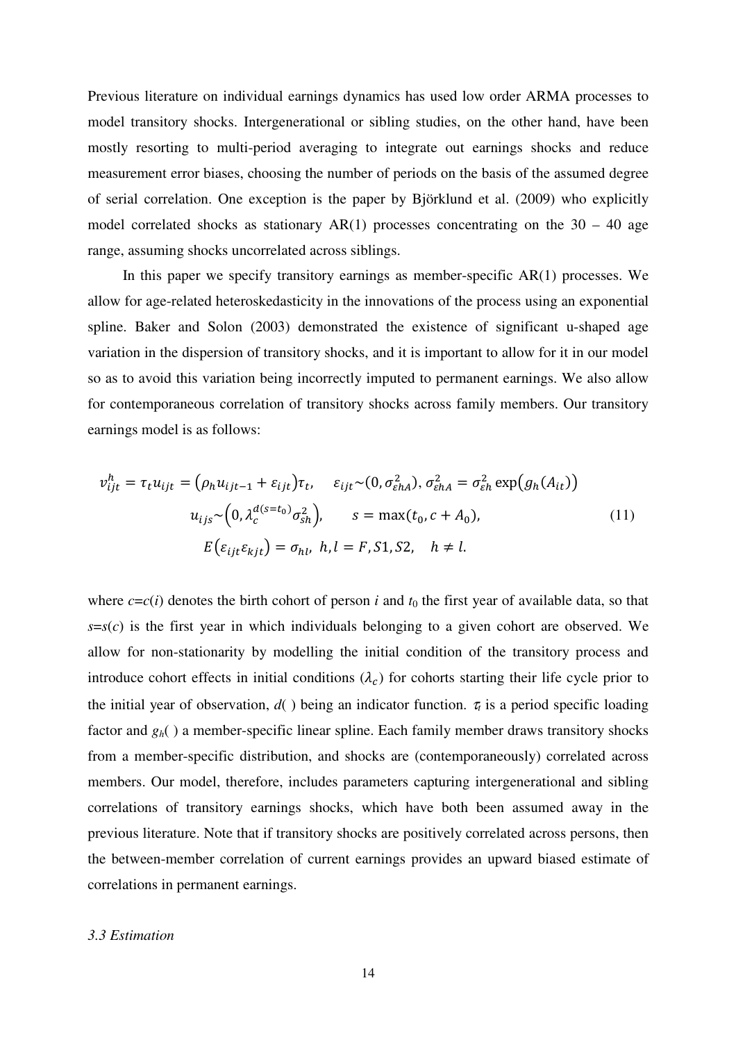Previous literature on individual earnings dynamics has used low order ARMA processes to model transitory shocks. Intergenerational or sibling studies, on the other hand, have been mostly resorting to multi-period averaging to integrate out earnings shocks and reduce measurement error biases, choosing the number of periods on the basis of the assumed degree of serial correlation. One exception is the paper by Björklund et al. (2009) who explicitly model correlated shocks as stationary AR(1) processes concentrating on the 30 – 40 age range, assuming shocks uncorrelated across siblings.

In this paper we specify transitory earnings as member-specific AR(1) processes. We allow for age-related heteroskedasticity in the innovations of the process using an exponential spline. Baker and Solon (2003) demonstrated the existence of significant u-shaped age variation in the dispersion of transitory shocks, and it is important to allow for it in our model so as to avoid this variation being incorrectly imputed to permanent earnings. We also allow for contemporaneous correlation of transitory shocks across family members. Our transitory earnings model is as follows:

$$
\begin{gathered}
v_{ijt}^{h} = \tau_t u_{ijt} = \left(\rho_h u_{ijt-1} + \varepsilon_{ijt}\right)\tau_t, \quad \varepsilon_{ijt} \sim \left(0, \sigma_{\varepsilon hA}^2\right), \sigma_{\varepsilon hA}^2 = \sigma_{\varepsilon h}^2 \exp\left(g_h(A_{it})\right) \\
u_{ijs} \sim \left(0, \lambda_c^{d(s=t_0)} \sigma_{sh}^2\right), \qquad s = \max(t_0, c + A_0), \\
E\left(\varepsilon_{ijt}\varepsilon_{kjt}\right) = \sigma_{hl}, \; h, l = F, S1, S2, \quad h \neq l.
\end{gathered} \tag{11}
$$

where $c=c(i)$ denotes the birth cohort of person $i$ and $t_0$ the first year of available data, so that $s=s(c)$ is the first year in which individuals belonging to a given cohort are observed. We allow for non-stationarity by modelling the initial condition of the transitory process and introduce cohort effects in initial conditions ($\lambda_c$) for cohorts starting their life cycle prior to the initial year of observation, $d(\,)$ being an indicator function. $\tau_t$ is a period specific loading factor and $g_h(\,)$ a member-specific linear spline. Each family member draws transitory shocks from a member-specific distribution, and shocks are (contemporaneously) correlated across members. Our model, therefore, includes parameters capturing intergenerational and sibling correlations of transitory earnings shocks, which have both been assumed away in the previous literature. Note that if transitory shocks are positively correlated across persons, then the between-member correlation of current earnings provides an upward biased estimate of correlations in permanent earnings.

### *3.3 Estimation*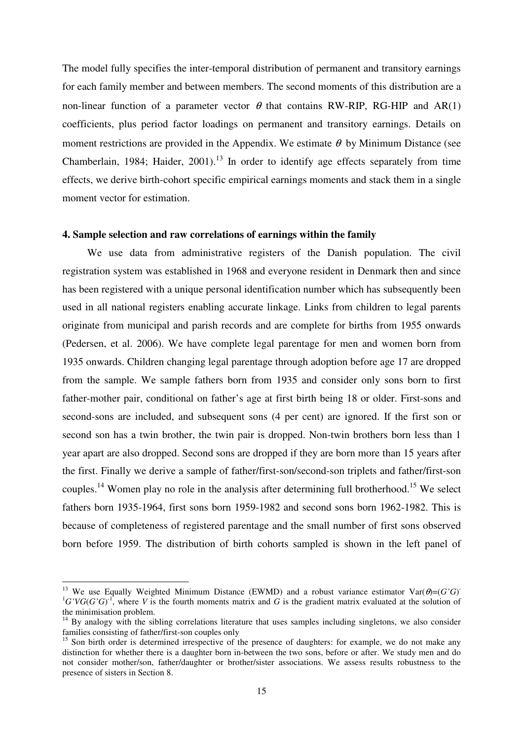The model fully specifies the inter-temporal distribution of permanent and transitory earnings for each family member and between members. The second moments of this distribution are a non-linear function of a parameter vector $\theta$ that contains RW-RIP, RG-HIP and AR(1) coefficients, plus period factor loadings on permanent and transitory earnings. Details on moment restrictions are provided in the Appendix. We estimate $\theta$ by Minimum Distance (see Chamberlain, 1984; Haider, 2001).[13] In order to identify age effects separately from time effects, we derive birth-cohort specific empirical earnings moments and stack them in a single moment vector for estimation.

## 4. Sample selection and raw correlations of earnings within the family

We use data from administrative registers of the Danish population. The civil registration system was established in 1968 and everyone resident in Denmark then and since has been registered with a unique personal identification number which has subsequently been used in all national registers enabling accurate linkage. Links from children to legal parents originate from municipal and parish records and are complete for births from 1955 onwards (Pedersen, et al. 2006). We have complete legal parentage for men and women born from 1935 onwards. Children changing legal parentage through adoption before age 17 are dropped from the sample. We sample fathers born from 1935 and consider only sons born to first father-mother pair, conditional on father's age at first birth being 18 or older. First-sons and second-sons are included, and subsequent sons (4 per cent) are ignored. If the first son or second son has a twin brother, the twin pair is dropped. Non-twin brothers born less than 1 year apart are also dropped. Second sons are dropped if they are born more than 15 years after the first. Finally we derive a sample of father/first-son/second-son triplets and father/first-son couples.[14] Women play no role in the analysis after determining full brotherhood.[15] We select fathers born 1935-1964, first sons born 1959-1982 and second sons born 1962-1982. This is because of completeness of registered parentage and the small number of first sons observed born before 1959. The distribution of birth cohorts sampled is shown in the left panel of

---

[13] We use Equally Weighted Minimum Distance (EWMD) and a robust variance estimator $\text{Var}(\theta)=(G'G)^{-1}G'VG(G'G)^{-1}$, where $V$ is the fourth moments matrix and $G$ is the gradient matrix evaluated at the solution of the minimisation problem.

[14] By analogy with the sibling correlations literature that uses samples including singletons, we also consider families consisting of father/first-son couples only

[15] Son birth order is determined irrespective of the presence of daughters: for example, we do not make any distinction for whether there is a daughter born in-between the two sons, before or after. We study men and do not consider mother/son, father/daughter or brother/sister associations. We assess results robustness to the presence of sisters in Section 8.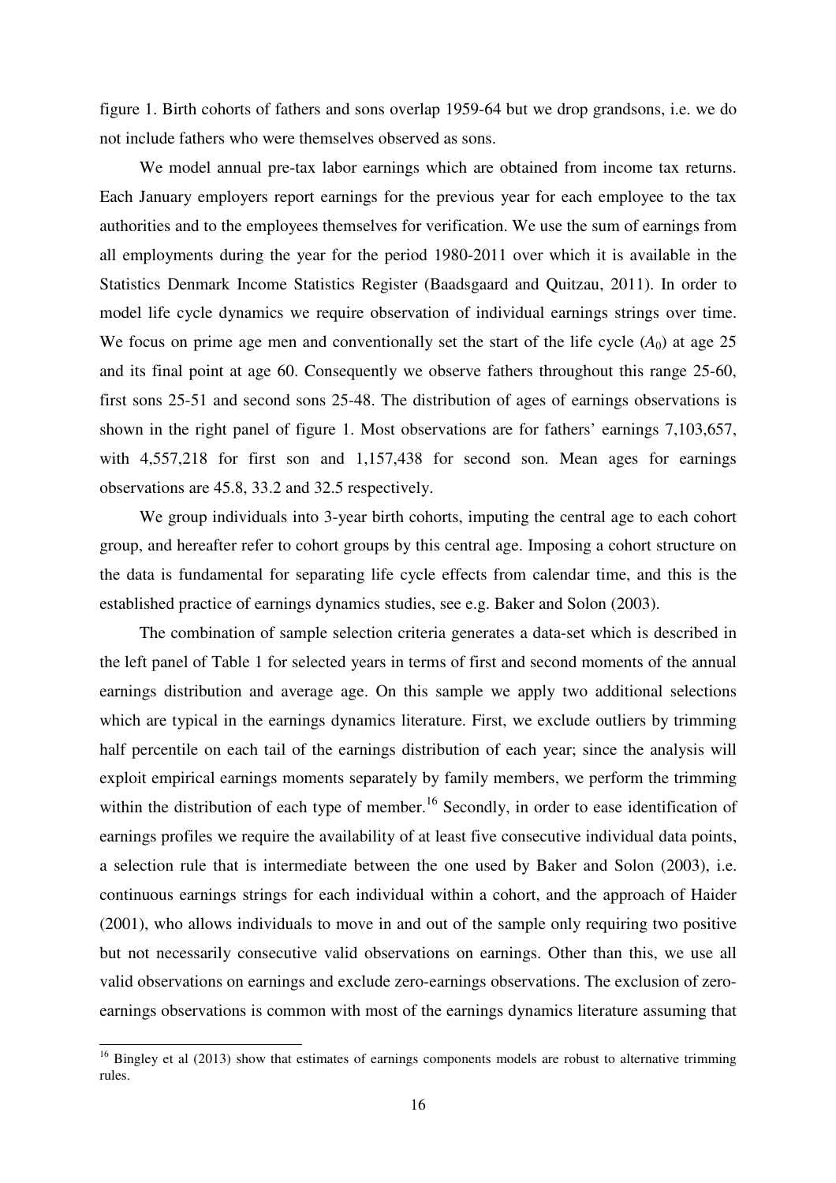figure 1. Birth cohorts of fathers and sons overlap 1959-64 but we drop grandsons, i.e. we do not include fathers who were themselves observed as sons.

We model annual pre-tax labor earnings which are obtained from income tax returns. Each January employers report earnings for the previous year for each employee to the tax authorities and to the employees themselves for verification. We use the sum of earnings from all employments during the year for the period 1980-2011 over which it is available in the Statistics Denmark Income Statistics Register (Baadsgaard and Quitzau, 2011). In order to model life cycle dynamics we require observation of individual earnings strings over time. We focus on prime age men and conventionally set the start of the life cycle ($A_0$) at age 25 and its final point at age 60. Consequently we observe fathers throughout this range 25-60, first sons 25-51 and second sons 25-48. The distribution of ages of earnings observations is shown in the right panel of figure 1. Most observations are for fathers' earnings 7,103,657, with 4,557,218 for first son and 1,157,438 for second son. Mean ages for earnings observations are 45.8, 33.2 and 32.5 respectively.

We group individuals into 3-year birth cohorts, imputing the central age to each cohort group, and hereafter refer to cohort groups by this central age. Imposing a cohort structure on the data is fundamental for separating life cycle effects from calendar time, and this is the established practice of earnings dynamics studies, see e.g. Baker and Solon (2003).

The combination of sample selection criteria generates a data-set which is described in the left panel of Table 1 for selected years in terms of first and second moments of the annual earnings distribution and average age. On this sample we apply two additional selections which are typical in the earnings dynamics literature. First, we exclude outliers by trimming half percentile on each tail of the earnings distribution of each year; since the analysis will exploit empirical earnings moments separately by family members, we perform the trimming within the distribution of each type of member.[16] Secondly, in order to ease identification of earnings profiles we require the availability of at least five consecutive individual data points, a selection rule that is intermediate between the one used by Baker and Solon (2003), i.e. continuous earnings strings for each individual within a cohort, and the approach of Haider (2001), who allows individuals to move in and out of the sample only requiring two positive but not necessarily consecutive valid observations on earnings. Other than this, we use all valid observations on earnings and exclude zero-earnings observations. The exclusion of zero-earnings observations is common with most of the earnings dynamics literature assuming that

[16] Bingley et al (2013) show that estimates of earnings components models are robust to alternative trimming rules.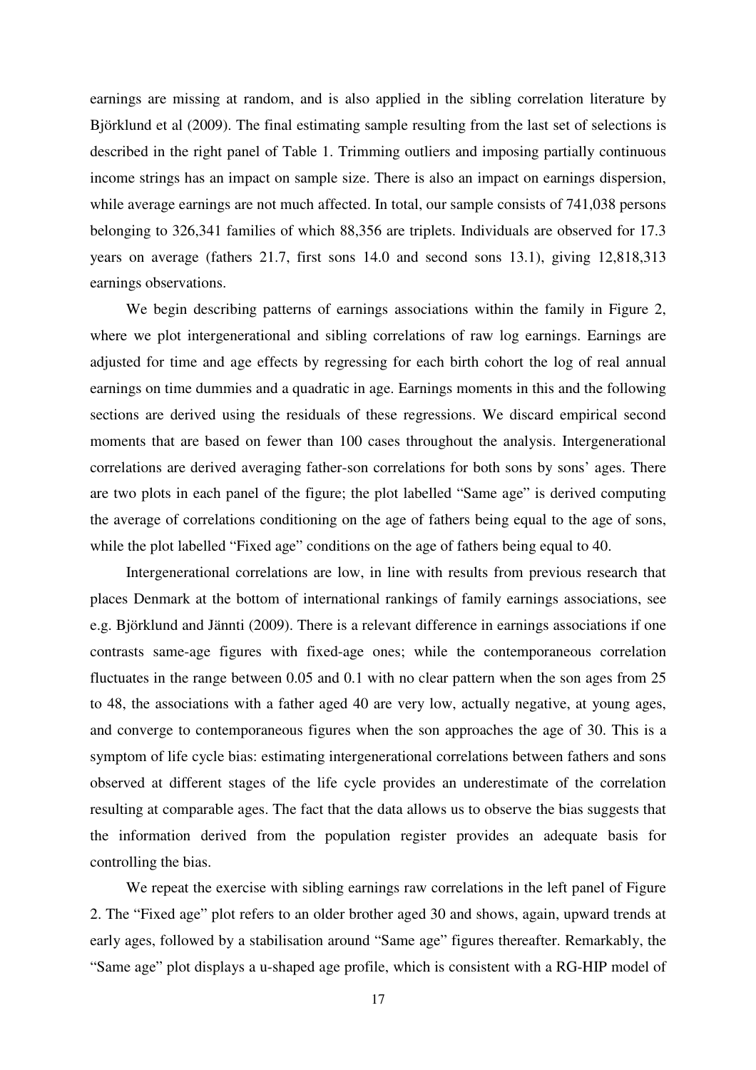earnings are missing at random, and is also applied in the sibling correlation literature by Björklund et al (2009). The final estimating sample resulting from the last set of selections is described in the right panel of Table 1. Trimming outliers and imposing partially continuous income strings has an impact on sample size. There is also an impact on earnings dispersion, while average earnings are not much affected. In total, our sample consists of 741,038 persons belonging to 326,341 families of which 88,356 are triplets. Individuals are observed for 17.3 years on average (fathers 21.7, first sons 14.0 and second sons 13.1), giving 12,818,313 earnings observations.

We begin describing patterns of earnings associations within the family in Figure 2, where we plot intergenerational and sibling correlations of raw log earnings. Earnings are adjusted for time and age effects by regressing for each birth cohort the log of real annual earnings on time dummies and a quadratic in age. Earnings moments in this and the following sections are derived using the residuals of these regressions. We discard empirical second moments that are based on fewer than 100 cases throughout the analysis. Intergenerational correlations are derived averaging father-son correlations for both sons by sons' ages. There are two plots in each panel of the figure; the plot labelled "Same age" is derived computing the average of correlations conditioning on the age of fathers being equal to the age of sons, while the plot labelled "Fixed age" conditions on the age of fathers being equal to 40.

Intergenerational correlations are low, in line with results from previous research that places Denmark at the bottom of international rankings of family earnings associations, see e.g. Björklund and Jännti (2009). There is a relevant difference in earnings associations if one contrasts same-age figures with fixed-age ones; while the contemporaneous correlation fluctuates in the range between 0.05 and 0.1 with no clear pattern when the son ages from 25 to 48, the associations with a father aged 40 are very low, actually negative, at young ages, and converge to contemporaneous figures when the son approaches the age of 30. This is a symptom of life cycle bias: estimating intergenerational correlations between fathers and sons observed at different stages of the life cycle provides an underestimate of the correlation resulting at comparable ages. The fact that the data allows us to observe the bias suggests that the information derived from the population register provides an adequate basis for controlling the bias.

We repeat the exercise with sibling earnings raw correlations in the left panel of Figure 2. The "Fixed age" plot refers to an older brother aged 30 and shows, again, upward trends at early ages, followed by a stabilisation around "Same age" figures thereafter. Remarkably, the "Same age" plot displays a u-shaped age profile, which is consistent with a RG-HIP model of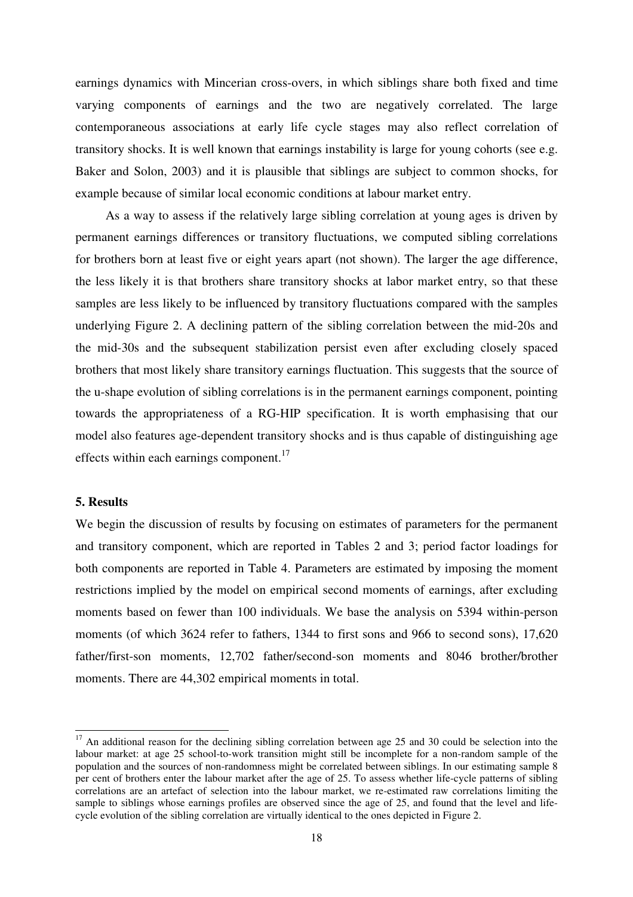earnings dynamics with Mincerian cross-overs, in which siblings share both fixed and time varying components of earnings and the two are negatively correlated. The large contemporaneous associations at early life cycle stages may also reflect correlation of transitory shocks. It is well known that earnings instability is large for young cohorts (see e.g. Baker and Solon, 2003) and it is plausible that siblings are subject to common shocks, for example because of similar local economic conditions at labour market entry.

As a way to assess if the relatively large sibling correlation at young ages is driven by permanent earnings differences or transitory fluctuations, we computed sibling correlations for brothers born at least five or eight years apart (not shown). The larger the age difference, the less likely it is that brothers share transitory shocks at labor market entry, so that these samples are less likely to be influenced by transitory fluctuations compared with the samples underlying Figure 2. A declining pattern of the sibling correlation between the mid-20s and the mid-30s and the subsequent stabilization persist even after excluding closely spaced brothers that most likely share transitory earnings fluctuation. This suggests that the source of the u-shape evolution of sibling correlations is in the permanent earnings component, pointing towards the appropriateness of a RG-HIP specification. It is worth emphasising that our model also features age-dependent transitory shocks and is thus capable of distinguishing age effects within each earnings component.[17]

## 5. Results

We begin the discussion of results by focusing on estimates of parameters for the permanent and transitory component, which are reported in Tables 2 and 3; period factor loadings for both components are reported in Table 4. Parameters are estimated by imposing the moment restrictions implied by the model on empirical second moments of earnings, after excluding moments based on fewer than 100 individuals. We base the analysis on 5394 within-person moments (of which 3624 refer to fathers, 1344 to first sons and 966 to second sons), 17,620 father/first-son moments, 12,702 father/second-son moments and 8046 brother/brother moments. There are 44,302 empirical moments in total.

---

[17] An additional reason for the declining sibling correlation between age 25 and 30 could be selection into the labour market: at age 25 school-to-work transition might still be incomplete for a non-random sample of the population and the sources of non-randomness might be correlated between siblings. In our estimating sample 8 per cent of brothers enter the labour market after the age of 25. To assess whether life-cycle patterns of sibling correlations are an artefact of selection into the labour market, we re-estimated raw correlations limiting the sample to siblings whose earnings profiles are observed since the age of 25, and found that the level and life-cycle evolution of the sibling correlation are virtually identical to the ones depicted in Figure 2.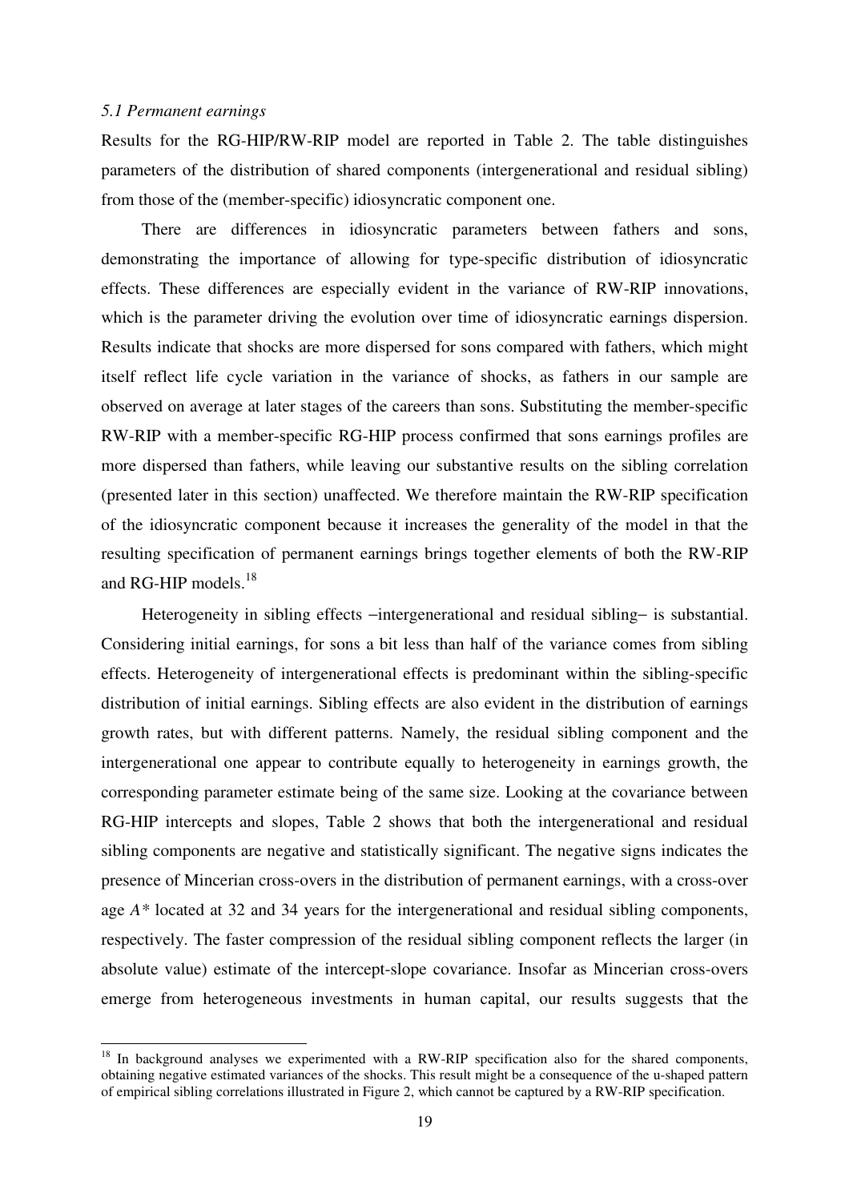### *5.1 Permanent earnings*

Results for the RG-HIP/RW-RIP model are reported in Table 2. The table distinguishes parameters of the distribution of shared components (intergenerational and residual sibling) from those of the (member-specific) idiosyncratic component one.

There are differences in idiosyncratic parameters between fathers and sons, demonstrating the importance of allowing for type-specific distribution of idiosyncratic effects. These differences are especially evident in the variance of RW-RIP innovations, which is the parameter driving the evolution over time of idiosyncratic earnings dispersion. Results indicate that shocks are more dispersed for sons compared with fathers, which might itself reflect life cycle variation in the variance of shocks, as fathers in our sample are observed on average at later stages of the careers than sons. Substituting the member-specific RW-RIP with a member-specific RG-HIP process confirmed that sons earnings profiles are more dispersed than fathers, while leaving our substantive results on the sibling correlation (presented later in this section) unaffected. We therefore maintain the RW-RIP specification of the idiosyncratic component because it increases the generality of the model in that the resulting specification of permanent earnings brings together elements of both the RW-RIP and RG-HIP models.[18]

Heterogeneity in sibling effects –intergenerational and residual sibling– is substantial. Considering initial earnings, for sons a bit less than half of the variance comes from sibling effects. Heterogeneity of intergenerational effects is predominant within the sibling-specific distribution of initial earnings. Sibling effects are also evident in the distribution of earnings growth rates, but with different patterns. Namely, the residual sibling component and the intergenerational one appear to contribute equally to heterogeneity in earnings growth, the corresponding parameter estimate being of the same size. Looking at the covariance between RG-HIP intercepts and slopes, Table 2 shows that both the intergenerational and residual sibling components are negative and statistically significant. The negative signs indicates the presence of Mincerian cross-overs in the distribution of permanent earnings, with a cross-over age $A^*$ located at 32 and 34 years for the intergenerational and residual sibling components, respectively. The faster compression of the residual sibling component reflects the larger (in absolute value) estimate of the intercept-slope covariance. Insofar as Mincerian cross-overs emerge from heterogeneous investments in human capital, our results suggests that the

[18] In background analyses we experimented with a RW-RIP specification also for the shared components, obtaining negative estimated variances of the shocks. This result might be a consequence of the u-shaped pattern of empirical sibling correlations illustrated in Figure 2, which cannot be captured by a RW-RIP specification.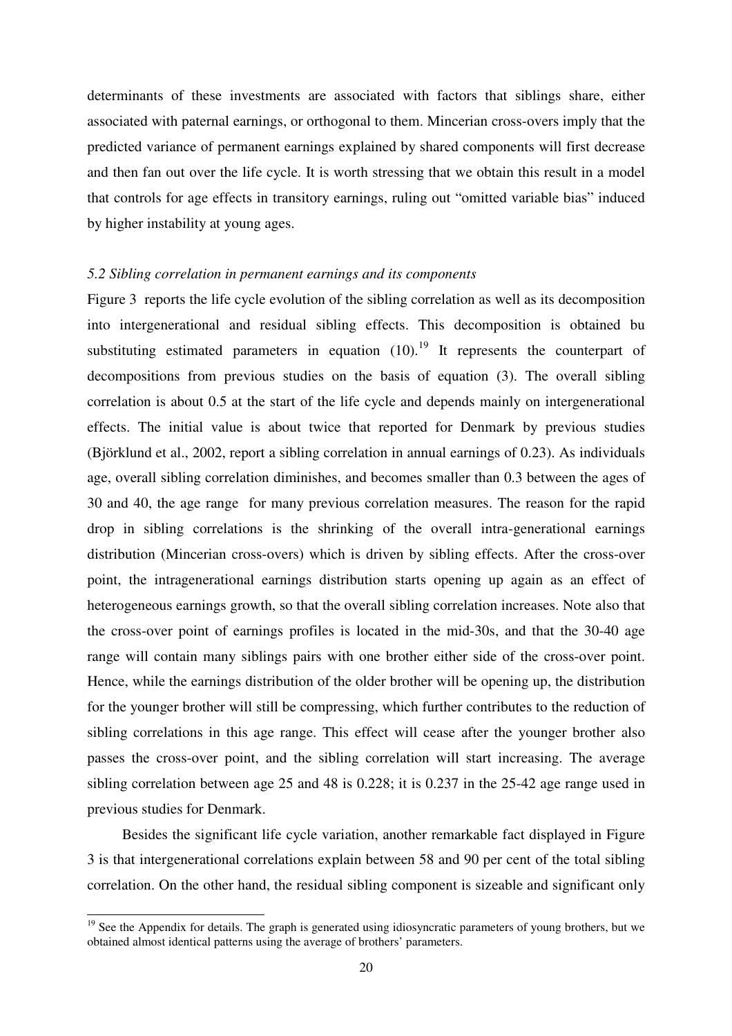determinants of these investments are associated with factors that siblings share, either associated with paternal earnings, or orthogonal to them. Mincerian cross-overs imply that the predicted variance of permanent earnings explained by shared components will first decrease and then fan out over the life cycle. It is worth stressing that we obtain this result in a model that controls for age effects in transitory earnings, ruling out "omitted variable bias" induced by higher instability at young ages.

### *5.2 Sibling correlation in permanent earnings and its components*

Figure 3 reports the life cycle evolution of the sibling correlation as well as its decomposition into intergenerational and residual sibling effects. This decomposition is obtained bu substituting estimated parameters in equation (10).[19] It represents the counterpart of decompositions from previous studies on the basis of equation (3). The overall sibling correlation is about 0.5 at the start of the life cycle and depends mainly on intergenerational effects. The initial value is about twice that reported for Denmark by previous studies (Björklund et al., 2002, report a sibling correlation in annual earnings of 0.23). As individuals age, overall sibling correlation diminishes, and becomes smaller than 0.3 between the ages of 30 and 40, the age range for many previous correlation measures. The reason for the rapid drop in sibling correlations is the shrinking of the overall intra-generational earnings distribution (Mincerian cross-overs) which is driven by sibling effects. After the cross-over point, the intragenerational earnings distribution starts opening up again as an effect of heterogeneous earnings growth, so that the overall sibling correlation increases. Note also that the cross-over point of earnings profiles is located in the mid-30s, and that the 30-40 age range will contain many siblings pairs with one brother either side of the cross-over point. Hence, while the earnings distribution of the older brother will be opening up, the distribution for the younger brother will still be compressing, which further contributes to the reduction of sibling correlations in this age range. This effect will cease after the younger brother also passes the cross-over point, and the sibling correlation will start increasing. The average sibling correlation between age 25 and 48 is 0.228; it is 0.237 in the 25-42 age range used in previous studies for Denmark.

Besides the significant life cycle variation, another remarkable fact displayed in Figure 3 is that intergenerational correlations explain between 58 and 90 per cent of the total sibling correlation. On the other hand, the residual sibling component is sizeable and significant only

[19] See the Appendix for details. The graph is generated using idiosyncratic parameters of young brothers, but we obtained almost identical patterns using the average of brothers' parameters.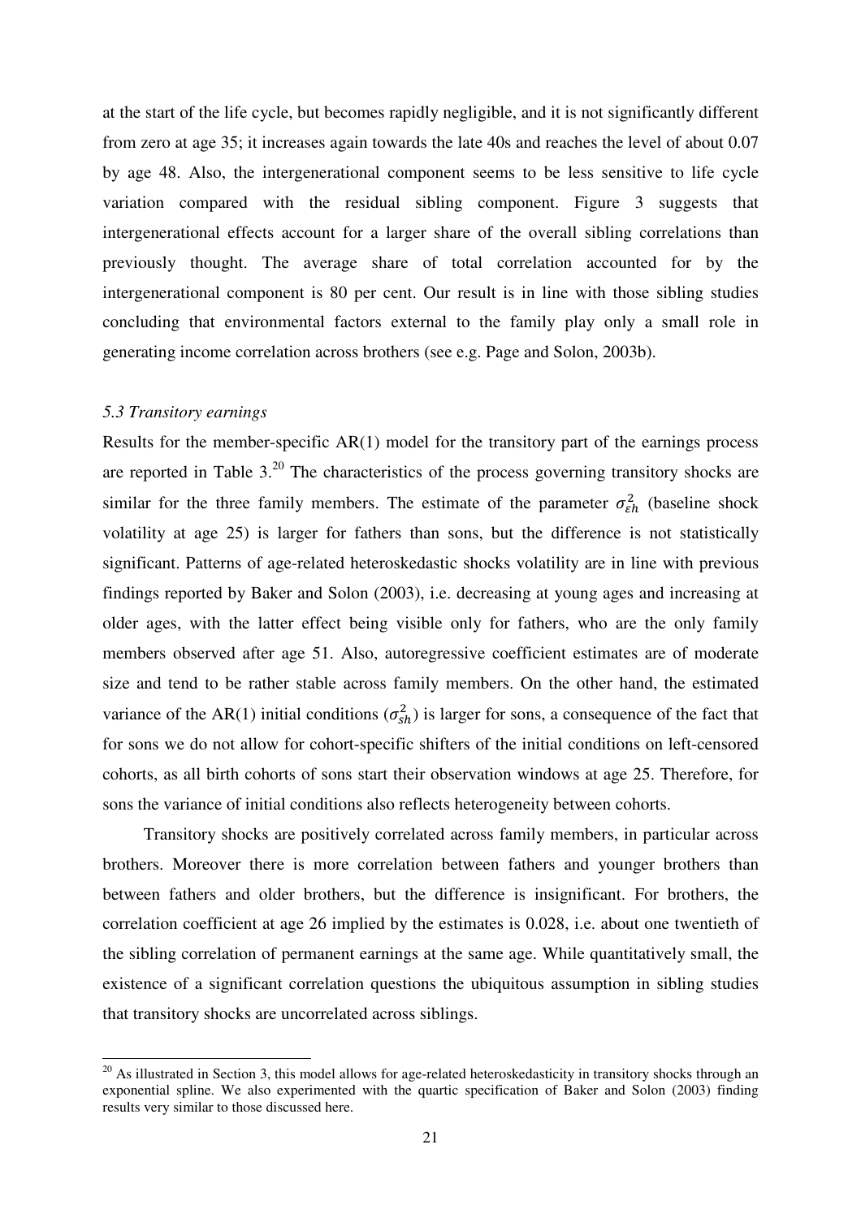at the start of the life cycle, but becomes rapidly negligible, and it is not significantly different from zero at age 35; it increases again towards the late 40s and reaches the level of about 0.07 by age 48. Also, the intergenerational component seems to be less sensitive to life cycle variation compared with the residual sibling component. Figure 3 suggests that intergenerational effects account for a larger share of the overall sibling correlations than previously thought. The average share of total correlation accounted for by the intergenerational component is 80 per cent. Our result is in line with those sibling studies concluding that environmental factors external to the family play only a small role in generating income correlation across brothers (see e.g. Page and Solon, 2003b).

### *5.3 Transitory earnings*

Results for the member-specific AR(1) model for the transitory part of the earnings process are reported in Table 3.[20] The characteristics of the process governing transitory shocks are similar for the three family members. The estimate of the parameter $\sigma^2_{\varepsilon h}$ (baseline shock volatility at age 25) is larger for fathers than sons, but the difference is not statistically significant. Patterns of age-related heteroskedastic shocks volatility are in line with previous findings reported by Baker and Solon (2003), i.e. decreasing at young ages and increasing at older ages, with the latter effect being visible only for fathers, who are the only family members observed after age 51. Also, autoregressive coefficient estimates are of moderate size and tend to be rather stable across family members. On the other hand, the estimated variance of the AR(1) initial conditions ($\sigma^2_{\varsigma h}$) is larger for sons, a consequence of the fact that for sons we do not allow for cohort-specific shifters of the initial conditions on left-censored cohorts, as all birth cohorts of sons start their observation windows at age 25. Therefore, for sons the variance of initial conditions also reflects heterogeneity between cohorts.

Transitory shocks are positively correlated across family members, in particular across brothers. Moreover there is more correlation between fathers and younger brothers than between fathers and older brothers, but the difference is insignificant. For brothers, the correlation coefficient at age 26 implied by the estimates is 0.028, i.e. about one twentieth of the sibling correlation of permanent earnings at the same age. While quantitatively small, the existence of a significant correlation questions the ubiquitous assumption in sibling studies that transitory shocks are uncorrelated across siblings.

---

[20] As illustrated in Section 3, this model allows for age-related heteroskedasticity in transitory shocks through an exponential spline. We also experimented with the quartic specification of Baker and Solon (2003) finding results very similar to those discussed here.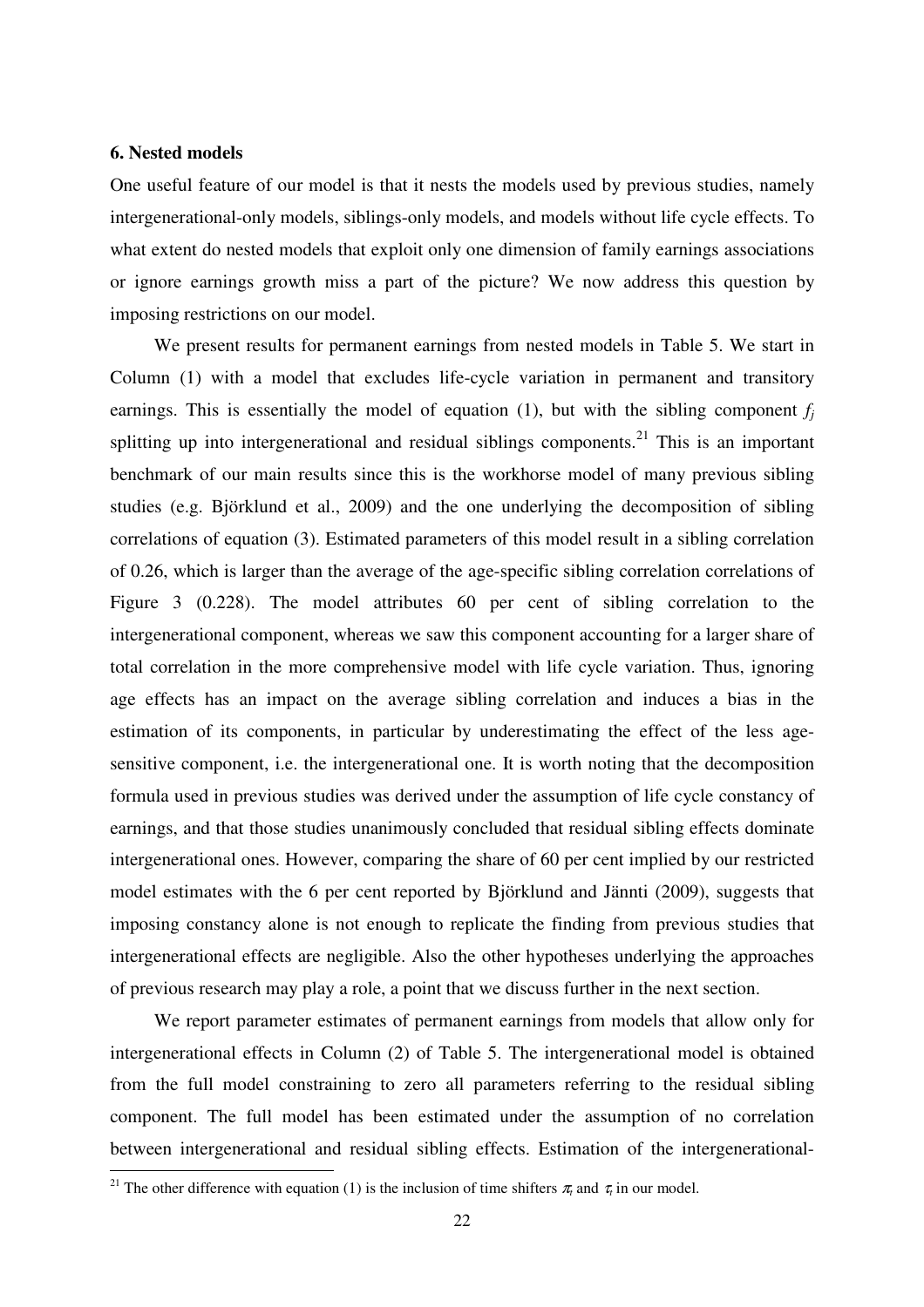### 6. Nested models

One useful feature of our model is that it nests the models used by previous studies, namely intergenerational-only models, siblings-only models, and models without life cycle effects. To what extent do nested models that exploit only one dimension of family earnings associations or ignore earnings growth miss a part of the picture? We now address this question by imposing restrictions on our model.

We present results for permanent earnings from nested models in Table 5. We start in Column (1) with a model that excludes life-cycle variation in permanent and transitory earnings. This is essentially the model of equation (1), but with the sibling component $f_j$ splitting up into intergenerational and residual siblings components.[21] This is an important benchmark of our main results since this is the workhorse model of many previous sibling studies (e.g. Björklund et al., 2009) and the one underlying the decomposition of sibling correlations of equation (3). Estimated parameters of this model result in a sibling correlation of 0.26, which is larger than the average of the age-specific sibling correlation correlations of Figure 3 (0.228). The model attributes 60 per cent of sibling correlation to the intergenerational component, whereas we saw this component accounting for a larger share of total correlation in the more comprehensive model with life cycle variation. Thus, ignoring age effects has an impact on the average sibling correlation and induces a bias in the estimation of its components, in particular by underestimating the effect of the less age-sensitive component, i.e. the intergenerational one. It is worth noting that the decomposition formula used in previous studies was derived under the assumption of life cycle constancy of earnings, and that those studies unanimously concluded that residual sibling effects dominate intergenerational ones. However, comparing the share of 60 per cent implied by our restricted model estimates with the 6 per cent reported by Björklund and Jännti (2009), suggests that imposing constancy alone is not enough to replicate the finding from previous studies that intergenerational effects are negligible. Also the other hypotheses underlying the approaches of previous research may play a role, a point that we discuss further in the next section.

We report parameter estimates of permanent earnings from models that allow only for intergenerational effects in Column (2) of Table 5. The intergenerational model is obtained from the full model constraining to zero all parameters referring to the residual sibling component. The full model has been estimated under the assumption of no correlation between intergenerational and residual sibling effects. Estimation of the intergenerational-

[21] The other difference with equation (1) is the inclusion of time shifters $\pi_t$ and $\tau_t$ in our model.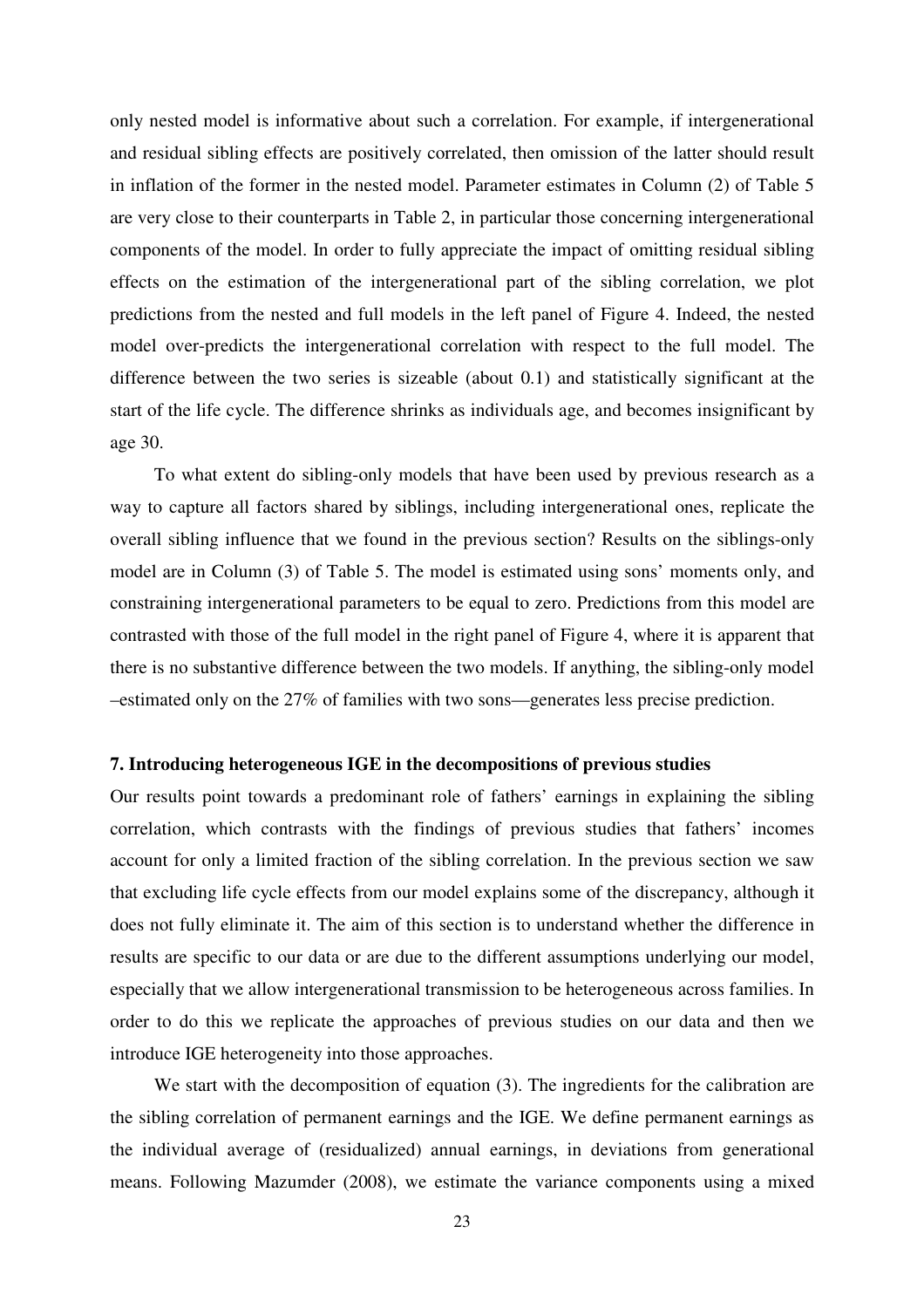only nested model is informative about such a correlation. For example, if intergenerational and residual sibling effects are positively correlated, then omission of the latter should result in inflation of the former in the nested model. Parameter estimates in Column (2) of Table 5 are very close to their counterparts in Table 2, in particular those concerning intergenerational components of the model. In order to fully appreciate the impact of omitting residual sibling effects on the estimation of the intergenerational part of the sibling correlation, we plot predictions from the nested and full models in the left panel of Figure 4. Indeed, the nested model over-predicts the intergenerational correlation with respect to the full model. The difference between the two series is sizeable (about 0.1) and statistically significant at the start of the life cycle. The difference shrinks as individuals age, and becomes insignificant by age 30.

To what extent do sibling-only models that have been used by previous research as a way to capture all factors shared by siblings, including intergenerational ones, replicate the overall sibling influence that we found in the previous section? Results on the siblings-only model are in Column (3) of Table 5. The model is estimated using sons' moments only, and constraining intergenerational parameters to be equal to zero. Predictions from this model are contrasted with those of the full model in the right panel of Figure 4, where it is apparent that there is no substantive difference between the two models. If anything, the sibling-only model –estimated only on the 27% of families with two sons—generates less precise prediction.

### 7. Introducing heterogeneous IGE in the decompositions of previous studies

Our results point towards a predominant role of fathers' earnings in explaining the sibling correlation, which contrasts with the findings of previous studies that fathers' incomes account for only a limited fraction of the sibling correlation. In the previous section we saw that excluding life cycle effects from our model explains some of the discrepancy, although it does not fully eliminate it. The aim of this section is to understand whether the difference in results are specific to our data or are due to the different assumptions underlying our model, especially that we allow intergenerational transmission to be heterogeneous across families. In order to do this we replicate the approaches of previous studies on our data and then we introduce IGE heterogeneity into those approaches.

We start with the decomposition of equation (3). The ingredients for the calibration are the sibling correlation of permanent earnings and the IGE. We define permanent earnings as the individual average of (residualized) annual earnings, in deviations from generational means. Following Mazumder (2008), we estimate the variance components using a mixed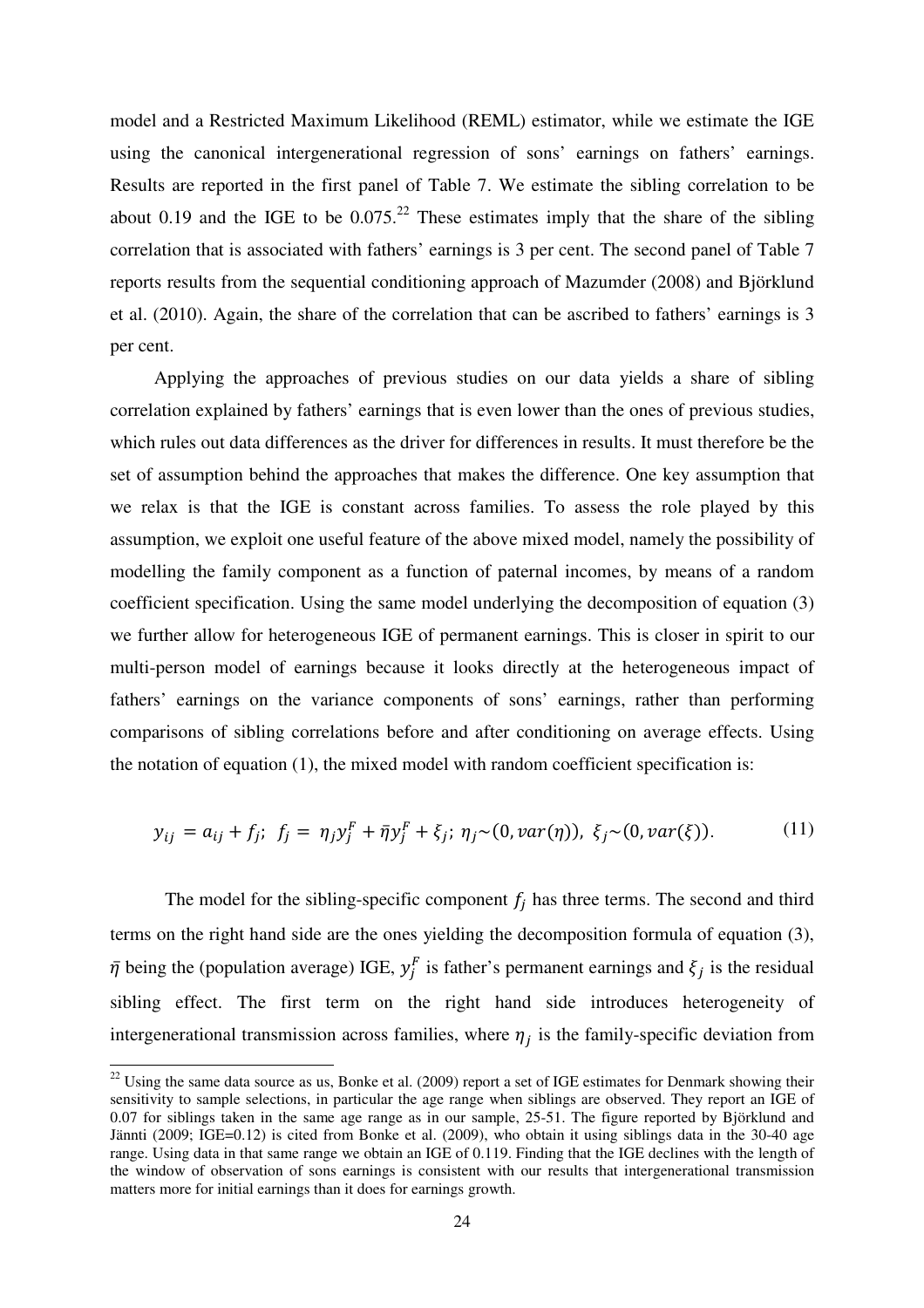model and a Restricted Maximum Likelihood (REML) estimator, while we estimate the IGE using the canonical intergenerational regression of sons' earnings on fathers' earnings. Results are reported in the first panel of Table 7. We estimate the sibling correlation to be about 0.19 and the IGE to be 0.075.[22] These estimates imply that the share of the sibling correlation that is associated with fathers' earnings is 3 per cent. The second panel of Table 7 reports results from the sequential conditioning approach of Mazumder (2008) and Björklund et al. (2010). Again, the share of the correlation that can be ascribed to fathers' earnings is 3 per cent.

Applying the approaches of previous studies on our data yields a share of sibling correlation explained by fathers' earnings that is even lower than the ones of previous studies, which rules out data differences as the driver for differences in results. It must therefore be the set of assumption behind the approaches that makes the difference. One key assumption that we relax is that the IGE is constant across families. To assess the role played by this assumption, we exploit one useful feature of the above mixed model, namely the possibility of modelling the family component as a function of paternal incomes, by means of a random coefficient specification. Using the same model underlying the decomposition of equation (3) we further allow for heterogeneous IGE of permanent earnings. This is closer in spirit to our multi-person model of earnings because it looks directly at the heterogeneous impact of fathers' earnings on the variance components of sons' earnings, rather than performing comparisons of sibling correlations before and after conditioning on average effects. Using the notation of equation (1), the mixed model with random coefficient specification is:

$$y_{ij} = a_{ij} + f_j; \;\; f_j = \eta_j y_j^F + \bar{\eta} y_j^F + \xi_j; \; \eta_j \sim (0, var(\eta)), \;\; \xi_j \sim (0, var(\xi)). \tag{11}$$

The model for the sibling-specific component $f_j$ has three terms. The second and third terms on the right hand side are the ones yielding the decomposition formula of equation (3), $\bar{\eta}$ being the (population average) IGE, $y_j^F$ is father's permanent earnings and $\xi_j$ is the residual sibling effect. The first term on the right hand side introduces heterogeneity of intergenerational transmission across families, where $\eta_j$ is the family-specific deviation from

[22] Using the same data source as us, Bonke et al. (2009) report a set of IGE estimates for Denmark showing their sensitivity to sample selections, in particular the age range when siblings are observed. They report an IGE of 0.07 for siblings taken in the same age range as in our sample, 25-51. The figure reported by Björklund and Jännti (2009; IGE=0.12) is cited from Bonke et al. (2009), who obtain it using siblings data in the 30-40 age range. Using data in that same range we obtain an IGE of 0.119. Finding that the IGE declines with the length of the window of observation of sons earnings is consistent with our results that intergenerational transmission matters more for initial earnings than it does for earnings growth.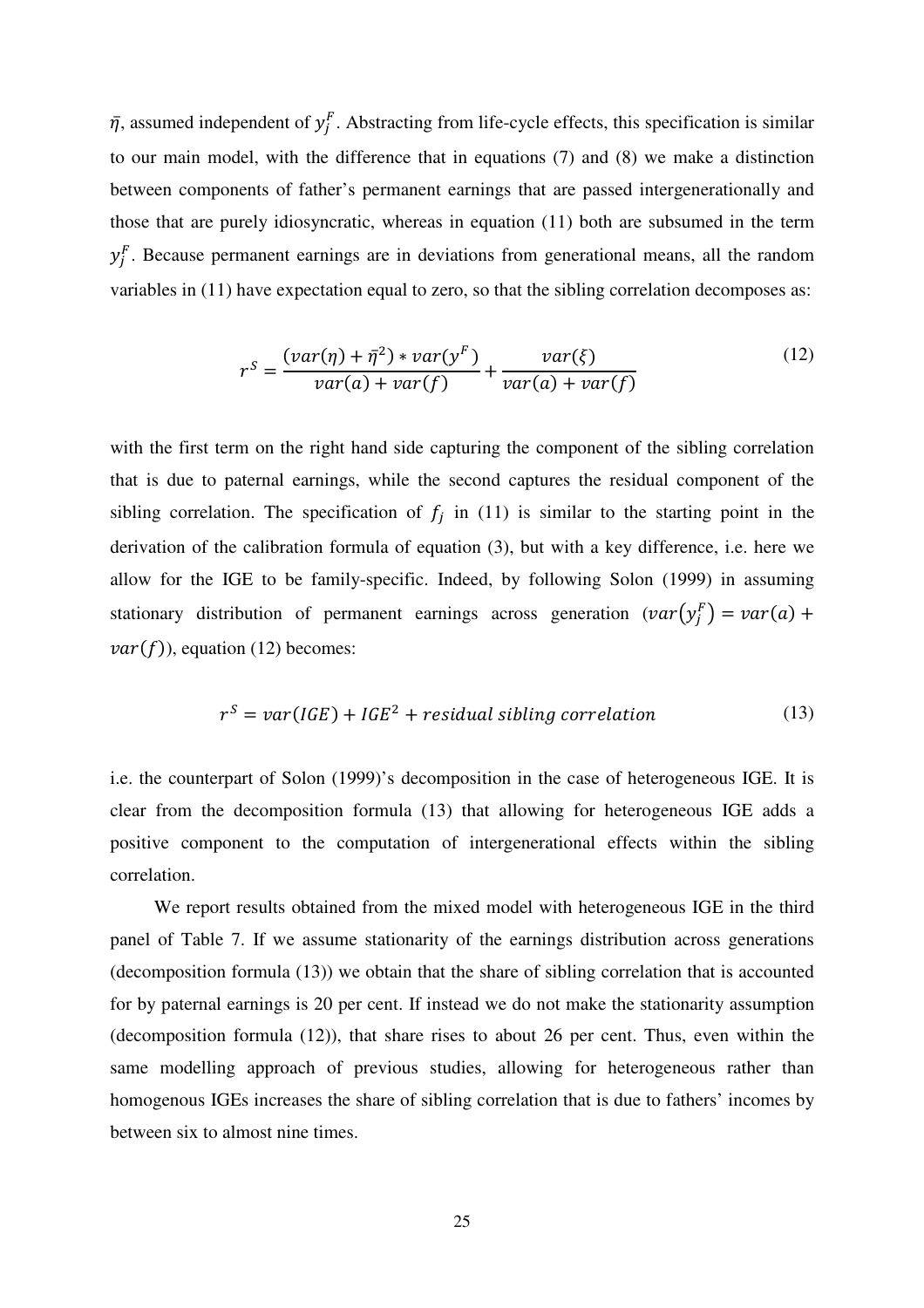$\bar{\eta}$, assumed independent of $y_j^F$. Abstracting from life-cycle effects, this specification is similar to our main model, with the difference that in equations (7) and (8) we make a distinction between components of father's permanent earnings that are passed intergenerationally and those that are purely idiosyncratic, whereas in equation (11) both are subsumed in the term $y_j^F$. Because permanent earnings are in deviations from generational means, all the random variables in (11) have expectation equal to zero, so that the sibling correlation decomposes as:

$$r^S = \frac{(var(\eta) + \bar{\eta}^2) * var(y^F)}{var(a) + var(f)} + \frac{var(\xi)}{var(a) + var(f)} \tag{12}$$

with the first term on the right hand side capturing the component of the sibling correlation that is due to paternal earnings, while the second captures the residual component of the sibling correlation. The specification of $f_j$ in (11) is similar to the starting point in the derivation of the calibration formula of equation (3), but with a key difference, i.e. here we allow for the IGE to be family-specific. Indeed, by following Solon (1999) in assuming stationary distribution of permanent earnings across generation ($var(y_j^F) = var(a) + var(f)$), equation (12) becomes:

$$r^S = var(IGE) + IGE^2 + residual\ sibling\ correlation \tag{13}$$

i.e. the counterpart of Solon (1999)'s decomposition in the case of heterogeneous IGE. It is clear from the decomposition formula (13) that allowing for heterogeneous IGE adds a positive component to the computation of intergenerational effects within the sibling correlation.

We report results obtained from the mixed model with heterogeneous IGE in the third panel of Table 7. If we assume stationarity of the earnings distribution across generations (decomposition formula (13)) we obtain that the share of sibling correlation that is accounted for by paternal earnings is 20 per cent. If instead we do not make the stationarity assumption (decomposition formula (12)), that share rises to about 26 per cent. Thus, even within the same modelling approach of previous studies, allowing for heterogeneous rather than homogenous IGEs increases the share of sibling correlation that is due to fathers' incomes by between six to almost nine times.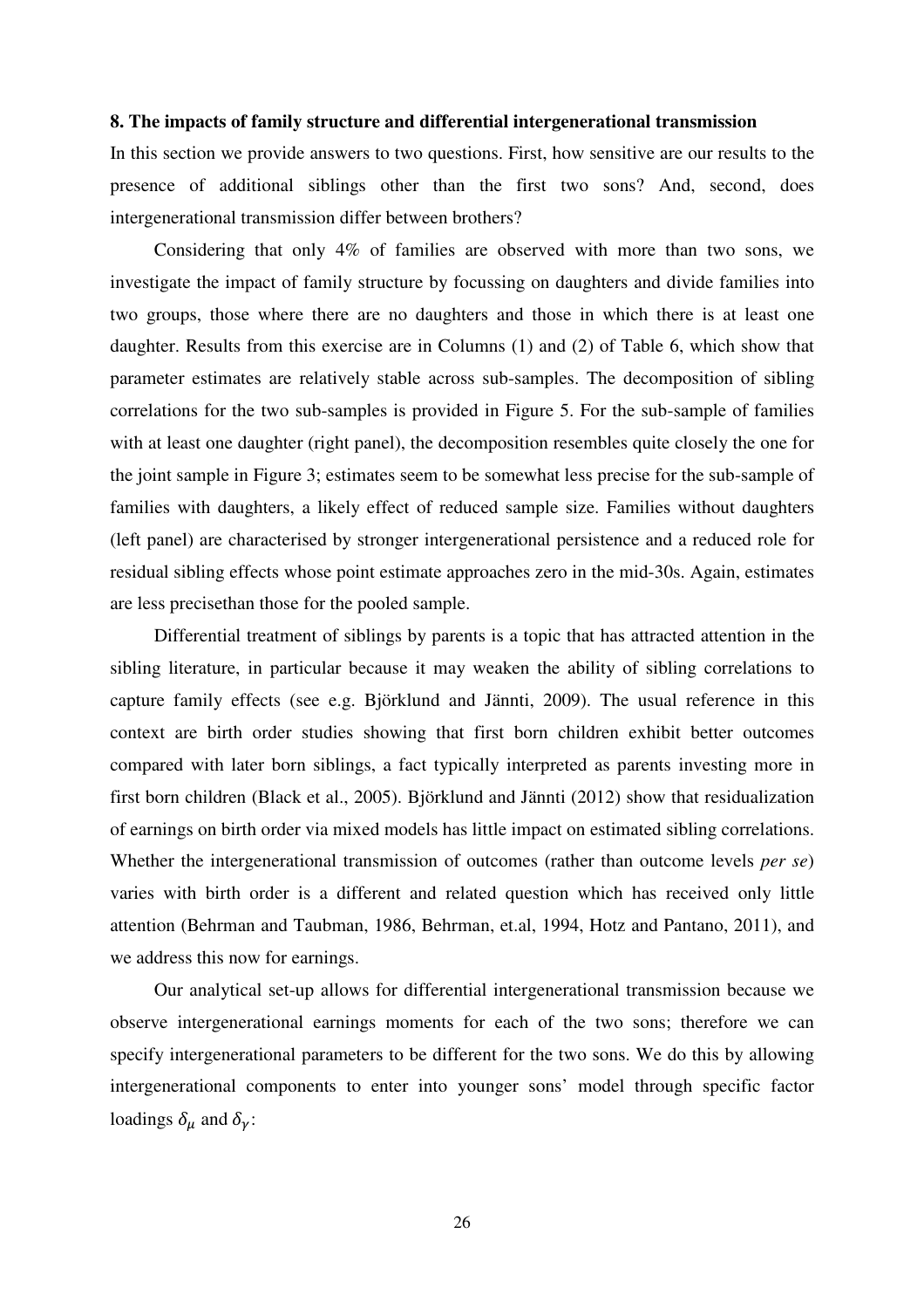## 8. The impacts of family structure and differential intergenerational transmission

In this section we provide answers to two questions. First, how sensitive are our results to the presence of additional siblings other than the first two sons? And, second, does intergenerational transmission differ between brothers?

Considering that only 4% of families are observed with more than two sons, we investigate the impact of family structure by focussing on daughters and divide families into two groups, those where there are no daughters and those in which there is at least one daughter. Results from this exercise are in Columns (1) and (2) of Table 6, which show that parameter estimates are relatively stable across sub-samples. The decomposition of sibling correlations for the two sub-samples is provided in Figure 5. For the sub-sample of families with at least one daughter (right panel), the decomposition resembles quite closely the one for the joint sample in Figure 3; estimates seem to be somewhat less precise for the sub-sample of families with daughters, a likely effect of reduced sample size. Families without daughters (left panel) are characterised by stronger intergenerational persistence and a reduced role for residual sibling effects whose point estimate approaches zero in the mid-30s. Again, estimates are less precisethan those for the pooled sample.

Differential treatment of siblings by parents is a topic that has attracted attention in the sibling literature, in particular because it may weaken the ability of sibling correlations to capture family effects (see e.g. Björklund and Jännti, 2009). The usual reference in this context are birth order studies showing that first born children exhibit better outcomes compared with later born siblings, a fact typically interpreted as parents investing more in first born children (Black et al., 2005). Björklund and Jännti (2012) show that residualization of earnings on birth order via mixed models has little impact on estimated sibling correlations. Whether the intergenerational transmission of outcomes (rather than outcome levels *per se*) varies with birth order is a different and related question which has received only little attention (Behrman and Taubman, 1986, Behrman, et.al, 1994, Hotz and Pantano, 2011), and we address this now for earnings.

Our analytical set-up allows for differential intergenerational transmission because we observe intergenerational earnings moments for each of the two sons; therefore we can specify intergenerational parameters to be different for the two sons. We do this by allowing intergenerational components to enter into younger sons' model through specific factor loadings $\delta_{\mu}$ and $\delta_{\gamma}$: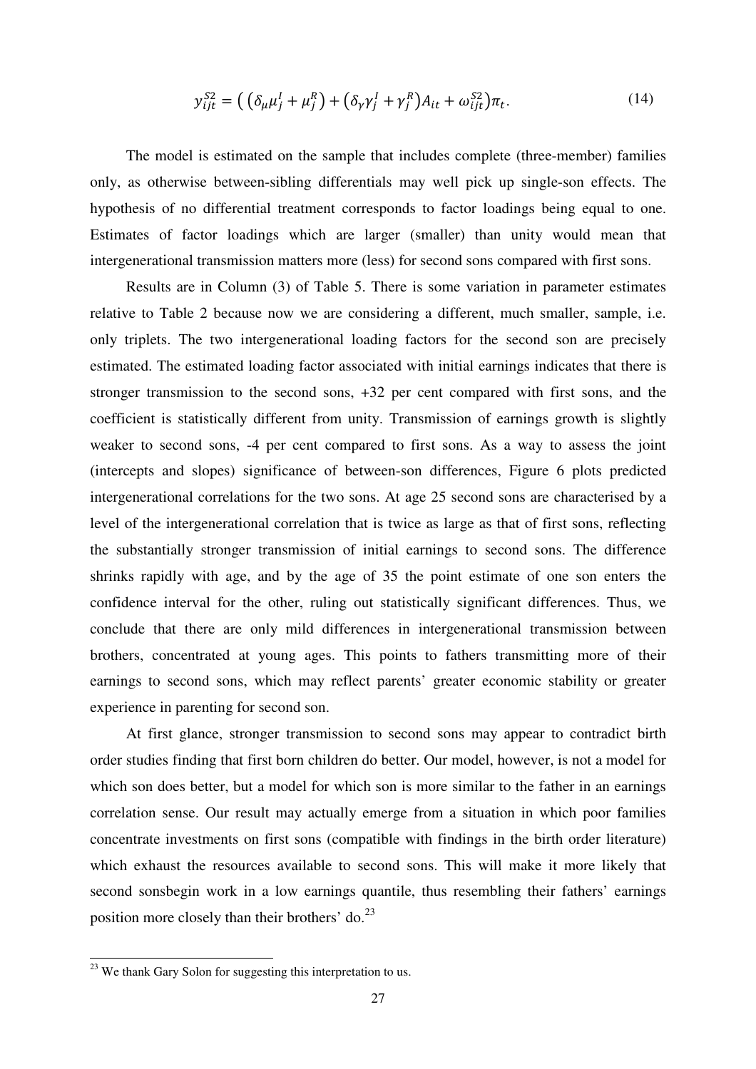$$y_{ijt}^{S2} = \left( \left(\delta_{\mu}\mu_j^I + \mu_j^R\right) + \left(\delta_{\gamma}\gamma_j^I + \gamma_j^R\right)A_{it} + \omega_{ijt}^{S2}\right)\pi_t. \tag{14}$$

The model is estimated on the sample that includes complete (three-member) families only, as otherwise between-sibling differentials may well pick up single-son effects. The hypothesis of no differential treatment corresponds to factor loadings being equal to one. Estimates of factor loadings which are larger (smaller) than unity would mean that intergenerational transmission matters more (less) for second sons compared with first sons.

Results are in Column (3) of Table 5. There is some variation in parameter estimates relative to Table 2 because now we are considering a different, much smaller, sample, i.e. only triplets. The two intergenerational loading factors for the second son are precisely estimated. The estimated loading factor associated with initial earnings indicates that there is stronger transmission to the second sons, +32 per cent compared with first sons, and the coefficient is statistically different from unity. Transmission of earnings growth is slightly weaker to second sons, -4 per cent compared to first sons. As a way to assess the joint (intercepts and slopes) significance of between-son differences, Figure 6 plots predicted intergenerational correlations for the two sons. At age 25 second sons are characterised by a level of the intergenerational correlation that is twice as large as that of first sons, reflecting the substantially stronger transmission of initial earnings to second sons. The difference shrinks rapidly with age, and by the age of 35 the point estimate of one son enters the confidence interval for the other, ruling out statistically significant differences. Thus, we conclude that there are only mild differences in intergenerational transmission between brothers, concentrated at young ages. This points to fathers transmitting more of their earnings to second sons, which may reflect parents' greater economic stability or greater experience in parenting for second son.

At first glance, stronger transmission to second sons may appear to contradict birth order studies finding that first born children do better. Our model, however, is not a model for which son does better, but a model for which son is more similar to the father in an earnings correlation sense. Our result may actually emerge from a situation in which poor families concentrate investments on first sons (compatible with findings in the birth order literature) which exhaust the resources available to second sons. This will make it more likely that second sonsbegin work in a low earnings quantile, thus resembling their fathers' earnings position more closely than their brothers' do.[23]

[23] We thank Gary Solon for suggesting this interpretation to us.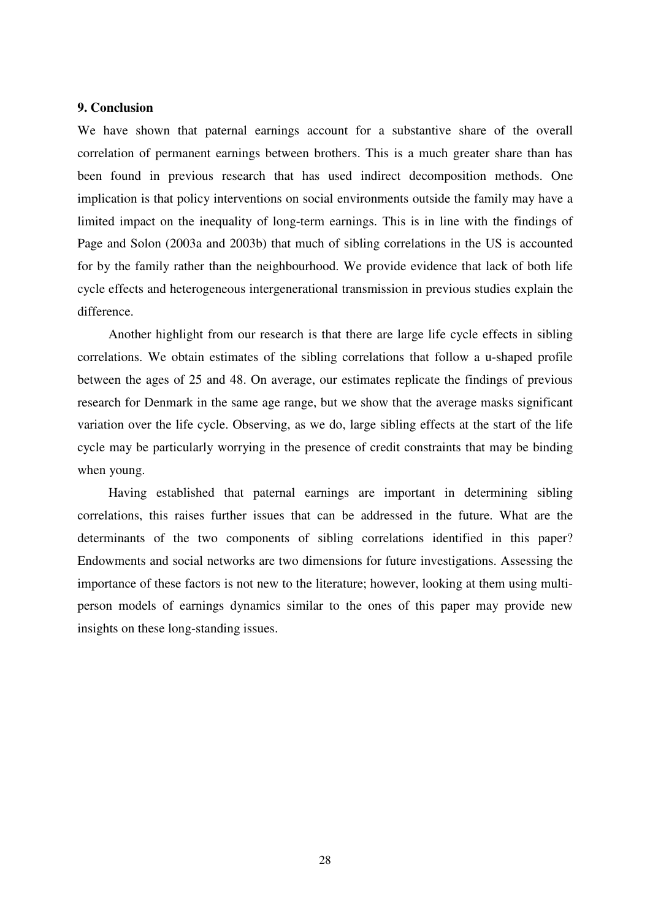## 9. Conclusion

We have shown that paternal earnings account for a substantive share of the overall correlation of permanent earnings between brothers. This is a much greater share than has been found in previous research that has used indirect decomposition methods. One implication is that policy interventions on social environments outside the family may have a limited impact on the inequality of long-term earnings. This is in line with the findings of Page and Solon (2003a and 2003b) that much of sibling correlations in the US is accounted for by the family rather than the neighbourhood. We provide evidence that lack of both life cycle effects and heterogeneous intergenerational transmission in previous studies explain the difference.

Another highlight from our research is that there are large life cycle effects in sibling correlations. We obtain estimates of the sibling correlations that follow a u-shaped profile between the ages of 25 and 48. On average, our estimates replicate the findings of previous research for Denmark in the same age range, but we show that the average masks significant variation over the life cycle. Observing, as we do, large sibling effects at the start of the life cycle may be particularly worrying in the presence of credit constraints that may be binding when young.

Having established that paternal earnings are important in determining sibling correlations, this raises further issues that can be addressed in the future. What are the determinants of the two components of sibling correlations identified in this paper? Endowments and social networks are two dimensions for future investigations. Assessing the importance of these factors is not new to the literature; however, looking at them using multi-person models of earnings dynamics similar to the ones of this paper may provide new insights on these long-standing issues.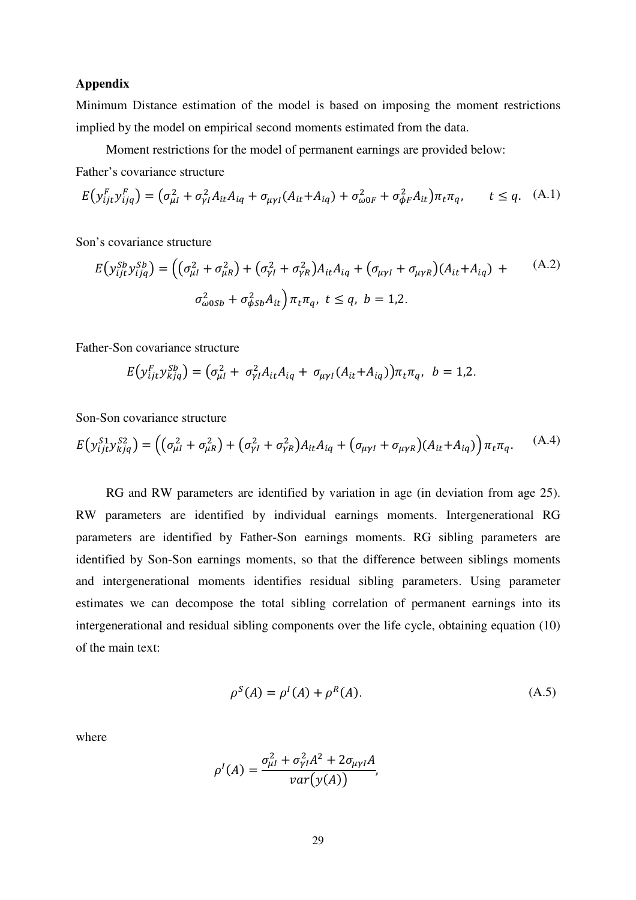**Appendix**

Minimum Distance estimation of the model is based on imposing the moment restrictions implied by the model on empirical second moments estimated from the data.

Moment restrictions for the model of permanent earnings are provided below:

Father's covariance structure

$$E\left(y_{ijt}^{F} y_{ijq}^{F}\right) = \left(\sigma_{\mu I}^{2} + \sigma_{\gamma I}^{2} A_{it} A_{iq} + \sigma_{\mu\gamma I}(A_{it} + A_{iq}) + \sigma_{\omega 0F}^{2} + \sigma_{\phi F}^{2} A_{it}\right)\pi_t \pi_q, \qquad t \leq q. \quad \text{(A.1)}$$

Son's covariance structure

$$E\left(y_{ijt}^{Sb} y_{ijq}^{Sb}\right) = \Big(\left(\sigma_{\mu I}^{2} + \sigma_{\mu R}^{2}\right) + \left(\sigma_{\gamma I}^{2} + \sigma_{\gamma R}^{2}\right) A_{it} A_{iq} + \left(\sigma_{\mu\gamma I} + \sigma_{\mu\gamma R}\right)(A_{it} + A_{iq}) + \sigma_{\omega 0Sb}^{2} + \sigma_{\phi Sb}^{2} A_{it}\Big)\pi_t \pi_q, \; t \leq q, \; b = 1,2. \quad \text{(A.2)}$$

Father-Son covariance structure

$$E\left(y_{ijt}^{F} y_{kjq}^{Sb}\right) = \left(\sigma_{\mu I}^{2} + \sigma_{\gamma I}^{2} A_{it} A_{iq} + \sigma_{\mu\gamma I}(A_{it} + A_{iq})\right)\pi_t \pi_q, \; b = 1,2.$$

Son-Son covariance structure

$$E\left(y_{ijt}^{S1} y_{kjq}^{S2}\right) = \Big(\left(\sigma_{\mu I}^{2} + \sigma_{\mu R}^{2}\right) + \left(\sigma_{\gamma I}^{2} + \sigma_{\gamma R}^{2}\right) A_{it} A_{iq} + \left(\sigma_{\mu\gamma I} + \sigma_{\mu\gamma R}\right)(A_{it} + A_{iq})\Big)\pi_t \pi_q. \quad \text{(A.4)}$$

RG and RW parameters are identified by variation in age (in deviation from age 25). RW parameters are identified by individual earnings moments. Intergenerational RG parameters are identified by Father-Son earnings moments. RG sibling parameters are identified by Son-Son earnings moments, so that the difference between siblings moments and intergenerational moments identifies residual sibling parameters. Using parameter estimates we can decompose the total sibling correlation of permanent earnings into its intergenerational and residual sibling components over the life cycle, obtaining equation (10) of the main text:

$$\rho^{S}(A) = \rho^{I}(A) + \rho^{R}(A). \quad \text{(A.5)}$$

where

$$\rho^{I}(A) = \frac{\sigma_{\mu I}^{2} + \sigma_{\gamma I}^{2} A^{2} + 2\sigma_{\mu\gamma I} A}{var\left(y(A)\right)},$$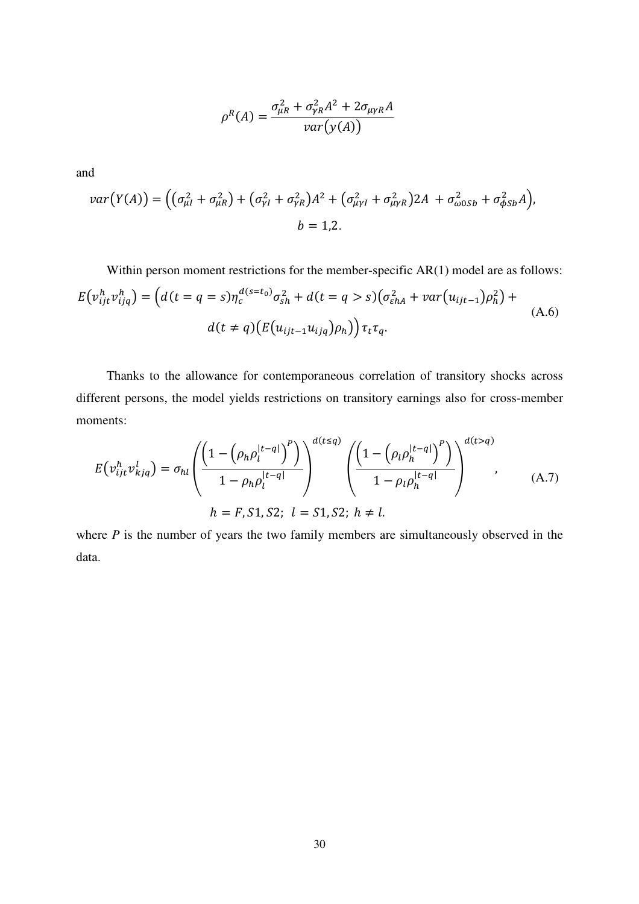$$\rho^R(A) = \frac{\sigma_{\mu R}^2 + \sigma_{\gamma R}^2 A^2 + 2\sigma_{\mu\gamma R} A}{var\big(y(A)\big)}$$

and

$$var\big(Y(A)\big) = \Big( \big(\sigma_{\mu I}^2 + \sigma_{\mu R}^2\big) + \big(\sigma_{\gamma I}^2 + \sigma_{\gamma R}^2\big) A^2 + \big(\sigma_{\mu\gamma I}^2 + \sigma_{\mu\gamma R}^2\big) 2A \; + \sigma_{\omega 0 Sb}^2 + \sigma_{\phi Sb}^2 A \Big),$$
$$b = 1{,}2.$$

Within person moment restrictions for the member-specific AR(1) model are as follows:

$$E\big(v_{ijt}^h v_{ijq}^h\big) = \Big( d(t=q=s)\eta_c^{d(s=t_0)}\sigma_{sh}^2 + d(t=q>s)\big(\sigma_{\varepsilon hA}^2 + var\big(u_{ijt-1}\big)\rho_h^2\big) + d(t \neq q)\big(E\big(u_{ijt-1}u_{ijq}\big)\rho_h\big) \Big)\tau_t\tau_q. \tag{A.6}$$

Thanks to the allowance for contemporaneous correlation of transitory shocks across different persons, the model yields restrictions on transitory earnings also for cross-member moments:

$$E\big(v_{ijt}^h v_{kjq}^l\big) = \sigma_{hl} \left( \frac{\Big(1 - \big(\rho_h \rho_l^{|t-q|}\big)^P\Big)}{1 - \rho_h \rho_l^{|t-q|}} \right)^{d(t \le q)} \left( \frac{\Big(1 - \big(\rho_l \rho_h^{|t-q|}\big)^P\Big)}{1 - \rho_l \rho_h^{|t-q|}} \right)^{d(t>q)}, \tag{A.7}$$
$$h = F, S1, S2; \;\; l = S1, S2; \;\; h \neq l.$$

where $P$ is the number of years the two family members are simultaneously observed in the data.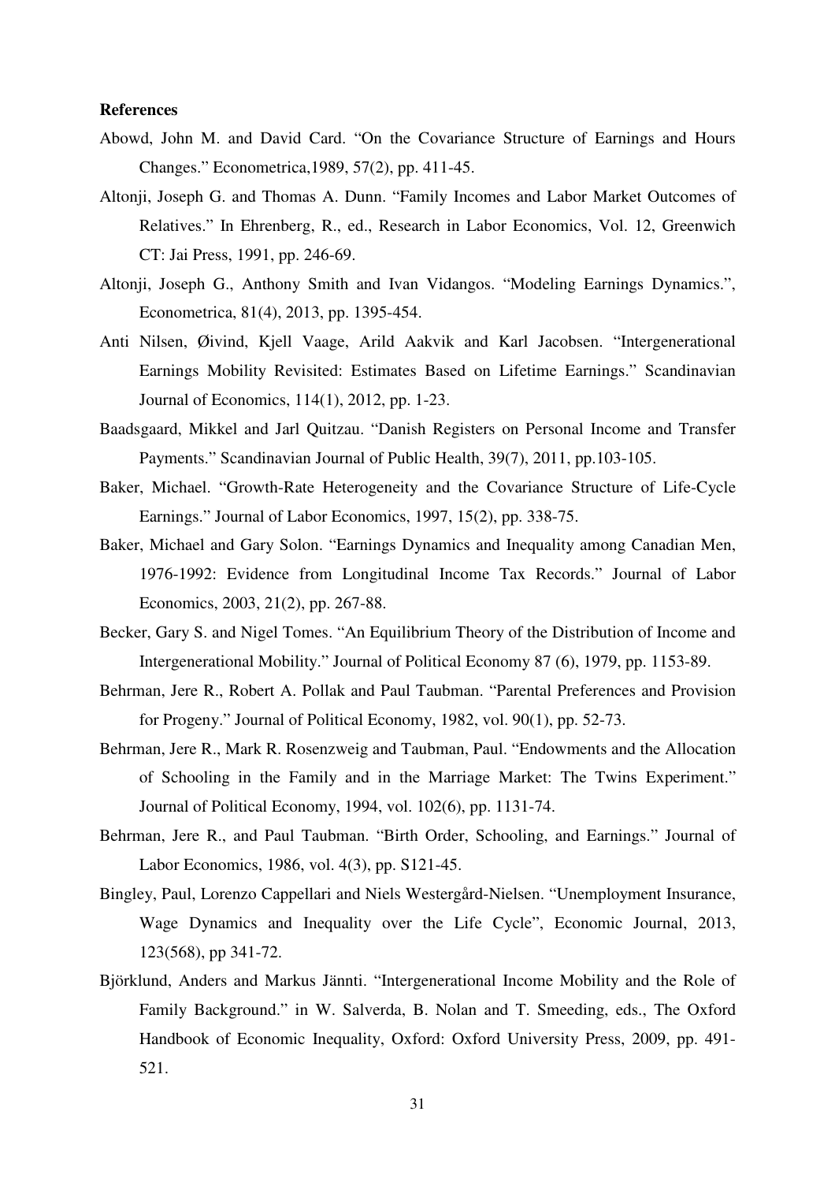**References**

Abowd, John M. and David Card. "On the Covariance Structure of Earnings and Hours Changes." Econometrica,1989, 57(2), pp. 411-45.

Altonji, Joseph G. and Thomas A. Dunn. "Family Incomes and Labor Market Outcomes of Relatives." In Ehrenberg, R., ed., Research in Labor Economics, Vol. 12, Greenwich CT: Jai Press, 1991, pp. 246-69.

Altonji, Joseph G., Anthony Smith and Ivan Vidangos. "Modeling Earnings Dynamics.", Econometrica, 81(4), 2013, pp. 1395-454.

Anti Nilsen, Øivind, Kjell Vaage, Arild Aakvik and Karl Jacobsen. "Intergenerational Earnings Mobility Revisited: Estimates Based on Lifetime Earnings." Scandinavian Journal of Economics, 114(1), 2012, pp. 1-23.

Baadsgaard, Mikkel and Jarl Quitzau. "Danish Registers on Personal Income and Transfer Payments." Scandinavian Journal of Public Health, 39(7), 2011, pp.103-105.

Baker, Michael. "Growth-Rate Heterogeneity and the Covariance Structure of Life-Cycle Earnings." Journal of Labor Economics, 1997, 15(2), pp. 338-75.

Baker, Michael and Gary Solon. "Earnings Dynamics and Inequality among Canadian Men, 1976-1992: Evidence from Longitudinal Income Tax Records." Journal of Labor Economics, 2003, 21(2), pp. 267-88.

Becker, Gary S. and Nigel Tomes. "An Equilibrium Theory of the Distribution of Income and Intergenerational Mobility." Journal of Political Economy 87 (6), 1979, pp. 1153-89.

Behrman, Jere R., Robert A. Pollak and Paul Taubman. "Parental Preferences and Provision for Progeny." Journal of Political Economy, 1982, vol. 90(1), pp. 52-73.

Behrman, Jere R., Mark R. Rosenzweig and Taubman, Paul. "Endowments and the Allocation of Schooling in the Family and in the Marriage Market: The Twins Experiment." Journal of Political Economy, 1994, vol. 102(6), pp. 1131-74.

Behrman, Jere R., and Paul Taubman. "Birth Order, Schooling, and Earnings." Journal of Labor Economics, 1986, vol. 4(3), pp. S121-45.

Bingley, Paul, Lorenzo Cappellari and Niels Westergård-Nielsen. "Unemployment Insurance, Wage Dynamics and Inequality over the Life Cycle", Economic Journal, 2013, 123(568), pp 341-72.

Björklund, Anders and Markus Jännti. "Intergenerational Income Mobility and the Role of Family Background." in W. Salverda, B. Nolan and T. Smeeding, eds., The Oxford Handbook of Economic Inequality, Oxford: Oxford University Press, 2009, pp. 491-521.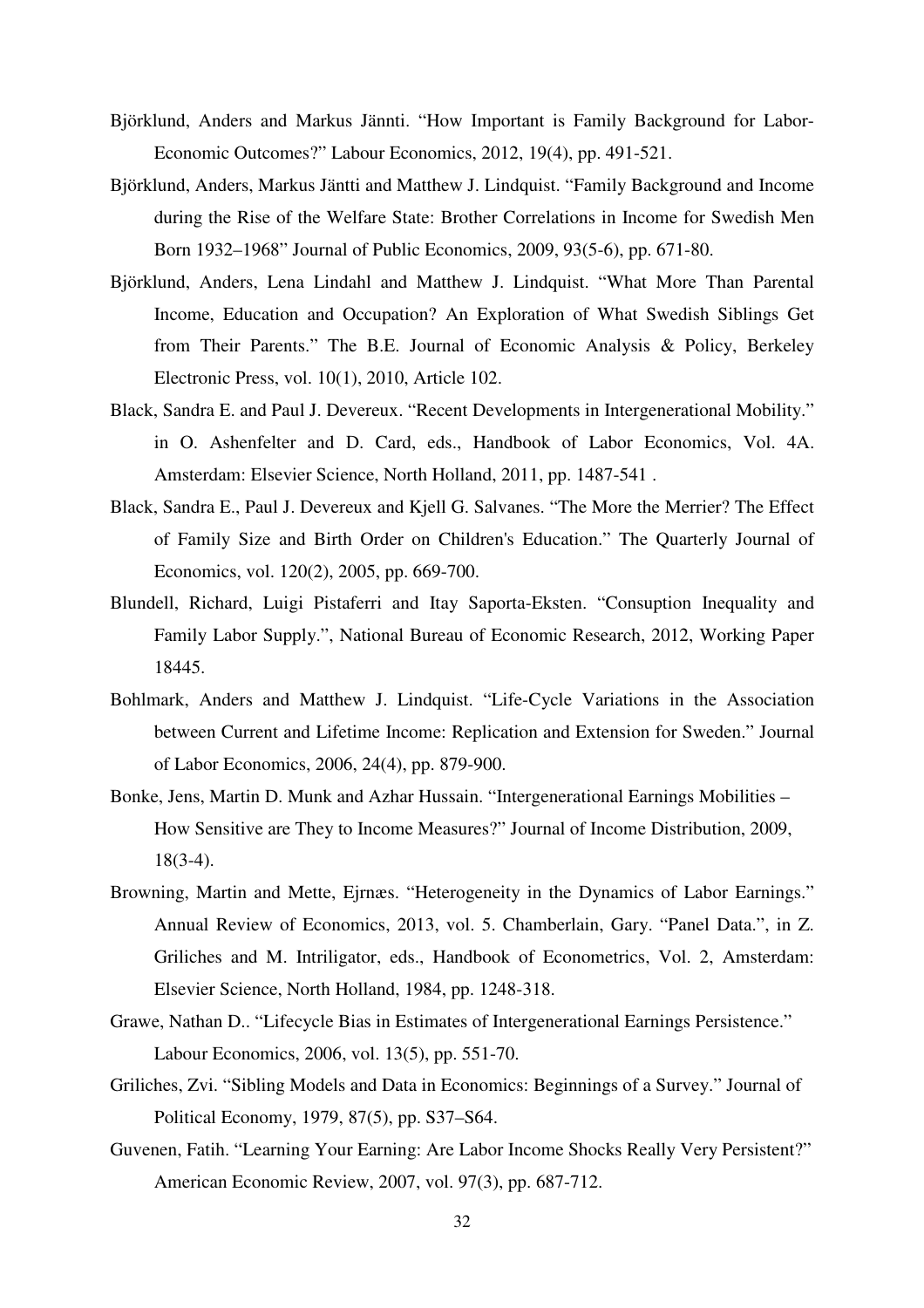Björklund, Anders and Markus Jännti. "How Important is Family Background for Labor-Economic Outcomes?" Labour Economics, 2012, 19(4), pp. 491-521.

Björklund, Anders, Markus Jäntti and Matthew J. Lindquist. "Family Background and Income during the Rise of the Welfare State: Brother Correlations in Income for Swedish Men Born 1932–1968" Journal of Public Economics, 2009, 93(5-6), pp. 671-80.

Björklund, Anders, Lena Lindahl and Matthew J. Lindquist. "What More Than Parental Income, Education and Occupation? An Exploration of What Swedish Siblings Get from Their Parents." The B.E. Journal of Economic Analysis & Policy, Berkeley Electronic Press, vol. 10(1), 2010, Article 102.

Black, Sandra E. and Paul J. Devereux. "Recent Developments in Intergenerational Mobility." in O. Ashenfelter and D. Card, eds., Handbook of Labor Economics, Vol. 4A. Amsterdam: Elsevier Science, North Holland, 2011, pp. 1487-541 .

Black, Sandra E., Paul J. Devereux and Kjell G. Salvanes. "The More the Merrier? The Effect of Family Size and Birth Order on Children's Education." The Quarterly Journal of Economics, vol. 120(2), 2005, pp. 669-700.

Blundell, Richard, Luigi Pistaferri and Itay Saporta-Eksten. "Consuption Inequality and Family Labor Supply.", National Bureau of Economic Research, 2012, Working Paper 18445.

Bohlmark, Anders and Matthew J. Lindquist. "Life-Cycle Variations in the Association between Current and Lifetime Income: Replication and Extension for Sweden." Journal of Labor Economics, 2006, 24(4), pp. 879-900.

Bonke, Jens, Martin D. Munk and Azhar Hussain. "Intergenerational Earnings Mobilities – How Sensitive are They to Income Measures?" Journal of Income Distribution, 2009, 18(3-4).

Browning, Martin and Mette, Ejrnæs. "Heterogeneity in the Dynamics of Labor Earnings." Annual Review of Economics, 2013, vol. 5. Chamberlain, Gary. "Panel Data.", in Z. Griliches and M. Intriligator, eds., Handbook of Econometrics, Vol. 2, Amsterdam: Elsevier Science, North Holland, 1984, pp. 1248-318.

Grawe, Nathan D.. "Lifecycle Bias in Estimates of Intergenerational Earnings Persistence." Labour Economics, 2006, vol. 13(5), pp. 551-70.

Griliches, Zvi. "Sibling Models and Data in Economics: Beginnings of a Survey." Journal of Political Economy, 1979, 87(5), pp. S37–S64.

Guvenen, Fatih. "Learning Your Earning: Are Labor Income Shocks Really Very Persistent?" American Economic Review, 2007, vol. 97(3), pp. 687-712.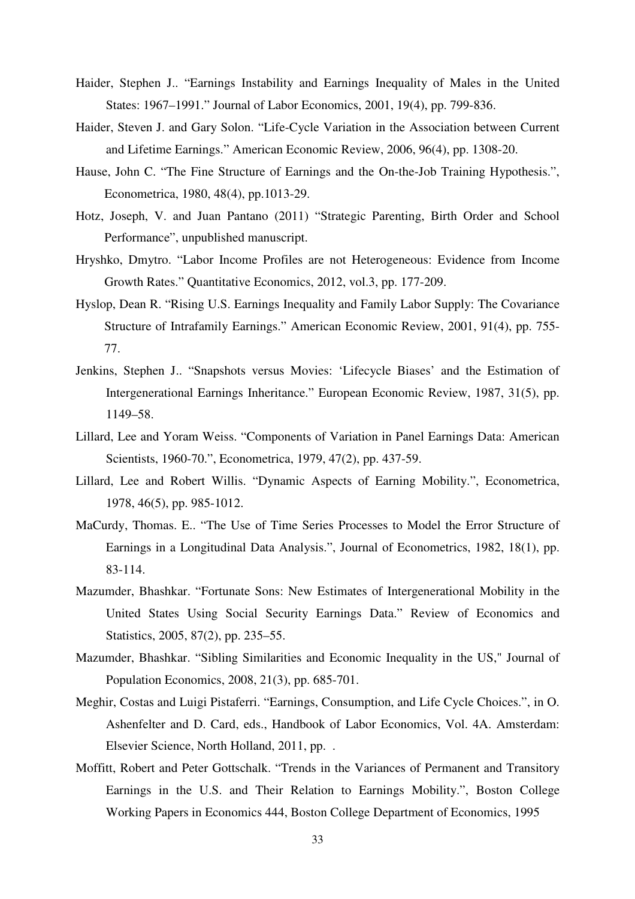Haider, Stephen J.. “Earnings Instability and Earnings Inequality of Males in the United States: 1967–1991.” Journal of Labor Economics, 2001, 19(4), pp. 799-836.

Haider, Steven J. and Gary Solon. “Life-Cycle Variation in the Association between Current and Lifetime Earnings.” American Economic Review, 2006, 96(4), pp. 1308-20.

Hause, John C. “The Fine Structure of Earnings and the On-the-Job Training Hypothesis.”, Econometrica, 1980, 48(4), pp.1013-29.

Hotz, Joseph, V. and Juan Pantano (2011) “Strategic Parenting, Birth Order and School Performance”, unpublished manuscript.

Hryshko, Dmytro. “Labor Income Profiles are not Heterogeneous: Evidence from Income Growth Rates.” Quantitative Economics, 2012, vol.3, pp. 177-209.

Hyslop, Dean R. “Rising U.S. Earnings Inequality and Family Labor Supply: The Covariance Structure of Intrafamily Earnings.” American Economic Review, 2001, 91(4), pp. 755-77.

Jenkins, Stephen J.. “Snapshots versus Movies: ‘Lifecycle Biases’ and the Estimation of Intergenerational Earnings Inheritance.” European Economic Review, 1987, 31(5), pp. 1149–58.

Lillard, Lee and Yoram Weiss. “Components of Variation in Panel Earnings Data: American Scientists, 1960-70.”, Econometrica, 1979, 47(2), pp. 437-59.

Lillard, Lee and Robert Willis. “Dynamic Aspects of Earning Mobility.”, Econometrica, 1978, 46(5), pp. 985-1012.

MaCurdy, Thomas. E.. “The Use of Time Series Processes to Model the Error Structure of Earnings in a Longitudinal Data Analysis.”, Journal of Econometrics, 1982, 18(1), pp. 83-114.

Mazumder, Bhashkar. “Fortunate Sons: New Estimates of Intergenerational Mobility in the United States Using Social Security Earnings Data.” Review of Economics and Statistics, 2005, 87(2), pp. 235–55.

Mazumder, Bhashkar. “Sibling Similarities and Economic Inequality in the US," Journal of Population Economics, 2008, 21(3), pp. 685-701.

Meghir, Costas and Luigi Pistaferri. “Earnings, Consumption, and Life Cycle Choices.”, in O. Ashenfelter and D. Card, eds., Handbook of Labor Economics, Vol. 4A. Amsterdam: Elsevier Science, North Holland, 2011, pp. .

Moffitt, Robert and Peter Gottschalk. “Trends in the Variances of Permanent and Transitory Earnings in the U.S. and Their Relation to Earnings Mobility.”, Boston College Working Papers in Economics 444, Boston College Department of Economics, 1995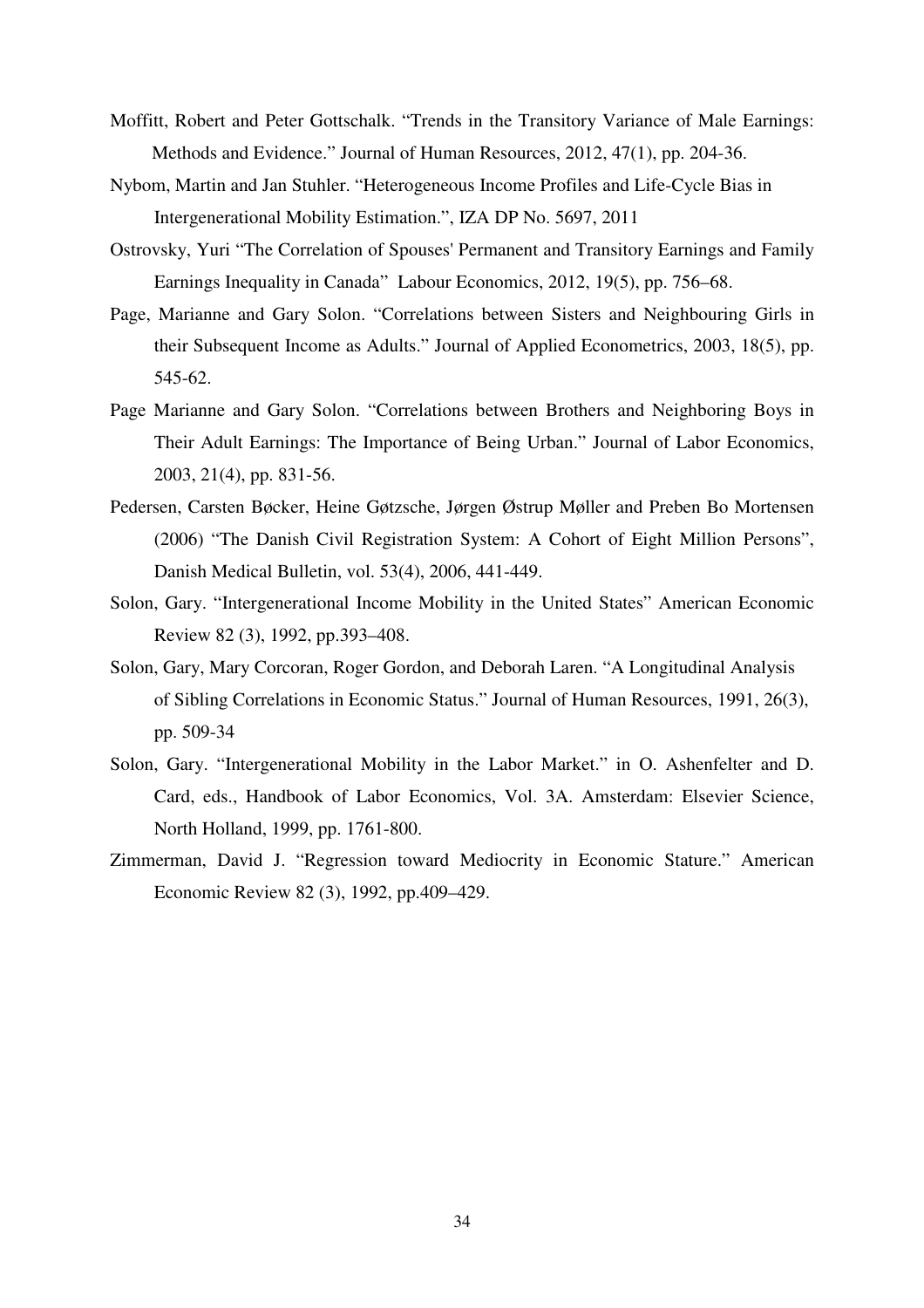Moffitt, Robert and Peter Gottschalk. "Trends in the Transitory Variance of Male Earnings: Methods and Evidence." Journal of Human Resources, 2012, 47(1), pp. 204-36.

Nybom, Martin and Jan Stuhler. "Heterogeneous Income Profiles and Life-Cycle Bias in Intergenerational Mobility Estimation.", IZA DP No. 5697, 2011

Ostrovsky, Yuri "The Correlation of Spouses' Permanent and Transitory Earnings and Family Earnings Inequality in Canada" Labour Economics, 2012, 19(5), pp. 756–68.

Page, Marianne and Gary Solon. "Correlations between Sisters and Neighbouring Girls in their Subsequent Income as Adults." Journal of Applied Econometrics, 2003, 18(5), pp. 545-62.

Page Marianne and Gary Solon. "Correlations between Brothers and Neighboring Boys in Their Adult Earnings: The Importance of Being Urban." Journal of Labor Economics, 2003, 21(4), pp. 831-56.

Pedersen, Carsten Bøcker, Heine Gøtzsche, Jørgen Østrup Møller and Preben Bo Mortensen (2006) "The Danish Civil Registration System: A Cohort of Eight Million Persons", Danish Medical Bulletin, vol. 53(4), 2006, 441-449.

Solon, Gary. "Intergenerational Income Mobility in the United States" American Economic Review 82 (3), 1992, pp.393–408.

Solon, Gary, Mary Corcoran, Roger Gordon, and Deborah Laren. "A Longitudinal Analysis of Sibling Correlations in Economic Status." Journal of Human Resources, 1991, 26(3), pp. 509-34

Solon, Gary. "Intergenerational Mobility in the Labor Market." in O. Ashenfelter and D. Card, eds., Handbook of Labor Economics, Vol. 3A. Amsterdam: Elsevier Science, North Holland, 1999, pp. 1761-800.

Zimmerman, David J. "Regression toward Mediocrity in Economic Stature." American Economic Review 82 (3), 1992, pp.409–429.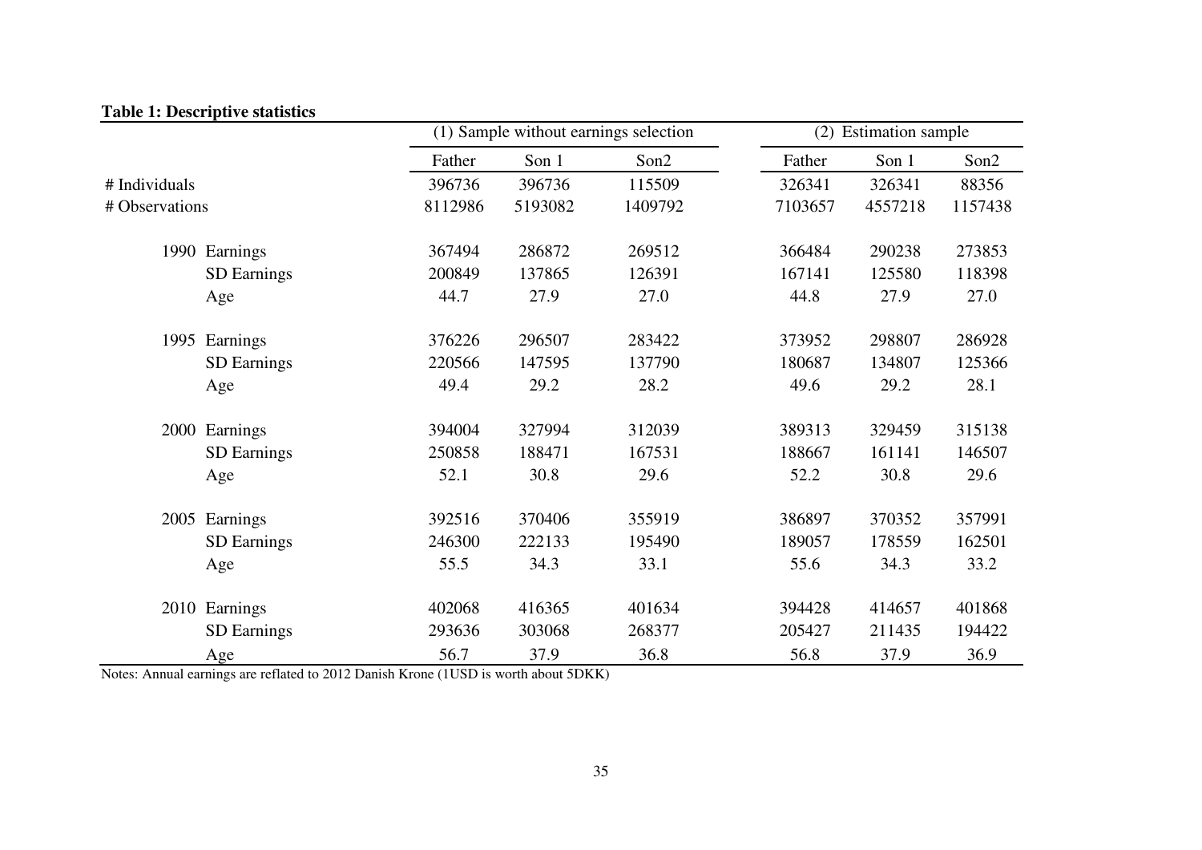**Table 1: Descriptive statistics**

| | | (1) Sample without earnings selection | | | (2) Estimation sample | | |
|---|---|---|---|---|---|---|---|
| | | Father | Son 1 | Son2 | Father | Son 1 | Son2 |
| # Individuals | | 396736 | 396736 | 115509 | 326341 | 326341 | 88356 |
| # Observations | | 8112986 | 5193082 | 1409792 | 7103657 | 4557218 | 1157438 |
| 1990 | Earnings | 367494 | 286872 | 269512 | 366484 | 290238 | 273853 |
| | SD Earnings | 200849 | 137865 | 126391 | 167141 | 125580 | 118398 |
| | Age | 44.7 | 27.9 | 27.0 | 44.8 | 27.9 | 27.0 |
| 1995 | Earnings | 376226 | 296507 | 283422 | 373952 | 298807 | 286928 |
| | SD Earnings | 220566 | 147595 | 137790 | 180687 | 134807 | 125366 |
| | Age | 49.4 | 29.2 | 28.2 | 49.6 | 29.2 | 28.1 |
| 2000 | Earnings | 394004 | 327994 | 312039 | 389313 | 329459 | 315138 |
| | SD Earnings | 250858 | 188471 | 167531 | 188667 | 161141 | 146507 |
| | Age | 52.1 | 30.8 | 29.6 | 52.2 | 30.8 | 29.6 |
| 2005 | Earnings | 392516 | 370406 | 355919 | 386897 | 370352 | 357991 |
| | SD Earnings | 246300 | 222133 | 195490 | 189057 | 178559 | 162501 |
| | Age | 55.5 | 34.3 | 33.1 | 55.6 | 34.3 | 33.2 |
| 2010 | Earnings | 402068 | 416365 | 401634 | 394428 | 414657 | 401868 |
| | SD Earnings | 293636 | 303068 | 268377 | 205427 | 211435 | 194422 |
| | Age | 56.7 | 37.9 | 36.8 | 56.8 | 37.9 | 36.9 |

Notes: Annual earnings are reflated to 2012 Danish Krone (1USD is worth about 5DKK)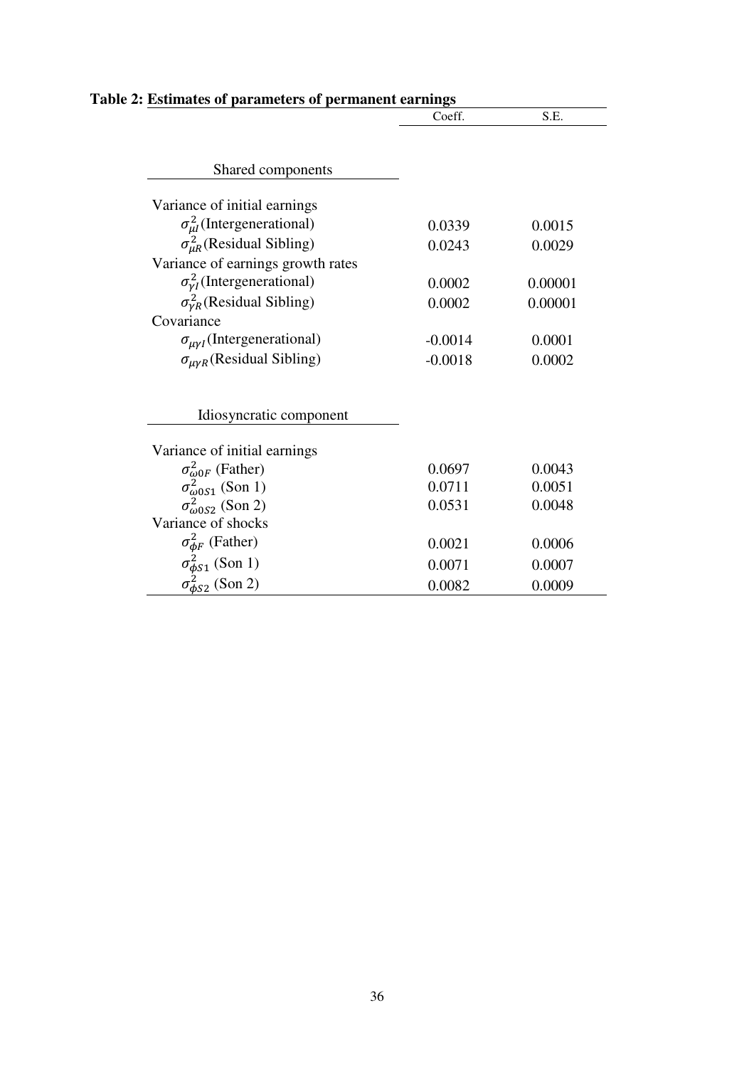**Table 2: Estimates of parameters of permanent earnings**

| | Coeff. | S.E. |
|---|---|---|
| Shared components | | |
| Variance of initial earnings | | |
| $\sigma^2_{\mu I}$ (Intergenerational) | 0.0339 | 0.0015 |
| $\sigma^2_{\mu R}$ (Residual Sibling) | 0.0243 | 0.0029 |
| Variance of earnings growth rates | | |
| $\sigma^2_{\gamma I}$ (Intergenerational) | 0.0002 | 0.00001 |
| $\sigma^2_{\gamma R}$ (Residual Sibling) | 0.0002 | 0.00001 |
| Covariance | | |
| $\sigma_{\mu\gamma I}$ (Intergenerational) | -0.0014 | 0.0001 |
| $\sigma_{\mu\gamma R}$ (Residual Sibling) | -0.0018 | 0.0002 |
| Idiosyncratic component | | |
| Variance of initial earnings | | |
| $\sigma^2_{\omega 0F}$ (Father) | 0.0697 | 0.0043 |
| $\sigma^2_{\omega 0S1}$ (Son 1) | 0.0711 | 0.0051 |
| $\sigma^2_{\omega 0S2}$ (Son 2) | 0.0531 | 0.0048 |
| Variance of shocks | | |
| $\sigma^2_{\phi F}$ (Father) | 0.0021 | 0.0006 |
| $\sigma^2_{\phi S1}$ (Son 1) | 0.0071 | 0.0007 |
| $\sigma^2_{\phi S2}$ (Son 2) | 0.0082 | 0.0009 |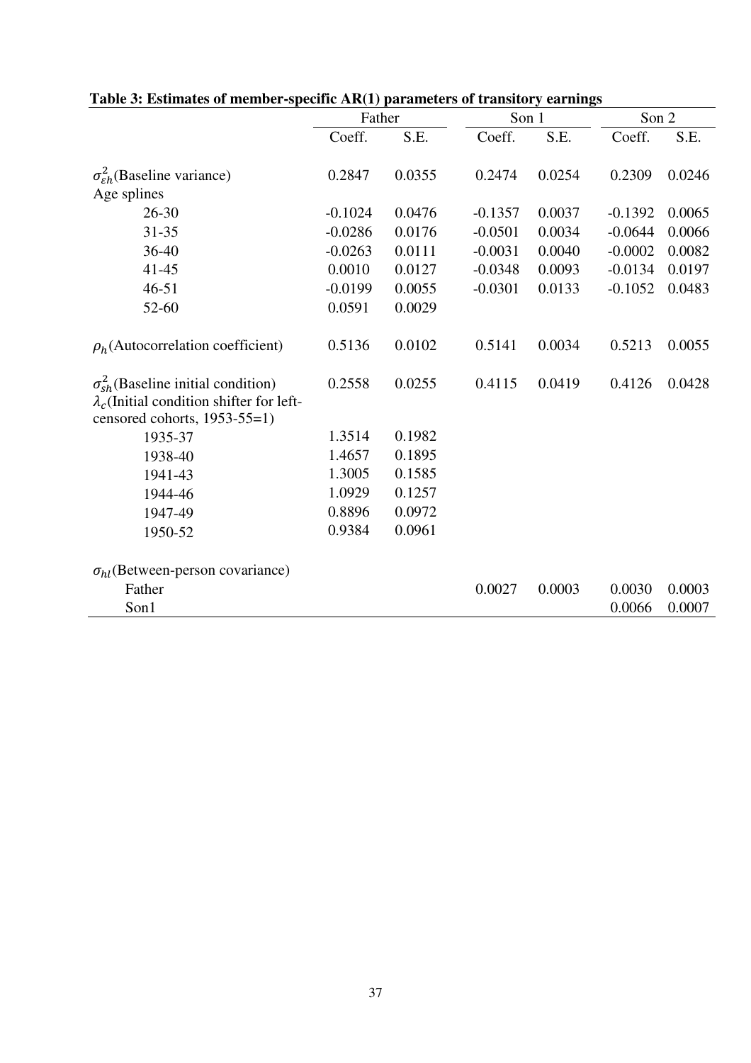**Table 3: Estimates of member-specific AR(1) parameters of transitory earnings**

| | Father | | Son 1 | | Son 2 | |
|---|---|---|---|---|---|---|
| | Coeff. | S.E. | Coeff. | S.E. | Coeff. | S.E. |
| $\sigma^2_{\varepsilon h}$(Baseline variance) | 0.2847 | 0.0355 | 0.2474 | 0.0254 | 0.2309 | 0.0246 |
| Age splines | | | | | | |
| 26-30 | -0.1024 | 0.0476 | -0.1357 | 0.0037 | -0.1392 | 0.0065 |
| 31-35 | -0.0286 | 0.0176 | -0.0501 | 0.0034 | -0.0644 | 0.0066 |
| 36-40 | -0.0263 | 0.0111 | -0.0031 | 0.0040 | -0.0002 | 0.0082 |
| 41-45 | 0.0010 | 0.0127 | -0.0348 | 0.0093 | -0.0134 | 0.0197 |
| 46-51 | -0.0199 | 0.0055 | -0.0301 | 0.0133 | -0.1052 | 0.0483 |
| 52-60 | 0.0591 | 0.0029 | | | | |
| $\rho_h$(Autocorrelation coefficient) | 0.5136 | 0.0102 | 0.5141 | 0.0034 | 0.5213 | 0.0055 |
| $\sigma^2_{sh}$(Baseline initial condition) | 0.2558 | 0.0255 | 0.4115 | 0.0419 | 0.4126 | 0.0428 |
| $\lambda_c$(Initial condition shifter for left-censored cohorts, 1953-55=1) | | | | | | |
| 1935-37 | 1.3514 | 0.1982 | | | | |
| 1938-40 | 1.4657 | 0.1895 | | | | |
| 1941-43 | 1.3005 | 0.1585 | | | | |
| 1944-46 | 1.0929 | 0.1257 | | | | |
| 1947-49 | 0.8896 | 0.0972 | | | | |
| 1950-52 | 0.9384 | 0.0961 | | | | |
| $\sigma_{hl}$(Between-person covariance) | | | | | | |
| Father | | | 0.0027 | 0.0003 | 0.0030 | 0.0003 |
| Son1 | | | | | 0.0066 | 0.0007 |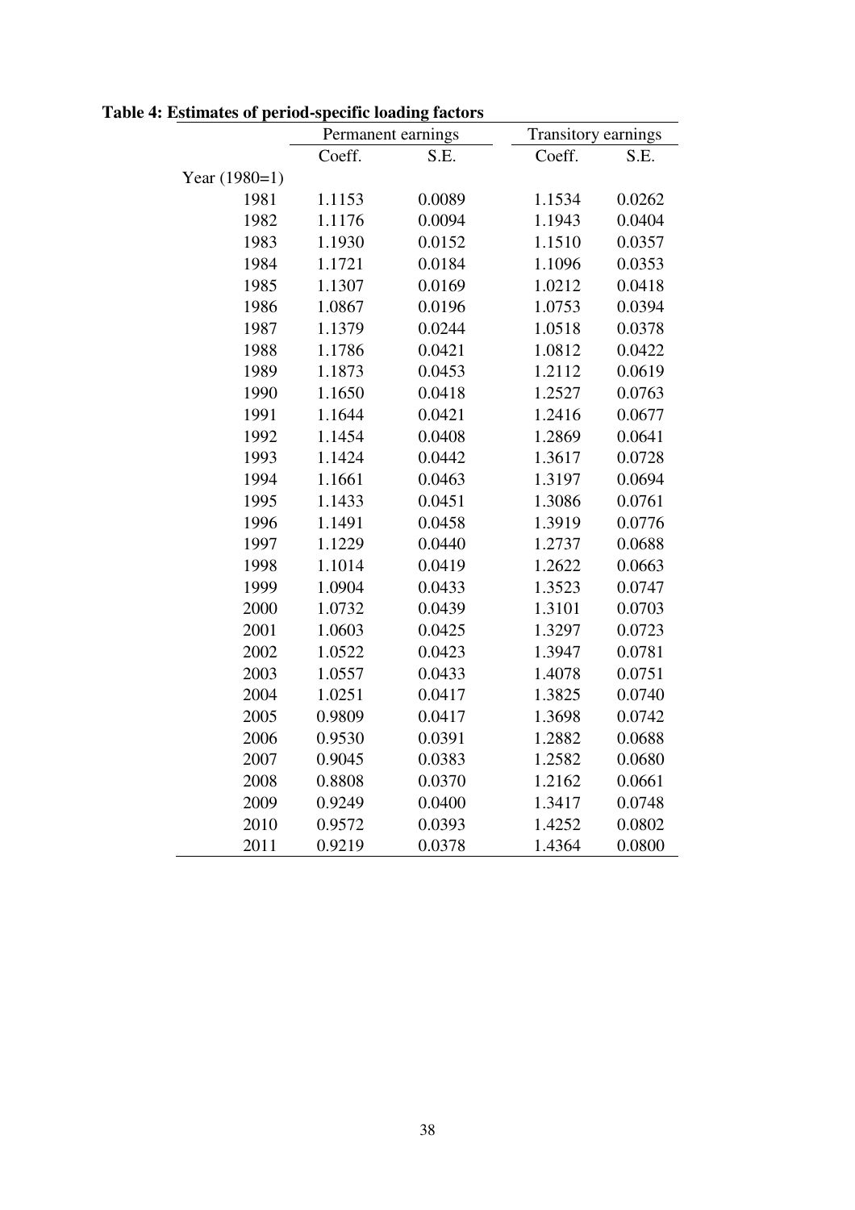**Table 4: Estimates of period-specific loading factors**

| | Permanent earnings | | Transitory earnings | |
|---|---|---|---|---|
| | Coeff. | S.E. | Coeff. | S.E. |
| Year (1980=1) | | | | |
| 1981 | 1.1153 | 0.0089 | 1.1534 | 0.0262 |
| 1982 | 1.1176 | 0.0094 | 1.1943 | 0.0404 |
| 1983 | 1.1930 | 0.0152 | 1.1510 | 0.0357 |
| 1984 | 1.1721 | 0.0184 | 1.1096 | 0.0353 |
| 1985 | 1.1307 | 0.0169 | 1.0212 | 0.0418 |
| 1986 | 1.0867 | 0.0196 | 1.0753 | 0.0394 |
| 1987 | 1.1379 | 0.0244 | 1.0518 | 0.0378 |
| 1988 | 1.1786 | 0.0421 | 1.0812 | 0.0422 |
| 1989 | 1.1873 | 0.0453 | 1.2112 | 0.0619 |
| 1990 | 1.1650 | 0.0418 | 1.2527 | 0.0763 |
| 1991 | 1.1644 | 0.0421 | 1.2416 | 0.0677 |
| 1992 | 1.1454 | 0.0408 | 1.2869 | 0.0641 |
| 1993 | 1.1424 | 0.0442 | 1.3617 | 0.0728 |
| 1994 | 1.1661 | 0.0463 | 1.3197 | 0.0694 |
| 1995 | 1.1433 | 0.0451 | 1.3086 | 0.0761 |
| 1996 | 1.1491 | 0.0458 | 1.3919 | 0.0776 |
| 1997 | 1.1229 | 0.0440 | 1.2737 | 0.0688 |
| 1998 | 1.1014 | 0.0419 | 1.2622 | 0.0663 |
| 1999 | 1.0904 | 0.0433 | 1.3523 | 0.0747 |
| 2000 | 1.0732 | 0.0439 | 1.3101 | 0.0703 |
| 2001 | 1.0603 | 0.0425 | 1.3297 | 0.0723 |
| 2002 | 1.0522 | 0.0423 | 1.3947 | 0.0781 |
| 2003 | 1.0557 | 0.0433 | 1.4078 | 0.0751 |
| 2004 | 1.0251 | 0.0417 | 1.3825 | 0.0740 |
| 2005 | 0.9809 | 0.0417 | 1.3698 | 0.0742 |
| 2006 | 0.9530 | 0.0391 | 1.2882 | 0.0688 |
| 2007 | 0.9045 | 0.0383 | 1.2582 | 0.0680 |
| 2008 | 0.8808 | 0.0370 | 1.2162 | 0.0661 |
| 2009 | 0.9249 | 0.0400 | 1.3417 | 0.0748 |
| 2010 | 0.9572 | 0.0393 | 1.4252 | 0.0802 |
| 2011 | 0.9219 | 0.0378 | 1.4364 | 0.0800 |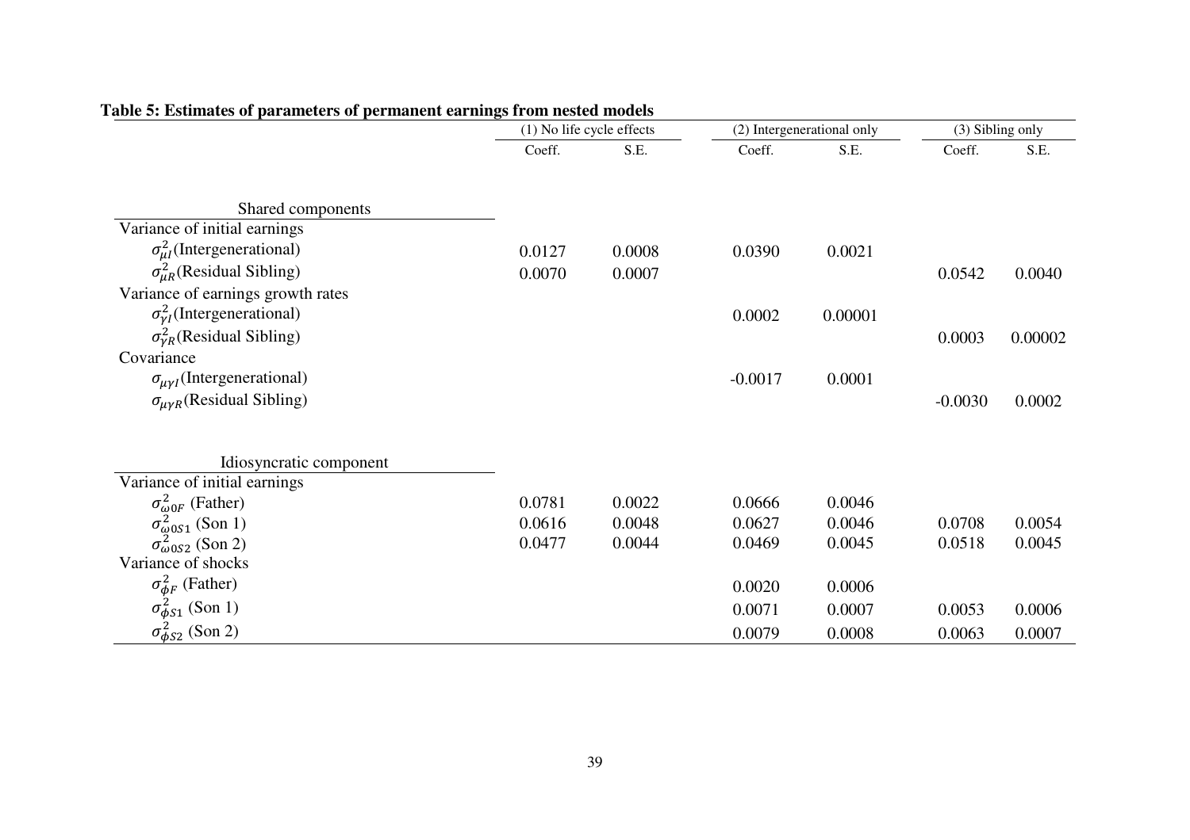**Table 5: Estimates of parameters of permanent earnings from nested models**

| | (1) No life cycle effects | | (2) Intergenerational only | | (3) Sibling only | |
|---|---|---|---|---|---|---|
| | Coeff. | S.E. | Coeff. | S.E. | Coeff. | S.E. |
| Shared components | | | | | | |
| Variance of initial earnings | | | | | | |
| $\sigma^2_{\mu I}$(Intergenerational) | 0.0127 | 0.0008 | 0.0390 | 0.0021 | | |
| $\sigma^2_{\mu R}$(Residual Sibling) | 0.0070 | 0.0007 | | | 0.0542 | 0.0040 |
| Variance of earnings growth rates | | | | | | |
| $\sigma^2_{\gamma I}$(Intergenerational) | | | 0.0002 | 0.00001 | | |
| $\sigma^2_{\gamma R}$(Residual Sibling) | | | | | 0.0003 | 0.00002 |
| Covariance | | | | | | |
| $\sigma_{\mu\gamma I}$(Intergenerational) | | | -0.0017 | 0.0001 | | |
| $\sigma_{\mu\gamma R}$(Residual Sibling) | | | | | -0.0030 | 0.0002 |
| Idiosyncratic component | | | | | | |
| Variance of initial earnings | | | | | | |
| $\sigma^2_{\omega 0F}$ (Father) | 0.0781 | 0.0022 | 0.0666 | 0.0046 | | |
| $\sigma^2_{\omega 0S1}$ (Son 1) | 0.0616 | 0.0048 | 0.0627 | 0.0046 | 0.0708 | 0.0054 |
| $\sigma^2_{\omega 0S2}$ (Son 2) | 0.0477 | 0.0044 | 0.0469 | 0.0045 | 0.0518 | 0.0045 |
| Variance of shocks | | | | | | |
| $\sigma^2_{\phi F}$ (Father) | | | 0.0020 | 0.0006 | | |
| $\sigma^2_{\phi S1}$ (Son 1) | | | 0.0071 | 0.0007 | 0.0053 | 0.0006 |
| $\sigma^2_{\phi S2}$ (Son 2) | | | 0.0079 | 0.0008 | 0.0063 | 0.0007 |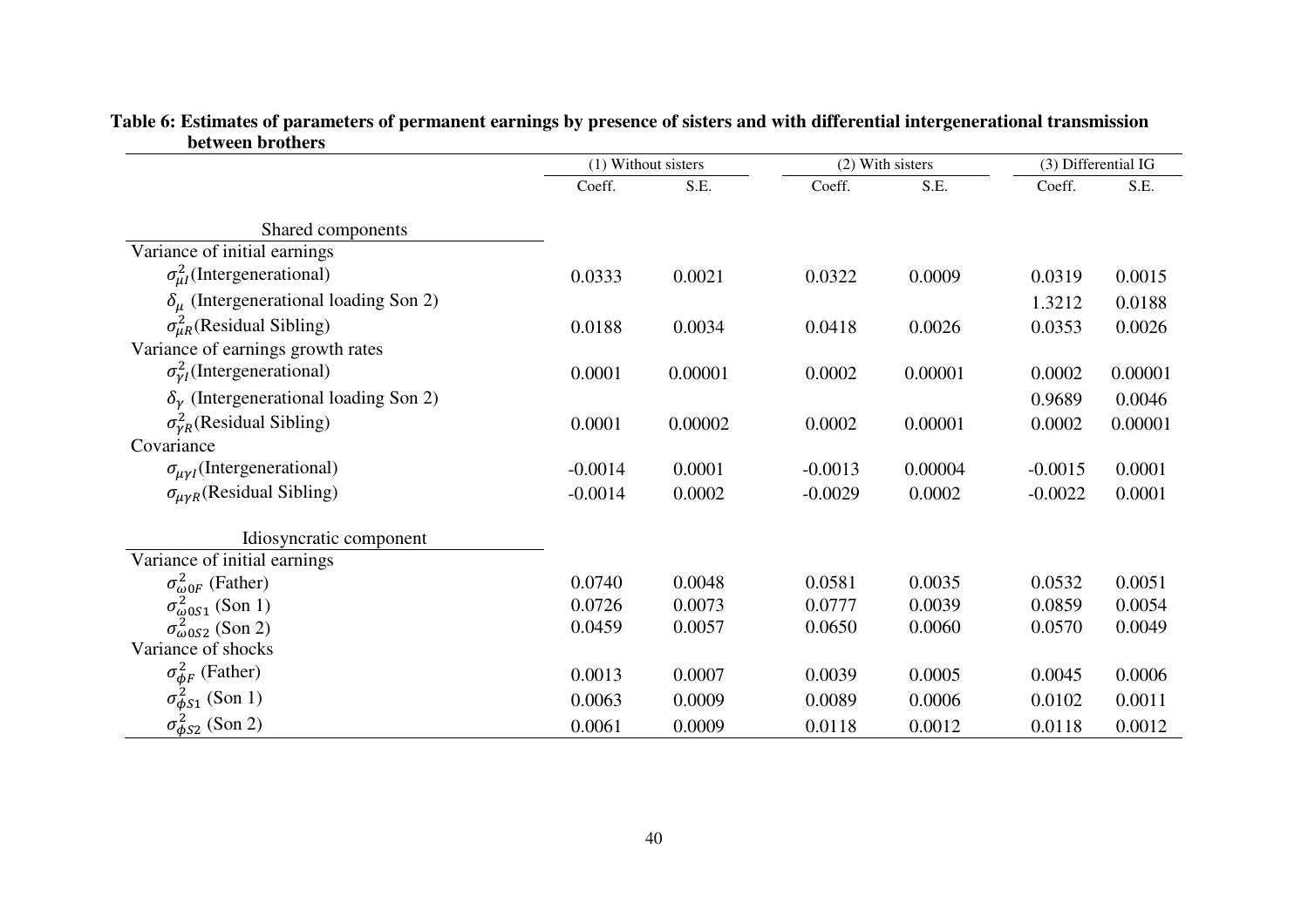**Table 6: Estimates of parameters of permanent earnings by presence of sisters and with differential intergenerational transmission between brothers**

| | (1) Without sisters | | (2) With sisters | | (3) Differential IG | |
|---|---|---|---|---|---|---|
| | Coeff. | S.E. | Coeff. | S.E. | Coeff. | S.E. |
| Shared components | | | | | | |
| Variance of initial earnings | | | | | | |
| $\sigma^2_{\mu I}$(Intergenerational) | 0.0333 | 0.0021 | 0.0322 | 0.0009 | 0.0319 | 0.0015 |
| $\delta_\mu$ (Intergenerational loading Son 2) | | | | | 1.3212 | 0.0188 |
| $\sigma^2_{\mu R}$(Residual Sibling) | 0.0188 | 0.0034 | 0.0418 | 0.0026 | 0.0353 | 0.0026 |
| Variance of earnings growth rates | | | | | | |
| $\sigma^2_{\gamma I}$(Intergenerational) | 0.0001 | 0.00001 | 0.0002 | 0.00001 | 0.0002 | 0.00001 |
| $\delta_\gamma$ (Intergenerational loading Son 2) | | | | | 0.9689 | 0.0046 |
| $\sigma^2_{\gamma R}$(Residual Sibling) | 0.0001 | 0.00002 | 0.0002 | 0.00001 | 0.0002 | 0.00001 |
| Covariance | | | | | | |
| $\sigma_{\mu\gamma I}$(Intergenerational) | -0.0014 | 0.0001 | -0.0013 | 0.00004 | -0.0015 | 0.0001 |
| $\sigma_{\mu\gamma R}$(Residual Sibling) | -0.0014 | 0.0002 | -0.0029 | 0.0002 | -0.0022 | 0.0001 |
| Idiosyncratic component | | | | | | |
| Variance of initial earnings | | | | | | |
| $\sigma^2_{\omega 0F}$ (Father) | 0.0740 | 0.0048 | 0.0581 | 0.0035 | 0.0532 | 0.0051 |
| $\sigma^2_{\omega 0S1}$ (Son 1) | 0.0726 | 0.0073 | 0.0777 | 0.0039 | 0.0859 | 0.0054 |
| $\sigma^2_{\omega 0S2}$ (Son 2) | 0.0459 | 0.0057 | 0.0650 | 0.0060 | 0.0570 | 0.0049 |
| Variance of shocks | | | | | | |
| $\sigma^2_{\phi F}$ (Father) | 0.0013 | 0.0007 | 0.0039 | 0.0005 | 0.0045 | 0.0006 |
| $\sigma^2_{\phi S1}$ (Son 1) | 0.0063 | 0.0009 | 0.0089 | 0.0006 | 0.0102 | 0.0011 |
| $\sigma^2_{\phi S2}$ (Son 2) | 0.0061 | 0.0009 | 0.0118 | 0.0012 | 0.0118 | 0.0012 |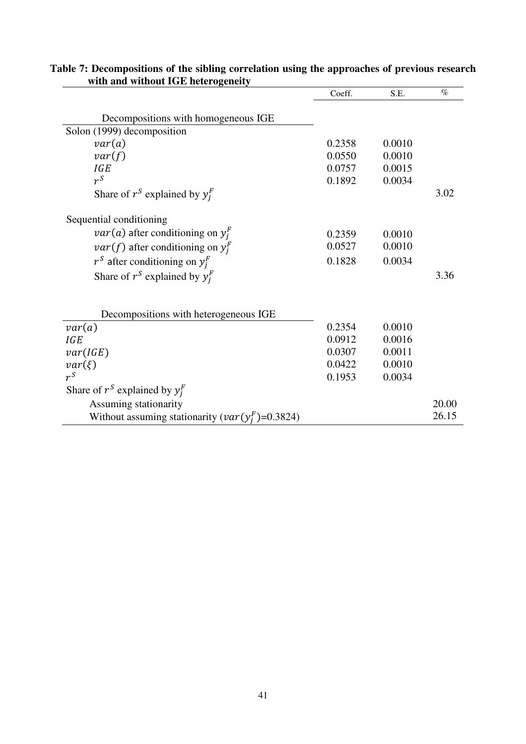**Table 7: Decompositions of the sibling correlation using the approaches of previous research with and without IGE heterogeneity**

| | Coeff. | S.E. | % |
|---|---|---|---|
| Decompositions with homogeneous IGE | | | |
| Solon (1999) decomposition | | | |
| $var(a)$ | 0.2358 | 0.0010 | |
| $var(f)$ | 0.0550 | 0.0010 | |
| $IGE$ | 0.0757 | 0.0015 | |
| $r^S$ | 0.1892 | 0.0034 | |
| Share of $r^S$ explained by $y_j^F$ | | | 3.02 |
| Sequential conditioning | | | |
| $var(a)$ after conditioning on $y_j^F$ | 0.2359 | 0.0010 | |
| $var(f)$ after conditioning on $y_j^F$ | 0.0527 | 0.0010 | |
| $r^S$ after conditioning on $y_j^F$ | 0.1828 | 0.0034 | |
| Share of $r^S$ explained by $y_j^F$ | | | 3.36 |
| Decompositions with heterogeneous IGE | | | |
| $var(a)$ | 0.2354 | 0.0010 | |
| $IGE$ | 0.0912 | 0.0016 | |
| $var(IGE)$ | 0.0307 | 0.0011 | |
| $var(\xi)$ | 0.0422 | 0.0010 | |
| $r^S$ | 0.1953 | 0.0034 | |
| Share of $r^S$ explained by $y_j^F$ | | | |
| Assuming stationarity | | | 20.00 |
| Without assuming stationarity ($var(y_j^F)$=0.3824) | | | 26.15 |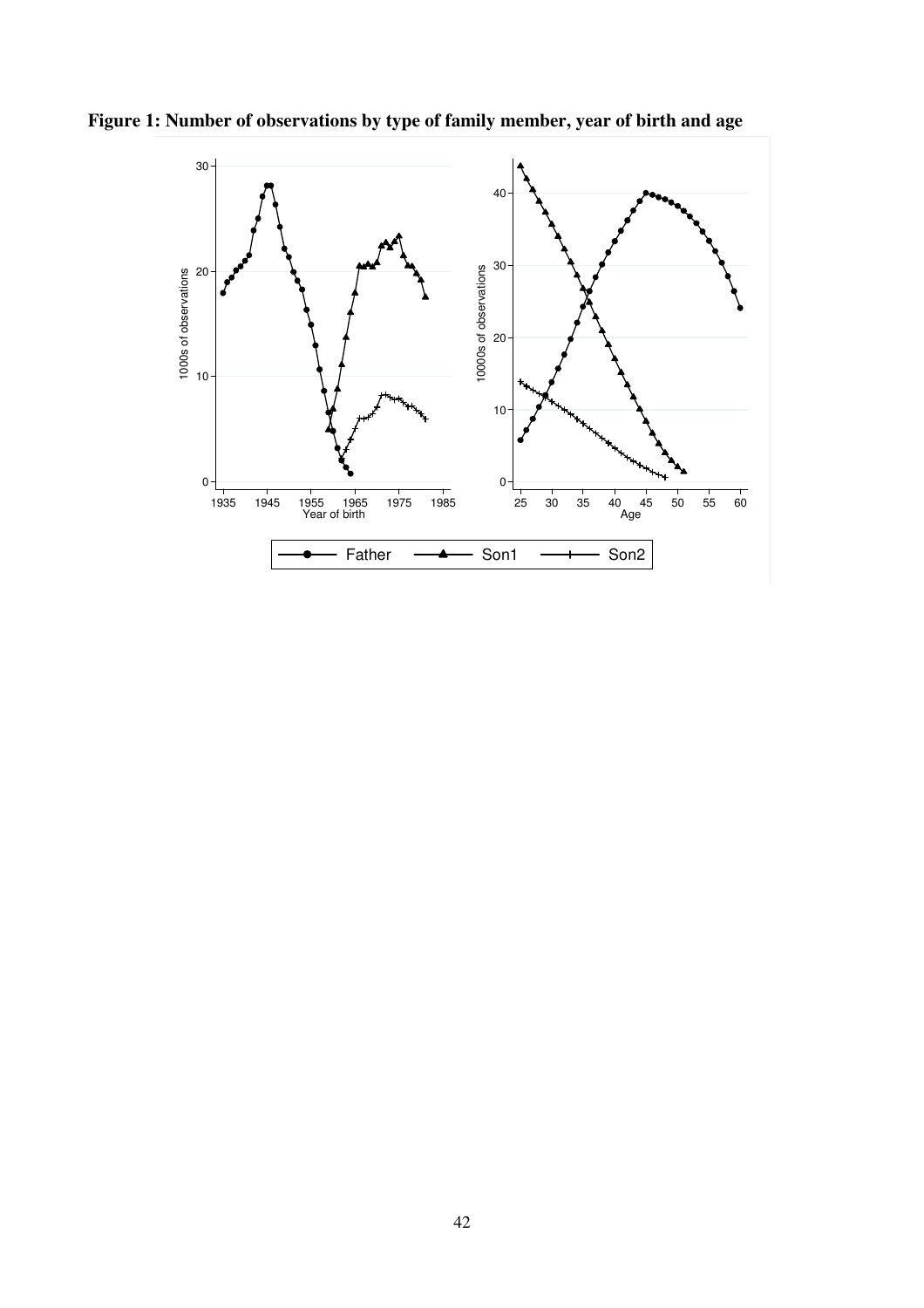**Figure 1: Number of observations by type of family member, year of birth and age**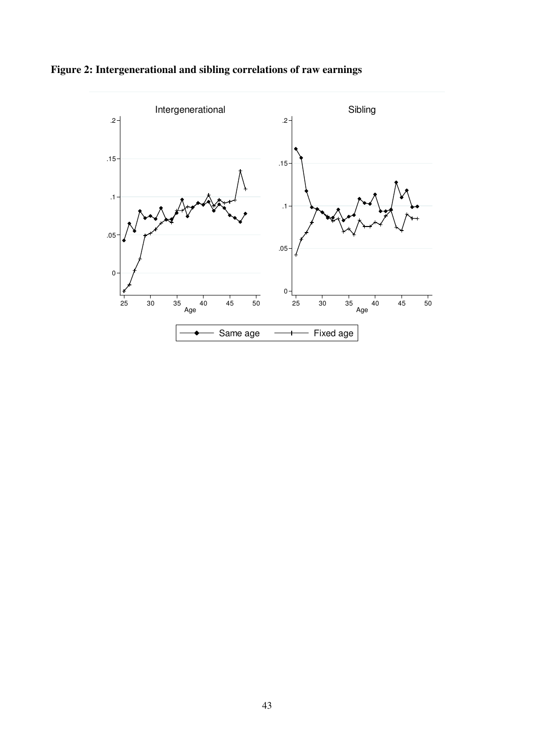**Figure 2: Intergenerational and sibling correlations of raw earnings**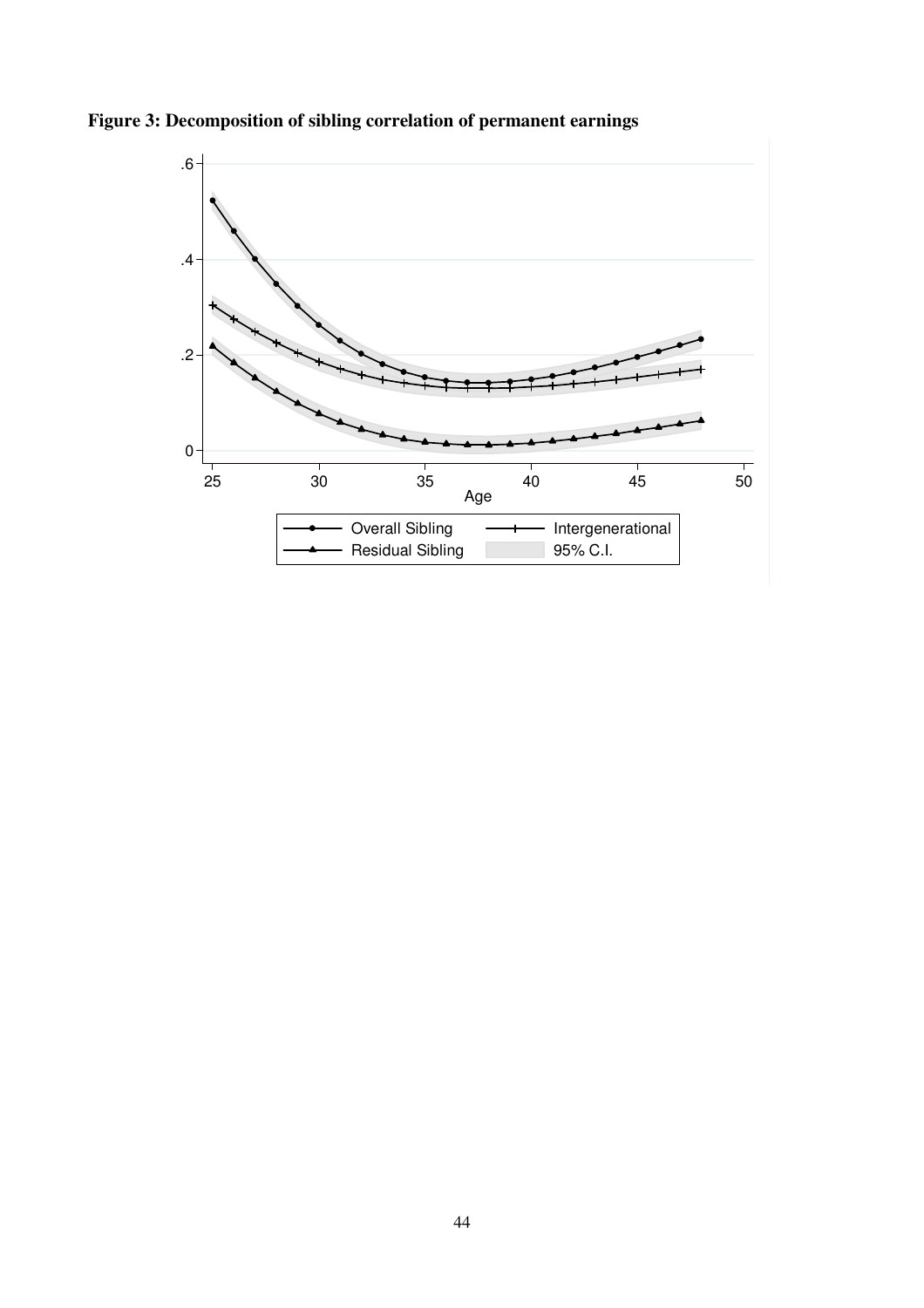**Figure 3: Decomposition of sibling correlation of permanent earnings**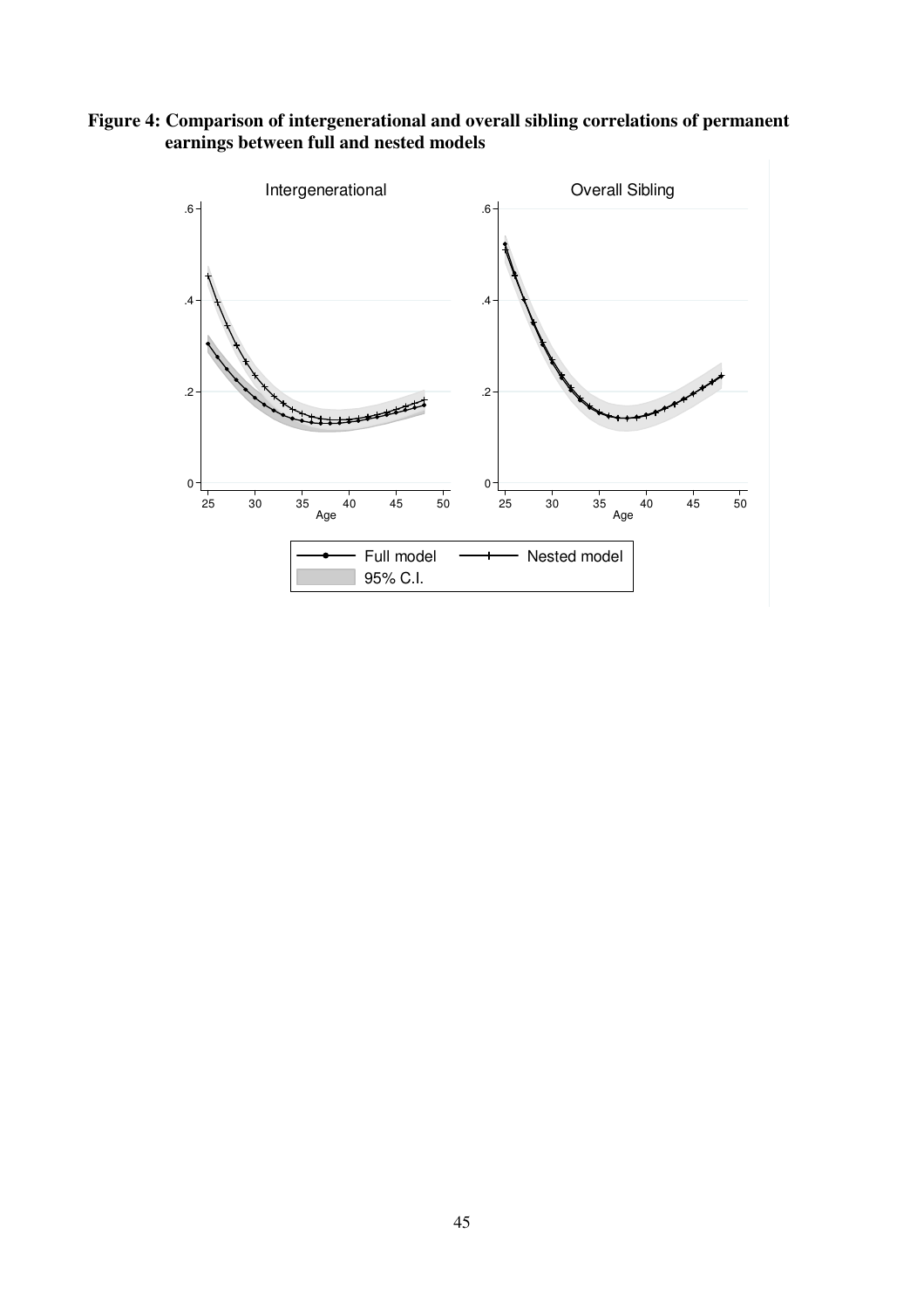**Figure 4: Comparison of intergenerational and overall sibling correlations of permanent earnings between full and nested models**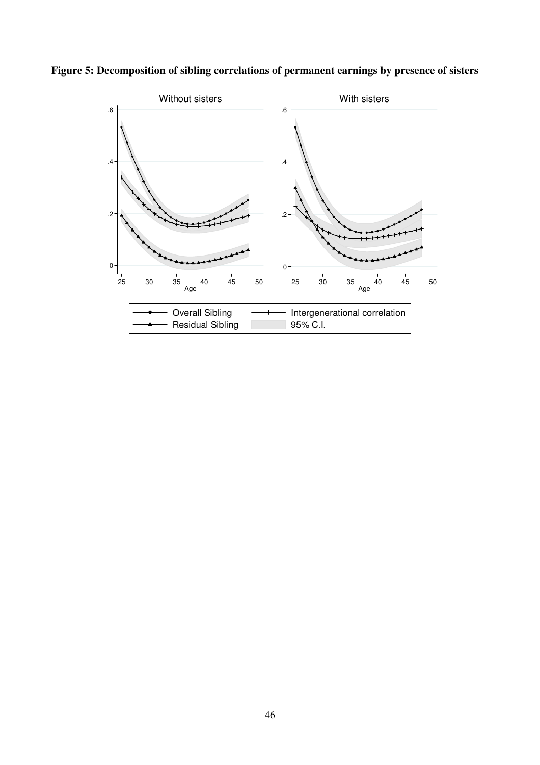**Figure 5: Decomposition of sibling correlations of permanent earnings by presence of sisters**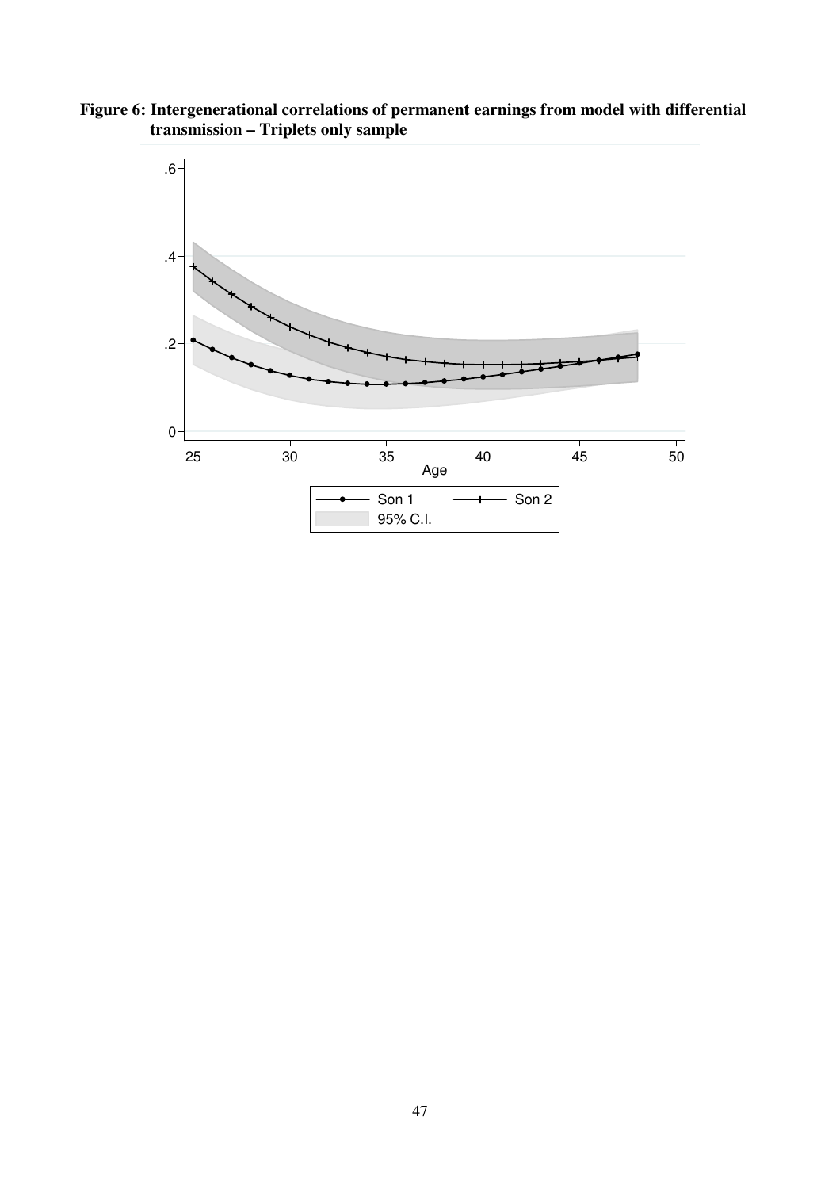**Figure 6: Intergenerational correlations of permanent earnings from model with differential transmission – Triplets only sample**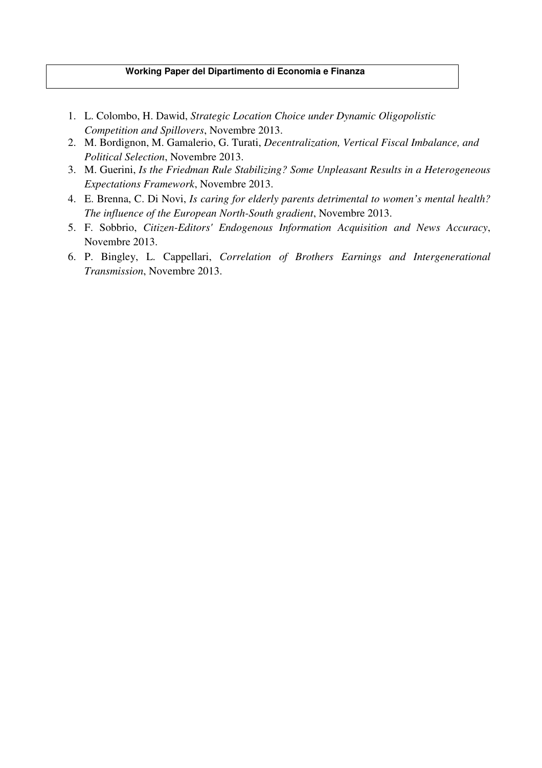**Working Paper del Dipartimento di Economia e Finanza**

1. L. Colombo, H. Dawid, *Strategic Location Choice under Dynamic Oligopolistic Competition and Spillovers*, Novembre 2013.
2. M. Bordignon, M. Gamalerio, G. Turati, *Decentralization, Vertical Fiscal Imbalance, and Political Selection*, Novembre 2013.
3. M. Guerini, *Is the Friedman Rule Stabilizing? Some Unpleasant Results in a Heterogeneous Expectations Framework*, Novembre 2013.
4. E. Brenna, C. Di Novi, *Is caring for elderly parents detrimental to women's mental health? The influence of the European North-South gradient*, Novembre 2013.
5. F. Sobbrio, *Citizen-Editors' Endogenous Information Acquisition and News Accuracy*, Novembre 2013.
6. P. Bingley, L. Cappellari, *Correlation of Brothers Earnings and Intergenerational Transmission*, Novembre 2013.